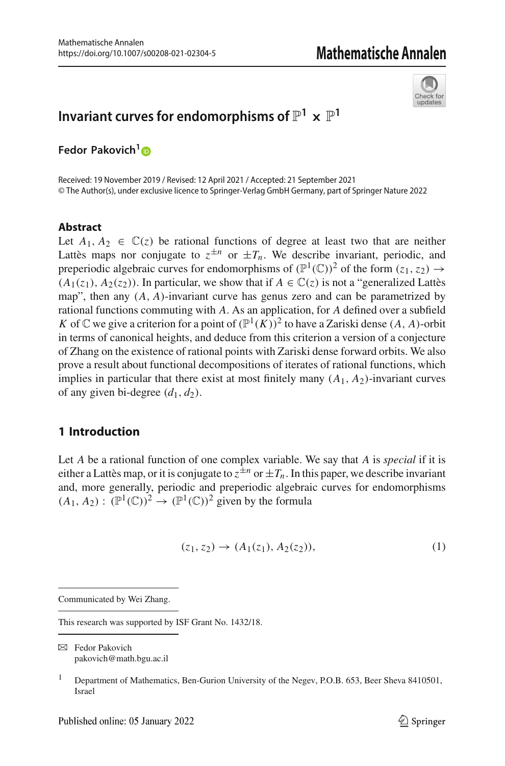# Invariant curves for endomorphisms of $\mathbb{P}^1 \times \mathbb{P}^1$

**Fedor Pakovich**[1]

Received: 19 November 2019 / Revised: 12 April 2021 / Accepted: 21 September 2021
© The Author(s), under exclusive licence to Springer-Verlag GmbH Germany, part of Springer Nature 2022

### Abstract

Let $A_1, A_2 \in \mathbb{C}(z)$ be rational functions of degree at least two that are neither Lattès maps nor conjugate to $z^{\pm n}$ or $\pm T_n$. We describe invariant, periodic, and preperiodic algebraic curves for endomorphisms of $(\mathbb{P}^1(\mathbb{C}))^2$ of the form $(z_1, z_2) \to (A_1(z_1), A_2(z_2))$. In particular, we show that if $A \in \mathbb{C}(z)$ is not a "generalized Lattès map", then any $(A, A)$-invariant curve has genus zero and can be parametrized by rational functions commuting with $A$. As an application, for $A$ defined over a subfield $K$ of $\mathbb{C}$ we give a criterion for a point of $(\mathbb{P}^1(K))^2$ to have a Zariski dense $(A, A)$-orbit in terms of canonical heights, and deduce from this criterion a version of a conjecture of Zhang on the existence of rational points with Zariski dense forward orbits. We also prove a result about functional decompositions of iterates of rational functions, which implies in particular that there exist at most finitely many $(A_1, A_2)$-invariant curves of any given bi-degree $(d_1, d_2)$.

## 1 Introduction

Let $A$ be a rational function of one complex variable. We say that $A$ is *special* if it is either a Lattès map, or it is conjugate to $z^{\pm n}$ or $\pm T_n$. In this paper, we describe invariant and, more generally, periodic and preperiodic algebraic curves for endomorphisms $(A_1, A_2) : (\mathbb{P}^1(\mathbb{C}))^2 \to (\mathbb{P}^1(\mathbb{C}))^2$ given by the formula

$$(z_1, z_2) \to (A_1(z_1), A_2(z_2)), \tag{1}$$

---

Communicated by Wei Zhang.

This research was supported by ISF Grant No. 1432/18.

✉ Fedor Pakovich
pakovich@math.bgu.ac.il

[1] Department of Mathematics, Ben-Gurion University of the Negev, P.O.B. 653, Beer Sheva 8410501, Israel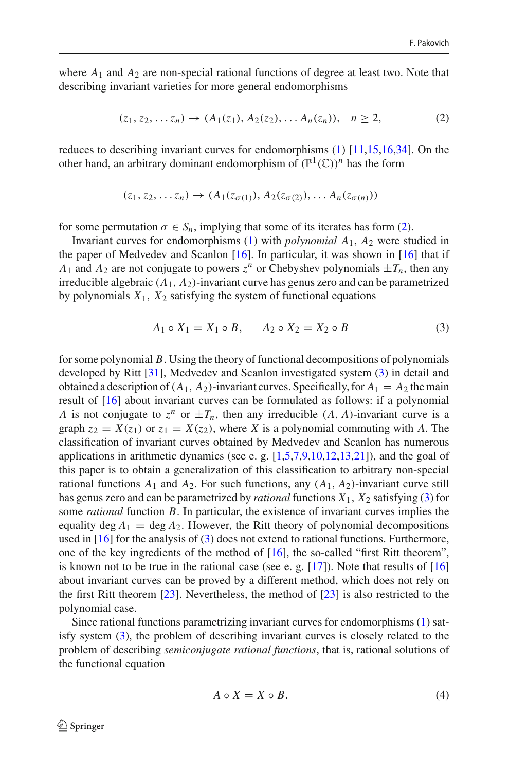where $A_1$ and $A_2$ are non-special rational functions of degree at least two. Note that describing invariant varieties for more general endomorphisms

$$(z_1, z_2, \dots z_n) \rightarrow (A_1(z_1), A_2(z_2), \dots A_n(z_n)), \quad n \geq 2, \tag{2}$$

reduces to describing invariant curves for endomorphisms (1) [11,15,16,34]. On the other hand, an arbitrary dominant endomorphism of $(\mathbb{P}^1(\mathbb{C}))^n$ has the form

$$(z_1, z_2, \dots z_n) \rightarrow (A_1(z_{\sigma(1)}), A_2(z_{\sigma(2)}), \dots A_n(z_{\sigma(n)}))$$

for some permutation $\sigma \in S_n$, implying that some of its iterates has form (2).

Invariant curves for endomorphisms (1) with *polynomial* $A_1$, $A_2$ were studied in the paper of Medvedev and Scanlon [16]. In particular, it was shown in [16] that if $A_1$ and $A_2$ are not conjugate to powers $z^n$ or Chebyshev polynomials $\pm T_n$, then any irreducible algebraic $(A_1, A_2)$-invariant curve has genus zero and can be parametrized by polynomials $X_1$, $X_2$ satisfying the system of functional equations

$$A_1 \circ X_1 = X_1 \circ B, \qquad A_2 \circ X_2 = X_2 \circ B \tag{3}$$

for some polynomial $B$. Using the theory of functional decompositions of polynomials developed by Ritt [31], Medvedev and Scanlon investigated system (3) in detail and obtained a description of $(A_1, A_2)$-invariant curves. Specifically, for $A_1 = A_2$ the main result of [16] about invariant curves can be formulated as follows: if a polynomial $A$ is not conjugate to $z^n$ or $\pm T_n$, then any irreducible $(A, A)$-invariant curve is a graph $z_2 = X(z_1)$ or $z_1 = X(z_2)$, where $X$ is a polynomial commuting with $A$. The classification of invariant curves obtained by Medvedev and Scanlon has numerous applications in arithmetic dynamics (see e. g. [1,5,7,9,10,12,13,21]), and the goal of this paper is to obtain a generalization of this classification to arbitrary non-special rational functions $A_1$ and $A_2$. For such functions, any $(A_1, A_2)$-invariant curve still has genus zero and can be parametrized by *rational* functions $X_1$, $X_2$ satisfying (3) for some *rational* function $B$. In particular, the existence of invariant curves implies the equality $\deg A_1 = \deg A_2$. However, the Ritt theory of polynomial decompositions used in [16] for the analysis of (3) does not extend to rational functions. Furthermore, one of the key ingredients of the method of [16], the so-called "first Ritt theorem", is known not to be true in the rational case (see e. g. [17]). Note that results of [16] about invariant curves can be proved by a different method, which does not rely on the first Ritt theorem [23]. Nevertheless, the method of [23] is also restricted to the polynomial case.

Since rational functions parametrizing invariant curves for endomorphisms (1) satisfy system (3), the problem of describing invariant curves is closely related to the problem of describing *semiconjugate rational functions*, that is, rational solutions of the functional equation

$$A \circ X = X \circ B. \tag{4}$$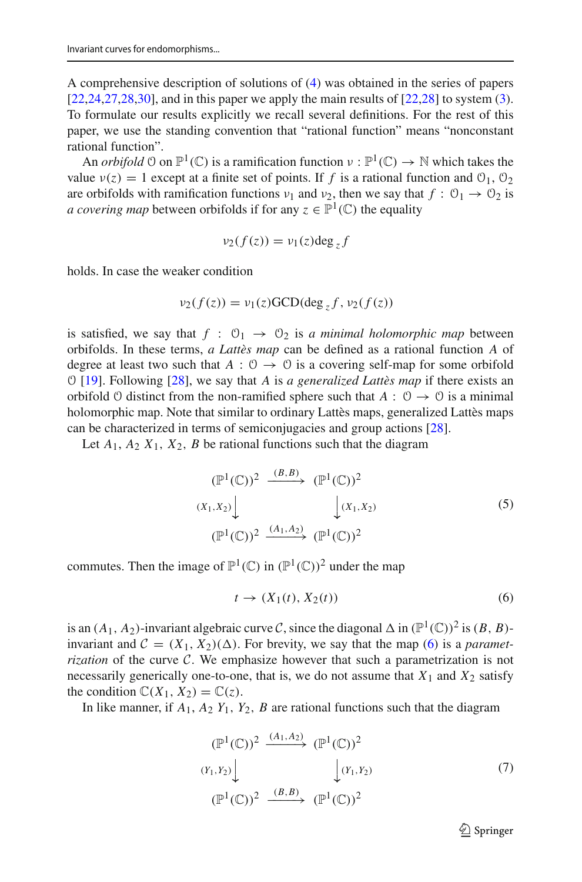A comprehensive description of solutions of (4) was obtained in the series of papers [22,24,27,28,30], and in this paper we apply the main results of [22,28] to system (3). To formulate our results explicitly we recall several definitions. For the rest of this paper, we use the standing convention that "rational function" means "nonconstant rational function".

An *orbifold* $\mathcal{O}$ on $\mathbb{P}^1(\mathbb{C})$ is a ramification function $\nu : \mathbb{P}^1(\mathbb{C}) \to \mathbb{N}$ which takes the value $\nu(z) = 1$ except at a finite set of points. If $f$ is a rational function and $\mathcal{O}_1$, $\mathcal{O}_2$ are orbifolds with ramification functions $\nu_1$ and $\nu_2$, then we say that $f : \mathcal{O}_1 \to \mathcal{O}_2$ is *a covering map* between orbifolds if for any $z \in \mathbb{P}^1(\mathbb{C})$ the equality

$$\nu_2(f(z)) = \nu_1(z)\deg_z f$$

holds. In case the weaker condition

$$\nu_2(f(z)) = \nu_1(z)\text{GCD}(\deg_z f, \nu_2(f(z)))$$

is satisfied, we say that $f : \mathcal{O}_1 \to \mathcal{O}_2$ is *a minimal holomorphic map* between orbifolds. In these terms, *a Lattès map* can be defined as a rational function $A$ of degree at least two such that $A : \mathcal{O} \to \mathcal{O}$ is a covering self-map for some orbifold $\mathcal{O}$ [19]. Following [28], we say that $A$ is *a generalized Lattès map* if there exists an orbifold $\mathcal{O}$ distinct from the non-ramified sphere such that $A : \mathcal{O} \to \mathcal{O}$ is a minimal holomorphic map. Note that similar to ordinary Lattès maps, generalized Lattès maps can be characterized in terms of semiconjugacies and group actions [28].

Let $A_1$, $A_2$ $X_1$, $X_2$, $B$ be rational functions such that the diagram

$$\begin{array}{ccc} (\mathbb{P}^1(\mathbb{C}))^2 & \xrightarrow{(B,B)} & (\mathbb{P}^1(\mathbb{C}))^2 \\ {\scriptstyle (X_1,X_2)}\downarrow & & \downarrow{\scriptstyle (X_1,X_2)} \\ (\mathbb{P}^1(\mathbb{C}))^2 & \xrightarrow{(A_1,A_2)} & (\mathbb{P}^1(\mathbb{C}))^2 \end{array} \tag{5}$$

commutes. Then the image of $\mathbb{P}^1(\mathbb{C})$ in $(\mathbb{P}^1(\mathbb{C}))^2$ under the map

$$t \to (X_1(t), X_2(t)) \tag{6}$$

is an $(A_1, A_2)$-invariant algebraic curve $\mathcal{C}$, since the diagonal $\Delta$ in $(\mathbb{P}^1(\mathbb{C}))^2$ is $(B, B)$-invariant and $\mathcal{C} = (X_1, X_2)(\Delta)$. For brevity, we say that the map (6) is a *parametrization* of the curve $\mathcal{C}$. We emphasize however that such a parametrization is not necessarily generically one-to-one, that is, we do not assume that $X_1$ and $X_2$ satisfy the condition $\mathbb{C}(X_1, X_2) = \mathbb{C}(z)$.

In like manner, if $A_1$, $A_2$ $Y_1$, $Y_2$, $B$ are rational functions such that the diagram

$$\begin{array}{ccc} (\mathbb{P}^1(\mathbb{C}))^2 & \xrightarrow{(A_1,A_2)} & (\mathbb{P}^1(\mathbb{C}))^2 \\ {\scriptstyle (Y_1,Y_2)}\downarrow & & \downarrow{\scriptstyle (Y_1,Y_2)} \\ (\mathbb{P}^1(\mathbb{C}))^2 & \xrightarrow{(B,B)} & (\mathbb{P}^1(\mathbb{C}))^2 \end{array} \tag{7}$$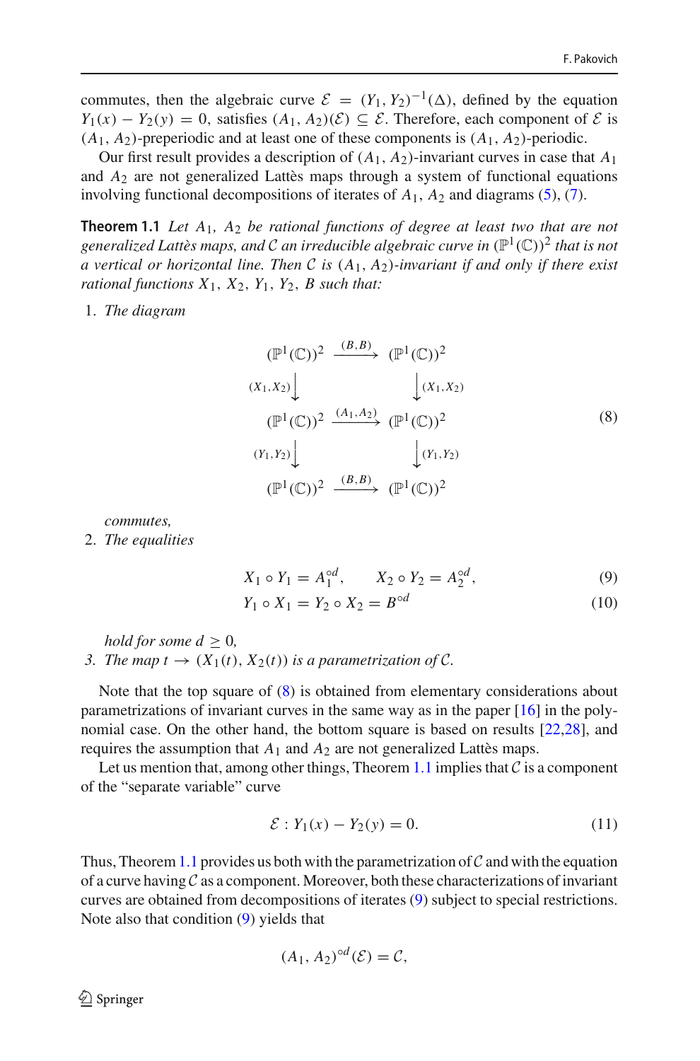commutes, then the algebraic curve $\mathcal{E} = (Y_1, Y_2)^{-1}(\Delta)$, defined by the equation $Y_1(x) - Y_2(y) = 0$, satisfies $(A_1, A_2)(\mathcal{E}) \subseteq \mathcal{E}$. Therefore, each component of $\mathcal{E}$ is $(A_1, A_2)$-preperiodic and at least one of these components is $(A_1, A_2)$-periodic.

Our first result provides a description of $(A_1, A_2)$-invariant curves in case that $A_1$ and $A_2$ are not generalized Lattès maps through a system of functional equations involving functional decompositions of iterates of $A_1$, $A_2$ and diagrams (5), (7).

**Theorem 1.1** *Let $A_1$, $A_2$ be rational functions of degree at least two that are not generalized Lattès maps, and $\mathcal{C}$ an irreducible algebraic curve in $(\mathbb{P}^1(\mathbb{C}))^2$ that is not a vertical or horizontal line. Then $\mathcal{C}$ is $(A_1, A_2)$-invariant if and only if there exist rational functions $X_1$, $X_2$, $Y_1$, $Y_2$, $B$ such that:*

1. *The diagram*

$$
\begin{array}{ccc}
(\mathbb{P}^1(\mathbb{C}))^2 & \xrightarrow{(B,B)} & (\mathbb{P}^1(\mathbb{C}))^2 \\
\Big\downarrow{\scriptstyle (X_1,X_2)} & & \Big\downarrow{\scriptstyle (X_1,X_2)} \\
(\mathbb{P}^1(\mathbb{C}))^2 & \xrightarrow{(A_1,A_2)} & (\mathbb{P}^1(\mathbb{C}))^2 \\
\Big\downarrow{\scriptstyle (Y_1,Y_2)} & & \Big\downarrow{\scriptstyle (Y_1,Y_2)} \\
(\mathbb{P}^1(\mathbb{C}))^2 & \xrightarrow{(B,B)} & (\mathbb{P}^1(\mathbb{C}))^2
\end{array}
\tag{8}
$$

   *commutes,*

2. *The equalities*

$$X_1 \circ Y_1 = A_1^{\circ d}, \qquad X_2 \circ Y_2 = A_2^{\circ d}, \tag{9}$$

$$Y_1 \circ X_1 = Y_2 \circ X_2 = B^{\circ d} \tag{10}$$

   *hold for some $d \geq 0$,*

3. *The map $t \to (X_1(t), X_2(t))$ is a parametrization of $\mathcal{C}$.*

Note that the top square of (8) is obtained from elementary considerations about parametrizations of invariant curves in the same way as in the paper [16] in the polynomial case. On the other hand, the bottom square is based on results [22,28], and requires the assumption that $A_1$ and $A_2$ are not generalized Lattès maps.

Let us mention that, among other things, Theorem 1.1 implies that $\mathcal{C}$ is a component of the "separate variable" curve

$$\mathcal{E} : Y_1(x) - Y_2(y) = 0. \tag{11}$$

Thus, Theorem 1.1 provides us both with the parametrization of $\mathcal{C}$ and with the equation of a curve having $\mathcal{C}$ as a component. Moreover, both these characterizations of invariant curves are obtained from decompositions of iterates (9) subject to special restrictions. Note also that condition (9) yields that

$$(A_1, A_2)^{\circ d}(\mathcal{E}) = \mathcal{C},$$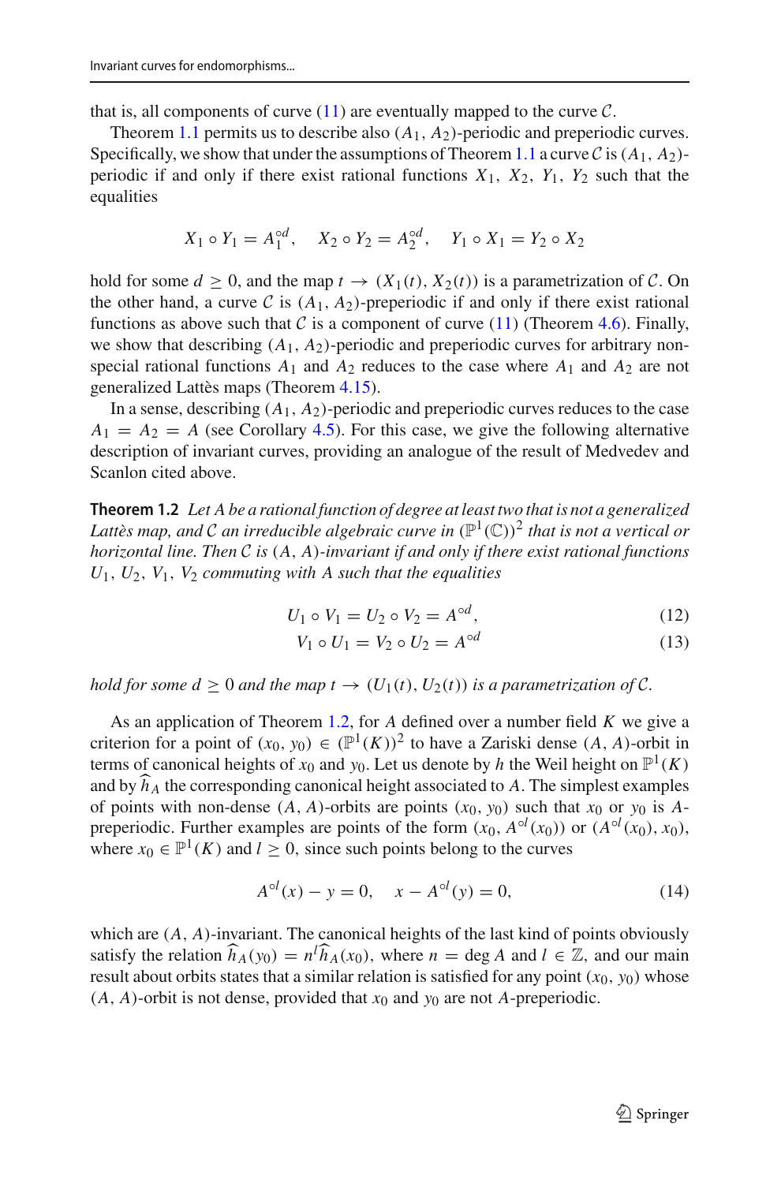that is, all components of curve (11) are eventually mapped to the curve $\mathcal{C}$.

Theorem 1.1 permits us to describe also $(A_1, A_2)$-periodic and preperiodic curves. Specifically, we show that under the assumptions of Theorem 1.1 a curve $\mathcal{C}$ is $(A_1, A_2)$-periodic if and only if there exist rational functions $X_1$, $X_2$, $Y_1$, $Y_2$ such that the equalities

$$X_1 \circ Y_1 = A_1^{\circ d}, \quad X_2 \circ Y_2 = A_2^{\circ d}, \quad Y_1 \circ X_1 = Y_2 \circ X_2$$

hold for some $d \geq 0$, and the map $t \to (X_1(t), X_2(t))$ is a parametrization of $\mathcal{C}$. On the other hand, a curve $\mathcal{C}$ is $(A_1, A_2)$-preperiodic if and only if there exist rational functions as above such that $\mathcal{C}$ is a component of curve (11) (Theorem 4.6). Finally, we show that describing $(A_1, A_2)$-periodic and preperiodic curves for arbitrary non-special rational functions $A_1$ and $A_2$ reduces to the case where $A_1$ and $A_2$ are not generalized Lattès maps (Theorem 4.15).

In a sense, describing $(A_1, A_2)$-periodic and preperiodic curves reduces to the case $A_1 = A_2 = A$ (see Corollary 4.5). For this case, we give the following alternative description of invariant curves, providing an analogue of the result of Medvedev and Scanlon cited above.

**Theorem 1.2** *Let $A$ be a rational function of degree at least two that is not a generalized Lattès map, and $\mathcal{C}$ an irreducible algebraic curve in $(\mathbb{P}^1(\mathbb{C}))^2$ that is not a vertical or horizontal line. Then $\mathcal{C}$ is $(A, A)$-invariant if and only if there exist rational functions $U_1$, $U_2$, $V_1$, $V_2$ commuting with $A$ such that the equalities*

$$U_1 \circ V_1 = U_2 \circ V_2 = A^{\circ d}, \tag{12}$$

$$V_1 \circ U_1 = V_2 \circ U_2 = A^{\circ d} \tag{13}$$

*hold for some $d \geq 0$ and the map $t \to (U_1(t), U_2(t))$ is a parametrization of $\mathcal{C}$.*

As an application of Theorem 1.2, for $A$ defined over a number field $K$ we give a criterion for a point of $(x_0, y_0) \in (\mathbb{P}^1(K))^2$ to have a Zariski dense $(A, A)$-orbit in terms of canonical heights of $x_0$ and $y_0$. Let us denote by $h$ the Weil height on $\mathbb{P}^1(K)$ and by $\widehat{h}_A$ the corresponding canonical height associated to $A$. The simplest examples of points with non-dense $(A, A)$-orbits are points $(x_0, y_0)$ such that $x_0$ or $y_0$ is $A$-preperiodic. Further examples are points of the form $(x_0, A^{\circ l}(x_0))$ or $(A^{\circ l}(x_0), x_0)$, where $x_0 \in \mathbb{P}^1(K)$ and $l \geq 0$, since such points belong to the curves

$$A^{\circ l}(x) - y = 0, \quad x - A^{\circ l}(y) = 0, \tag{14}$$

which are $(A, A)$-invariant. The canonical heights of the last kind of points obviously satisfy the relation $\widehat{h}_A(y_0) = n^l \widehat{h}_A(x_0)$, where $n = \deg A$ and $l \in \mathbb{Z}$, and our main result about orbits states that a similar relation is satisfied for any point $(x_0, y_0)$ whose $(A, A)$-orbit is not dense, provided that $x_0$ and $y_0$ are not $A$-preperiodic.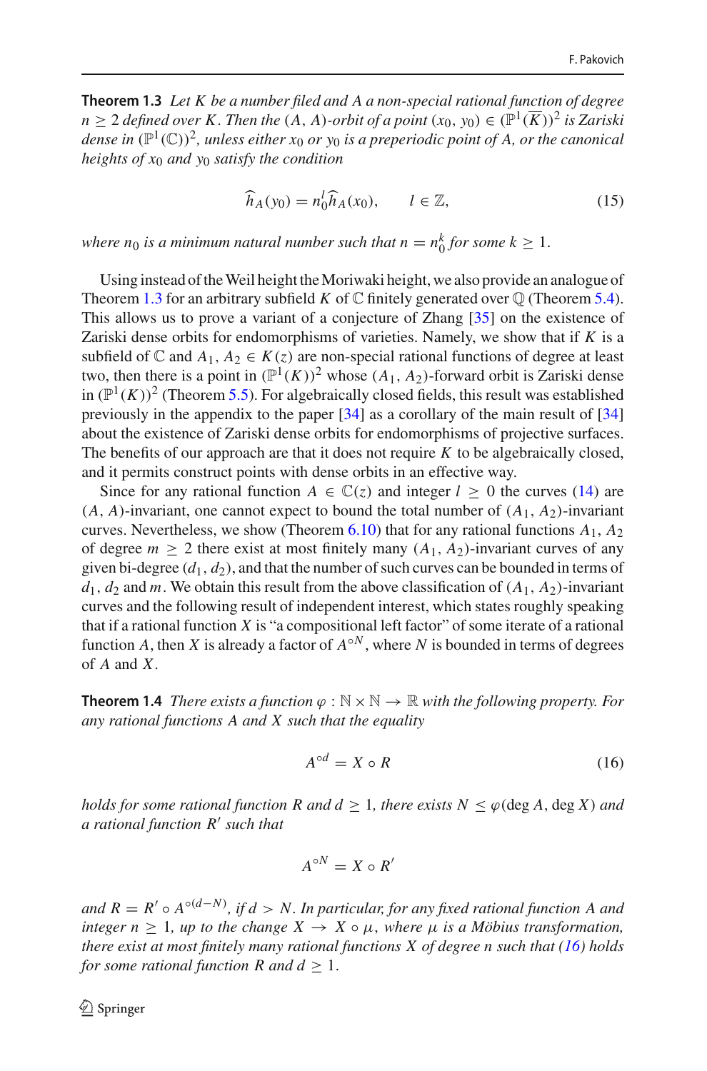**Theorem 1.3** *Let $K$ be a number filed and $A$ a non-special rational function of degree $n \geq 2$ defined over $K$. Then the $(A, A)$-orbit of a point $(x_0, y_0) \in (\mathbb{P}^1(\overline{K}))^2$ is Zariski dense in $(\mathbb{P}^1(\mathbb{C}))^2$, unless either $x_0$ or $y_0$ is a preperiodic point of $A$, or the canonical heights of $x_0$ and $y_0$ satisfy the condition*

$$\widehat{h}_A(y_0) = n_0^l \widehat{h}_A(x_0), \qquad l \in \mathbb{Z}, \tag{15}$$

*where $n_0$ is a minimum natural number such that $n = n_0^k$ for some $k \geq 1$.*

Using instead of the Weil height the Moriwaki height, we also provide an analogue of Theorem 1.3 for an arbitrary subfield $K$ of $\mathbb{C}$ finitely generated over $\mathbb{Q}$ (Theorem 5.4). This allows us to prove a variant of a conjecture of Zhang [35] on the existence of Zariski dense orbits for endomorphisms of varieties. Namely, we show that if $K$ is a subfield of $\mathbb{C}$ and $A_1, A_2 \in K(z)$ are non-special rational functions of degree at least two, then there is a point in $(\mathbb{P}^1(K))^2$ whose $(A_1, A_2)$-forward orbit is Zariski dense in $(\mathbb{P}^1(K))^2$ (Theorem 5.5). For algebraically closed fields, this result was established previously in the appendix to the paper [34] as a corollary of the main result of [34] about the existence of Zariski dense orbits for endomorphisms of projective surfaces. The benefits of our approach are that it does not require $K$ to be algebraically closed, and it permits construct points with dense orbits in an effective way.

Since for any rational function $A \in \mathbb{C}(z)$ and integer $l \geq 0$ the curves (14) are $(A, A)$-invariant, one cannot expect to bound the total number of $(A_1, A_2)$-invariant curves. Nevertheless, we show (Theorem 6.10) that for any rational functions $A_1, A_2$ of degree $m \geq 2$ there exist at most finitely many $(A_1, A_2)$-invariant curves of any given bi-degree $(d_1, d_2)$, and that the number of such curves can be bounded in terms of $d_1$, $d_2$ and $m$. We obtain this result from the above classification of $(A_1, A_2)$-invariant curves and the following result of independent interest, which states roughly speaking that if a rational function $X$ is "a compositional left factor" of some iterate of a rational function $A$, then $X$ is already a factor of $A^{\circ N}$, where $N$ is bounded in terms of degrees of $A$ and $X$.

**Theorem 1.4** *There exists a function $\varphi : \mathbb{N} \times \mathbb{N} \to \mathbb{R}$ with the following property. For any rational functions $A$ and $X$ such that the equality*

$$A^{\circ d} = X \circ R \tag{16}$$

*holds for some rational function $R$ and $d \geq 1$, there exists $N \leq \varphi(\deg A, \deg X)$ and a rational function $R'$ such that*

$$A^{\circ N} = X \circ R'$$

*and $R = R' \circ A^{\circ(d-N)}$, if $d > N$. In particular, for any fixed rational function $A$ and integer $n \geq 1$, up to the change $X \to X \circ \mu$, where $\mu$ is a Möbius transformation, there exist at most finitely many rational functions $X$ of degree $n$ such that (16) holds for some rational function $R$ and $d \geq 1$.*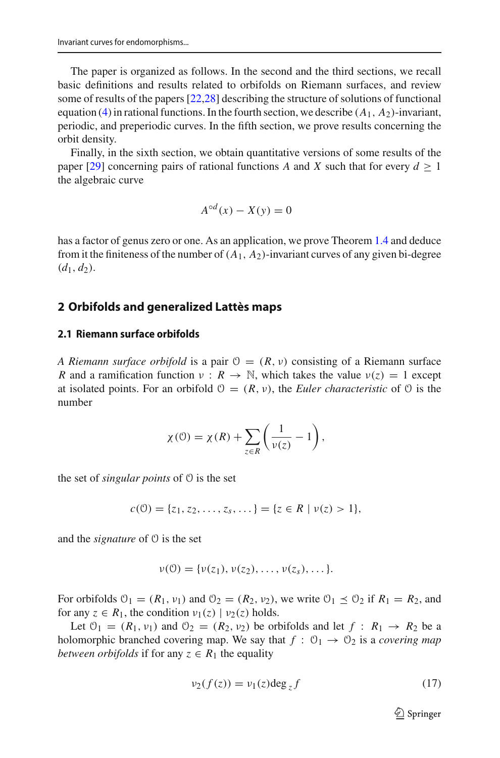The paper is organized as follows. In the second and the third sections, we recall basic definitions and results related to orbifolds on Riemann surfaces, and review some of results of the papers [22,28] describing the structure of solutions of functional equation (4) in rational functions. In the fourth section, we describe $(A_1, A_2)$-invariant, periodic, and preperiodic curves. In the fifth section, we prove results concerning the orbit density.

Finally, in the sixth section, we obtain quantitative versions of some results of the paper [29] concerning pairs of rational functions $A$ and $X$ such that for every $d \geq 1$ the algebraic curve

$$A^{\circ d}(x) - X(y) = 0$$

has a factor of genus zero or one. As an application, we prove Theorem 1.4 and deduce from it the finiteness of the number of $(A_1, A_2)$-invariant curves of any given bi-degree $(d_1, d_2)$.

## 2 Orbifolds and generalized Lattès maps

### 2.1 Riemann surface orbifolds

*A Riemann surface orbifold* is a pair $\mathcal{O} = (R, \nu)$ consisting of a Riemann surface $R$ and a ramification function $\nu : R \to \mathbb{N}$, which takes the value $\nu(z) = 1$ except at isolated points. For an orbifold $\mathcal{O} = (R, \nu)$, the *Euler characteristic* of $\mathcal{O}$ is the number

$$\chi(\mathcal{O}) = \chi(R) + \sum_{z \in R} \left( \frac{1}{\nu(z)} - 1 \right),$$

the set of *singular points* of $\mathcal{O}$ is the set

$$c(\mathcal{O}) = \{z_1, z_2, \dots, z_s, \dots\} = \{z \in R \mid \nu(z) > 1\},$$

and the *signature* of $\mathcal{O}$ is the set

$$\nu(\mathcal{O}) = \{\nu(z_1), \nu(z_2), \dots, \nu(z_s), \dots\}.$$

For orbifolds $\mathcal{O}_1 = (R_1, \nu_1)$ and $\mathcal{O}_2 = (R_2, \nu_2)$, we write $\mathcal{O}_1 \preceq \mathcal{O}_2$ if $R_1 = R_2$, and for any $z \in R_1$, the condition $\nu_1(z) \mid \nu_2(z)$ holds.

Let $\mathcal{O}_1 = (R_1, \nu_1)$ and $\mathcal{O}_2 = (R_2, \nu_2)$ be orbifolds and let $f : R_1 \to R_2$ be a holomorphic branched covering map. We say that $f : \mathcal{O}_1 \to \mathcal{O}_2$ is a *covering map between orbifolds* if for any $z \in R_1$ the equality

$$\nu_2(f(z)) = \nu_1(z) \deg_z f \tag{17}$$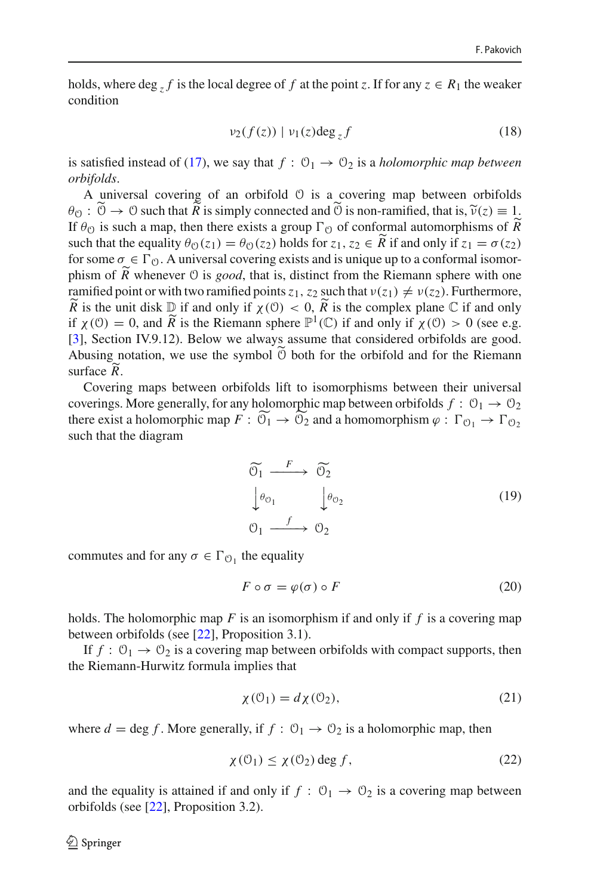holds, where $\deg_z f$ is the local degree of $f$ at the point $z$. If for any $z \in R_1$ the weaker condition

$$\nu_2(f(z)) \mid \nu_1(z) \deg_z f \tag{18}$$

is satisfied instead of (17), we say that $f : \mathcal{O}_1 \to \mathcal{O}_2$ is a *holomorphic map between orbifolds*.

A universal covering of an orbifold $\mathcal{O}$ is a covering map between orbifolds $\theta_{\mathcal{O}} : \widetilde{\mathcal{O}} \to \mathcal{O}$ such that $\widetilde{R}$ is simply connected and $\widetilde{\mathcal{O}}$ is non-ramified, that is, $\widetilde{\nu}(z) \equiv 1$. If $\theta_{\mathcal{O}}$ is such a map, then there exists a group $\Gamma_{\mathcal{O}}$ of conformal automorphisms of $\widetilde{R}$ such that the equality $\theta_{\mathcal{O}}(z_1) = \theta_{\mathcal{O}}(z_2)$ holds for $z_1, z_2 \in \widetilde{R}$ if and only if $z_1 = \sigma(z_2)$ for some $\sigma \in \Gamma_{\mathcal{O}}$. A universal covering exists and is unique up to a conformal isomorphism of $\widetilde{R}$ whenever $\mathcal{O}$ is *good*, that is, distinct from the Riemann sphere with one ramified point or with two ramified points $z_1, z_2$ such that $\nu(z_1) \neq \nu(z_2)$. Furthermore, $\widetilde{R}$ is the unit disk $\mathbb{D}$ if and only if $\chi(\mathcal{O}) < 0$, $\widetilde{R}$ is the complex plane $\mathbb{C}$ if and only if $\chi(\mathcal{O}) = 0$, and $\widetilde{R}$ is the Riemann sphere $\mathbb{P}^1(\mathbb{C})$ if and only if $\chi(\mathcal{O}) > 0$ (see e.g. [3], Section IV.9.12). Below we always assume that considered orbifolds are good. Abusing notation, we use the symbol $\widetilde{\mathcal{O}}$ both for the orbifold and for the Riemann surface $\widetilde{R}$.

Covering maps between orbifolds lift to isomorphisms between their universal coverings. More generally, for any holomorphic map between orbifolds $f : \mathcal{O}_1 \to \mathcal{O}_2$ there exist a holomorphic map $F : \widetilde{\mathcal{O}_1} \to \widetilde{\mathcal{O}_2}$ and a homomorphism $\varphi : \Gamma_{\mathcal{O}_1} \to \Gamma_{\mathcal{O}_2}$ such that the diagram

$$\begin{array}{ccc} \widetilde{\mathcal{O}_1} & \xrightarrow{F} & \widetilde{\mathcal{O}_2} \\ \downarrow{\theta_{\mathcal{O}_1}} & & \downarrow{\theta_{\mathcal{O}_2}} \\ \mathcal{O}_1 & \xrightarrow{f} & \mathcal{O}_2 \end{array} \tag{19}$$

commutes and for any $\sigma \in \Gamma_{\mathcal{O}_1}$ the equality

$$F \circ \sigma = \varphi(\sigma) \circ F \tag{20}$$

holds. The holomorphic map $F$ is an isomorphism if and only if $f$ is a covering map between orbifolds (see [22], Proposition 3.1).

If $f : \mathcal{O}_1 \to \mathcal{O}_2$ is a covering map between orbifolds with compact supports, then the Riemann-Hurwitz formula implies that

$$\chi(\mathcal{O}_1) = d\chi(\mathcal{O}_2), \tag{21}$$

where $d = \deg f$. More generally, if $f : \mathcal{O}_1 \to \mathcal{O}_2$ is a holomorphic map, then

$$\chi(\mathcal{O}_1) \leq \chi(\mathcal{O}_2) \deg f, \tag{22}$$

and the equality is attained if and only if $f : \mathcal{O}_1 \to \mathcal{O}_2$ is a covering map between orbifolds (see [22], Proposition 3.2).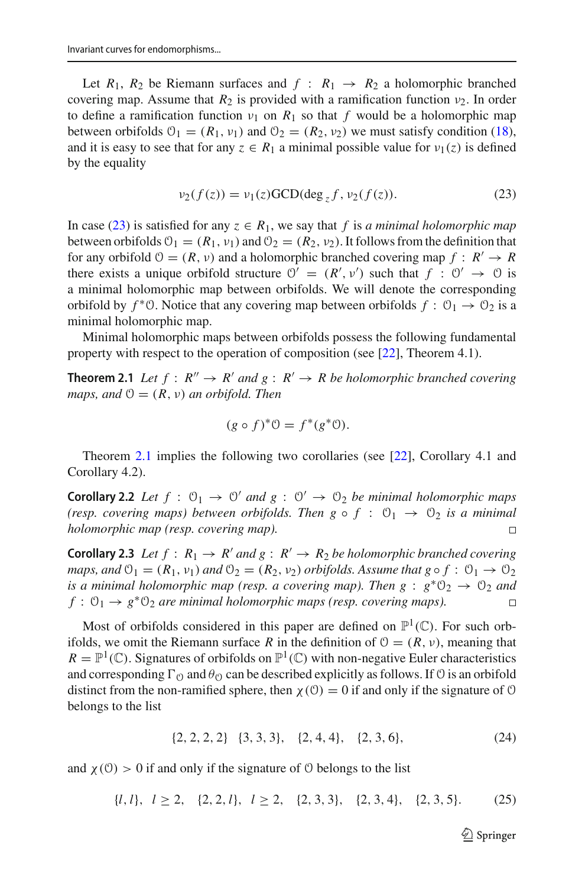Let $R_1$, $R_2$ be Riemann surfaces and $f : R_1 \to R_2$ a holomorphic branched covering map. Assume that $R_2$ is provided with a ramification function $\nu_2$. In order to define a ramification function $\nu_1$ on $R_1$ so that $f$ would be a holomorphic map between orbifolds $\mathcal{O}_1 = (R_1, \nu_1)$ and $\mathcal{O}_2 = (R_2, \nu_2)$ we must satisfy condition (18), and it is easy to see that for any $z \in R_1$ a minimal possible value for $\nu_1(z)$ is defined by the equality

$$\nu_2(f(z)) = \nu_1(z)\text{GCD}(\deg_z f, \nu_2(f(z)). \tag{23}$$

In case (23) is satisfied for any $z \in R_1$, we say that $f$ is *a minimal holomorphic map* between orbifolds $\mathcal{O}_1 = (R_1, \nu_1)$ and $\mathcal{O}_2 = (R_2, \nu_2)$. It follows from the definition that for any orbifold $\mathcal{O} = (R, \nu)$ and a holomorphic branched covering map $f : R' \to R$ there exists a unique orbifold structure $\mathcal{O}' = (R', \nu')$ such that $f : \mathcal{O}' \to \mathcal{O}$ is a minimal holomorphic map between orbifolds. We will denote the corresponding orbifold by $f^*\mathcal{O}$. Notice that any covering map between orbifolds $f : \mathcal{O}_1 \to \mathcal{O}_2$ is a minimal holomorphic map.

Minimal holomorphic maps between orbifolds possess the following fundamental property with respect to the operation of composition (see [22], Theorem 4.1).

**Theorem 2.1** *Let $f : R'' \to R'$ and $g : R' \to R$ be holomorphic branched covering maps, and $\mathcal{O} = (R, \nu)$ an orbifold. Then*

$$(g \circ f)^*\mathcal{O} = f^*(g^*\mathcal{O}).$$

Theorem 2.1 implies the following two corollaries (see [22], Corollary 4.1 and Corollary 4.2).

**Corollary 2.2** *Let $f : \mathcal{O}_1 \to \mathcal{O}'$ and $g : \mathcal{O}' \to \mathcal{O}_2$ be minimal holomorphic maps (resp. covering maps) between orbifolds. Then $g \circ f : \mathcal{O}_1 \to \mathcal{O}_2$ is a minimal holomorphic map (resp. covering map).* □

**Corollary 2.3** *Let $f : R_1 \to R'$ and $g : R' \to R_2$ be holomorphic branched covering maps, and $\mathcal{O}_1 = (R_1, \nu_1)$ and $\mathcal{O}_2 = (R_2, \nu_2)$ orbifolds. Assume that $g \circ f : \mathcal{O}_1 \to \mathcal{O}_2$ is a minimal holomorphic map (resp. a covering map). Then $g : g^*\mathcal{O}_2 \to \mathcal{O}_2$ and $f : \mathcal{O}_1 \to g^*\mathcal{O}_2$ are minimal holomorphic maps (resp. covering maps).* □

Most of orbifolds considered in this paper are defined on $\mathbb{P}^1(\mathbb{C})$. For such orbifolds, we omit the Riemann surface $R$ in the definition of $\mathcal{O} = (R, \nu)$, meaning that $R = \mathbb{P}^1(\mathbb{C})$. Signatures of orbifolds on $\mathbb{P}^1(\mathbb{C})$ with non-negative Euler characteristics and corresponding $\Gamma_{\mathcal{O}}$ and $\theta_{\mathcal{O}}$ can be described explicitly as follows. If $\mathcal{O}$ is an orbifold distinct from the non-ramified sphere, then $\chi(\mathcal{O}) = 0$ if and only if the signature of $\mathcal{O}$ belongs to the list

$$\{2, 2, 2, 2\} \quad \{3, 3, 3\}, \quad \{2, 4, 4\}, \quad \{2, 3, 6\}, \tag{24}$$

and $\chi(\mathcal{O}) > 0$ if and only if the signature of $\mathcal{O}$ belongs to the list

$$\{l, l\}, \quad l \geq 2, \quad \{2, 2, l\}, \quad l \geq 2, \quad \{2, 3, 3\}, \quad \{2, 3, 4\}, \quad \{2, 3, 5\}. \tag{25}$$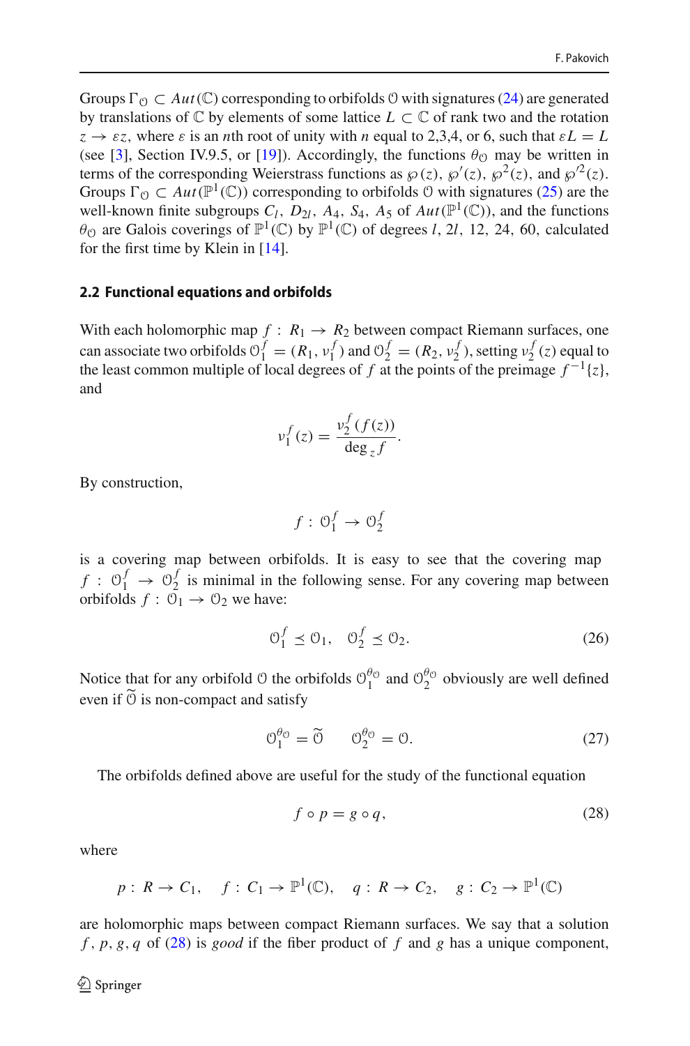Groups $\Gamma_{\mathcal{O}} \subset Aut(\mathbb{C})$ corresponding to orbifolds $\mathcal{O}$ with signatures (24) are generated by translations of $\mathbb{C}$ by elements of some lattice $L \subset \mathbb{C}$ of rank two and the rotation $z \to \varepsilon z$, where $\varepsilon$ is an $n$th root of unity with $n$ equal to 2,3,4, or 6, such that $\varepsilon L = L$ (see [3], Section IV.9.5, or [19]). Accordingly, the functions $\theta_{\mathcal{O}}$ may be written in terms of the corresponding Weierstrass functions as $\wp(z)$, $\wp'(z)$, $\wp^2(z)$, and $\wp'^2(z)$. Groups $\Gamma_{\mathcal{O}} \subset Aut(\mathbb{P}^1(\mathbb{C}))$ corresponding to orbifolds $\mathcal{O}$ with signatures (25) are the well-known finite subgroups $C_l$, $D_{2l}$, $A_4$, $S_4$, $A_5$ of $Aut(\mathbb{P}^1(\mathbb{C}))$, and the functions $\theta_{\mathcal{O}}$ are Galois coverings of $\mathbb{P}^1(\mathbb{C})$ by $\mathbb{P}^1(\mathbb{C})$ of degrees $l$, $2l$, 12, 24, 60, calculated for the first time by Klein in [14].

### 2.2 Functional equations and orbifolds

With each holomorphic map $f : R_1 \to R_2$ between compact Riemann surfaces, one can associate two orbifolds $\mathcal{O}_1^f = (R_1, \nu_1^f)$ and $\mathcal{O}_2^f = (R_2, \nu_2^f)$, setting $\nu_2^f(z)$ equal to the least common multiple of local degrees of $f$ at the points of the preimage $f^{-1}\{z\}$, and

$$\nu_1^f(z) = \frac{\nu_2^f(f(z))}{\deg_z f}.$$

By construction,

$$f : \mathcal{O}_1^f \to \mathcal{O}_2^f$$

is a covering map between orbifolds. It is easy to see that the covering map $f : \mathcal{O}_1^f \to \mathcal{O}_2^f$ is minimal in the following sense. For any covering map between orbifolds $f : \mathcal{O}_1 \to \mathcal{O}_2$ we have:

$$\mathcal{O}_1^f \preceq \mathcal{O}_1, \quad \mathcal{O}_2^f \preceq \mathcal{O}_2. \tag{26}$$

Notice that for any orbifold $\mathcal{O}$ the orbifolds $\mathcal{O}_1^{\theta_{\mathcal{O}}}$ and $\mathcal{O}_2^{\theta_{\mathcal{O}}}$ obviously are well defined even if $\widetilde{\mathcal{O}}$ is non-compact and satisfy

$$\mathcal{O}_1^{\theta_{\mathcal{O}}} = \widetilde{\mathcal{O}} \qquad \mathcal{O}_2^{\theta_{\mathcal{O}}} = \mathcal{O}. \tag{27}$$

The orbifolds defined above are useful for the study of the functional equation

$$f \circ p = g \circ q, \tag{28}$$

where

$$p : R \to C_1, \quad f : C_1 \to \mathbb{P}^1(\mathbb{C}), \quad q : R \to C_2, \quad g : C_2 \to \mathbb{P}^1(\mathbb{C})$$

are holomorphic maps between compact Riemann surfaces. We say that a solution $f, p, g, q$ of (28) is *good* if the fiber product of $f$ and $g$ has a unique component,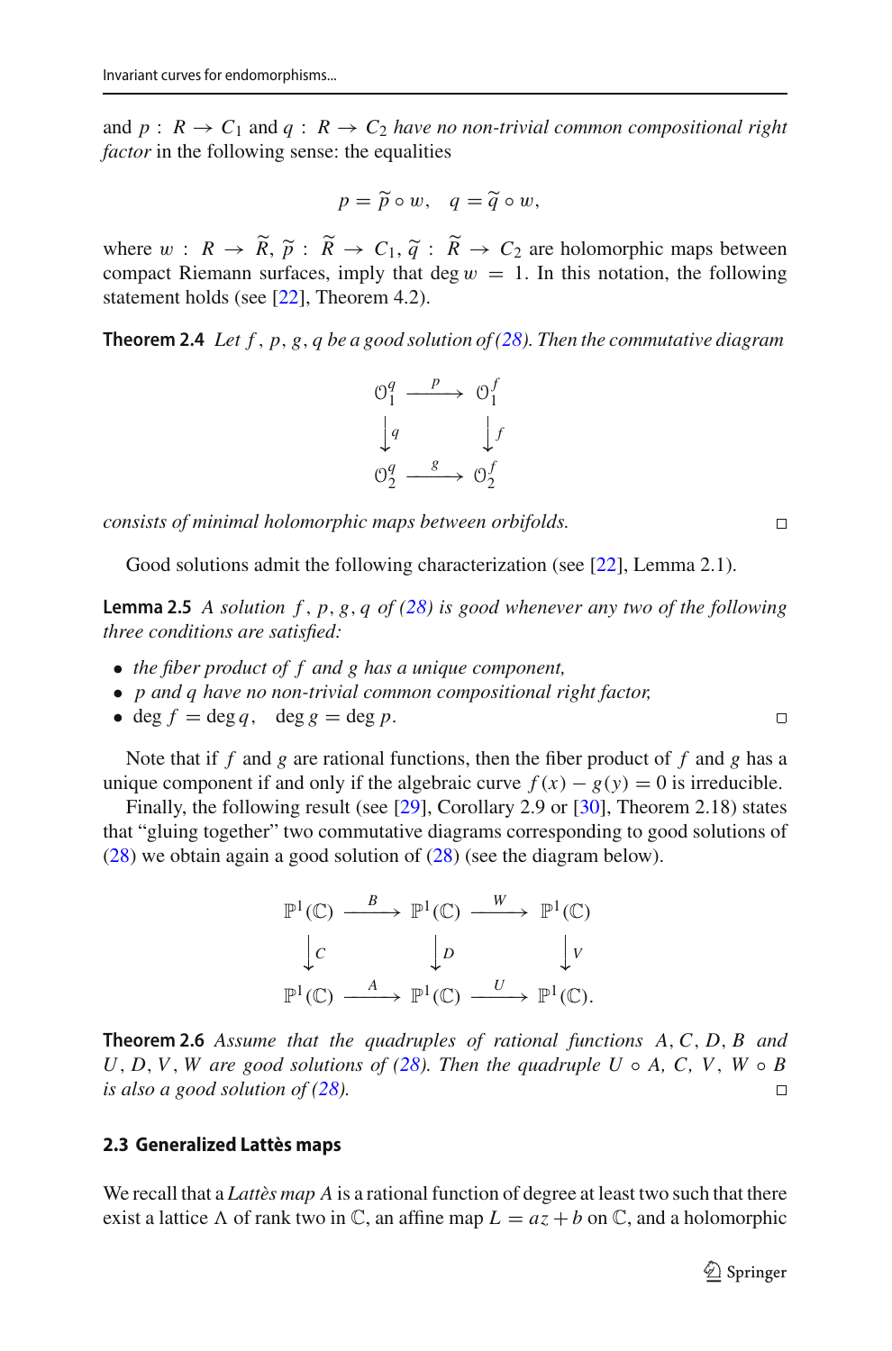and $p : R \to C_1$ and $q : R \to C_2$ *have no non-trivial common compositional right factor* in the following sense: the equalities

$$p = \widetilde{p} \circ w, \quad q = \widetilde{q} \circ w,$$

where $w : R \to \widetilde{R}$, $\widetilde{p} : \widetilde{R} \to C_1$, $\widetilde{q} : \widetilde{R} \to C_2$ are holomorphic maps between compact Riemann surfaces, imply that $\deg w = 1$. In this notation, the following statement holds (see [22], Theorem 4.2).

**Theorem 2.4** *Let $f, p, g, q$ be a good solution of (28). Then the commutative diagram*

$$\begin{array}{ccc} \mathcal{O}_1^q & \xrightarrow{\;p\;} & \mathcal{O}_1^f \\ \downarrow q & & \downarrow f \\ \mathcal{O}_2^q & \xrightarrow{\;g\;} & \mathcal{O}_2^f \end{array}$$

*consists of minimal holomorphic maps between orbifolds.* □

Good solutions admit the following characterization (see [22], Lemma 2.1).

**Lemma 2.5** *A solution $f, p, g, q$ of (28) is good whenever any two of the following three conditions are satisfied:*

- *the fiber product of $f$ and $g$ has a unique component,*
- *$p$ and $q$ have no non-trivial common compositional right factor,*
- $\deg f = \deg q, \quad \deg g = \deg p.$ □

Note that if $f$ and $g$ are rational functions, then the fiber product of $f$ and $g$ has a unique component if and only if the algebraic curve $f(x) - g(y) = 0$ is irreducible.

Finally, the following result (see [29], Corollary 2.9 or [30], Theorem 2.18) states that "gluing together" two commutative diagrams corresponding to good solutions of (28) we obtain again a good solution of (28) (see the diagram below).

$$\begin{array}{ccccc} \mathbb{P}^1(\mathbb{C}) & \xrightarrow{\;B\;} & \mathbb{P}^1(\mathbb{C}) & \xrightarrow{\;W\;} & \mathbb{P}^1(\mathbb{C}) \\ \downarrow C & & \downarrow D & & \downarrow V \\ \mathbb{P}^1(\mathbb{C}) & \xrightarrow{\;A\;} & \mathbb{P}^1(\mathbb{C}) & \xrightarrow{\;U\;} & \mathbb{P}^1(\mathbb{C}). \end{array}$$

**Theorem 2.6** *Assume that the quadruples of rational functions $A, C, D, B$ and $U, D, V, W$ are good solutions of (28). Then the quadruple $U \circ A$, $C$, $V$, $W \circ B$ is also a good solution of (28).* □

### 2.3 Generalized Lattès maps

We recall that a *Lattès map* $A$ is a rational function of degree at least two such that there exist a lattice $\Lambda$ of rank two in $\mathbb{C}$, an affine map $L = az + b$ on $\mathbb{C}$, and a holomorphic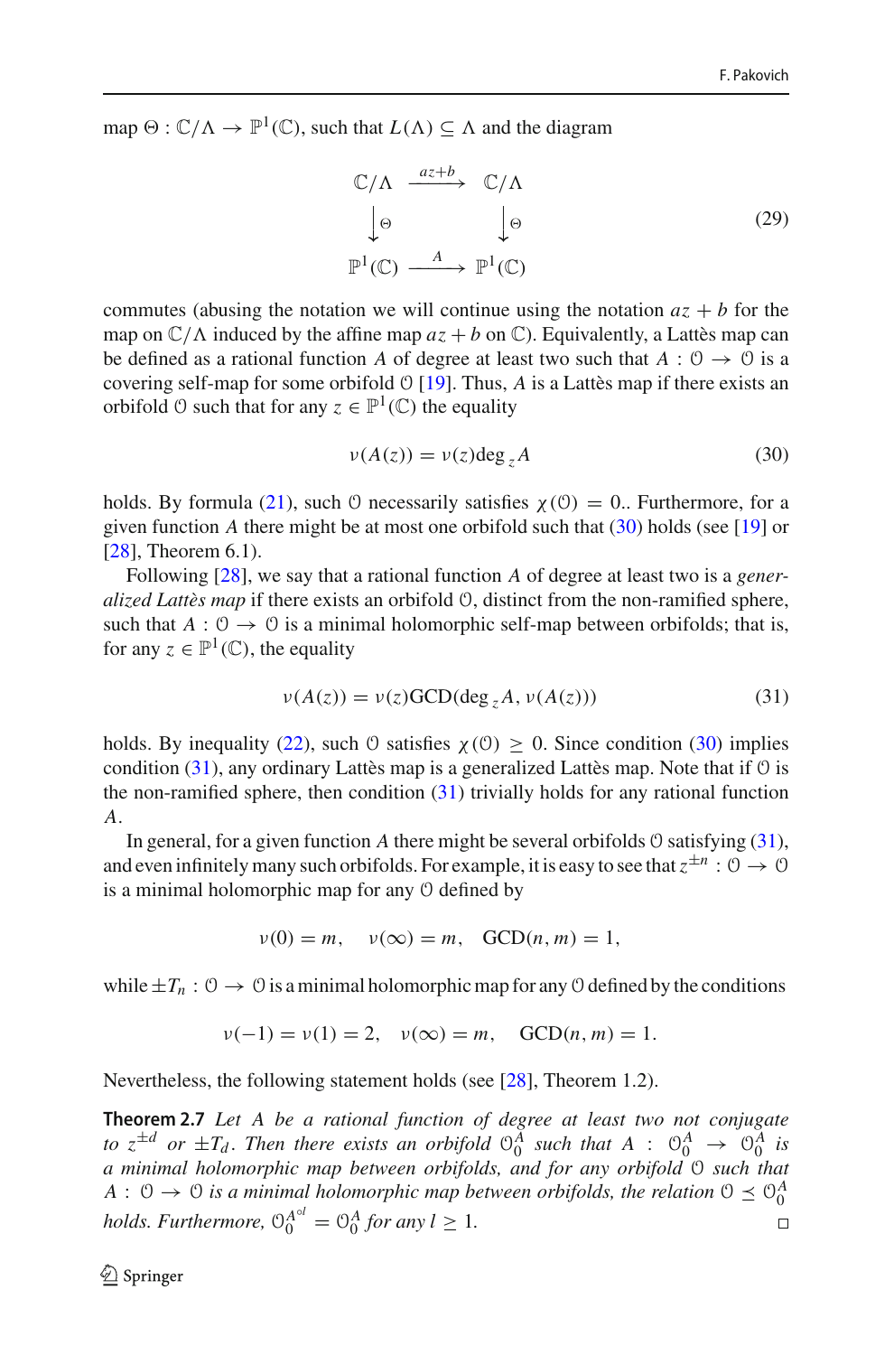map $\Theta : \mathbb{C}/\Lambda \rightarrow \mathbb{P}^1(\mathbb{C})$, such that $L(\Lambda) \subseteq \Lambda$ and the diagram

$$\begin{array}{ccc} \mathbb{C}/\Lambda & \xrightarrow{az+b} & \mathbb{C}/\Lambda \\ \downarrow \Theta & & \downarrow \Theta \\ \mathbb{P}^1(\mathbb{C}) & \xrightarrow{A} & \mathbb{P}^1(\mathbb{C}) \end{array} \tag{29}$$

commutes (abusing the notation we will continue using the notation $az + b$ for the map on $\mathbb{C}/\Lambda$ induced by the affine map $az + b$ on $\mathbb{C}$). Equivalently, a Lattès map can be defined as a rational function $A$ of degree at least two such that $A : \mathcal{O} \rightarrow \mathcal{O}$ is a covering self-map for some orbifold $\mathcal{O}$ [19]. Thus, $A$ is a Lattès map if there exists an orbifold $\mathcal{O}$ such that for any $z \in \mathbb{P}^1(\mathbb{C})$ the equality

$$\nu(A(z)) = \nu(z)\deg_z A \tag{30}$$

holds. By formula (21), such $\mathcal{O}$ necessarily satisfies $\chi(\mathcal{O}) = 0$.. Furthermore, for a given function $A$ there might be at most one orbifold such that (30) holds (see [19] or [28], Theorem 6.1).

Following [28], we say that a rational function $A$ of degree at least two is a *generalized Lattès map* if there exists an orbifold $\mathcal{O}$, distinct from the non-ramified sphere, such that $A : \mathcal{O} \rightarrow \mathcal{O}$ is a minimal holomorphic self-map between orbifolds; that is, for any $z \in \mathbb{P}^1(\mathbb{C})$, the equality

$$\nu(A(z)) = \nu(z)\mathrm{GCD}(\deg_z A, \nu(A(z))) \tag{31}$$

holds. By inequality (22), such $\mathcal{O}$ satisfies $\chi(\mathcal{O}) \geq 0$. Since condition (30) implies condition (31), any ordinary Lattès map is a generalized Lattès map. Note that if $\mathcal{O}$ is the non-ramified sphere, then condition (31) trivially holds for any rational function $A$.

In general, for a given function $A$ there might be several orbifolds $\mathcal{O}$ satisfying (31), and even infinitely many such orbifolds. For example, it is easy to see that $z^{\pm n} : \mathcal{O} \rightarrow \mathcal{O}$ is a minimal holomorphic map for any $\mathcal{O}$ defined by

$$\nu(0) = m, \quad \nu(\infty) = m, \quad \mathrm{GCD}(n, m) = 1,$$

while $\pm T_n : \mathcal{O} \rightarrow \mathcal{O}$ is a minimal holomorphic map for any $\mathcal{O}$ defined by the conditions

$$\nu(-1) = \nu(1) = 2, \quad \nu(\infty) = m, \quad \mathrm{GCD}(n, m) = 1.$$

Nevertheless, the following statement holds (see [28], Theorem 1.2).

**Theorem 2.7** *Let $A$ be a rational function of degree at least two not conjugate to $z^{\pm d}$ or $\pm T_d$. Then there exists an orbifold $\mathcal{O}_0^A$ such that $A : \mathcal{O}_0^A \rightarrow \mathcal{O}_0^A$ is a minimal holomorphic map between orbifolds, and for any orbifold $\mathcal{O}$ such that $A : \mathcal{O} \rightarrow \mathcal{O}$ is a minimal holomorphic map between orbifolds, the relation $\mathcal{O} \preceq \mathcal{O}_0^A$ holds. Furthermore, $\mathcal{O}_0^{A^{\circ l}} = \mathcal{O}_0^A$ for any $l \geq 1$.* □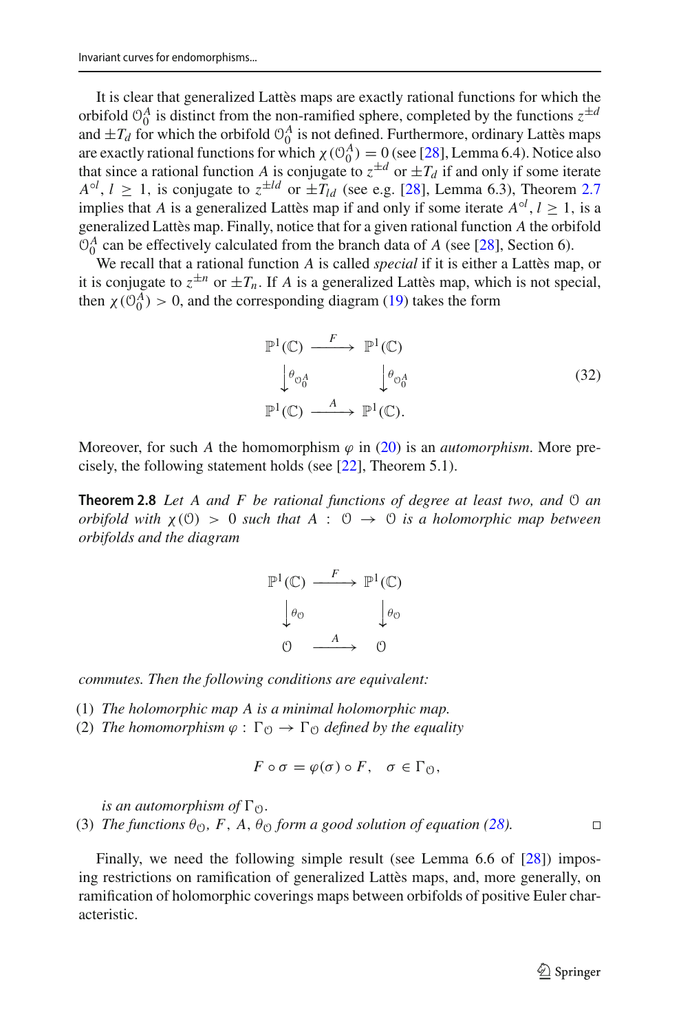It is clear that generalized Lattès maps are exactly rational functions for which the orbifold $\mathcal{O}_0^A$ is distinct from the non-ramified sphere, completed by the functions $z^{\pm d}$ and $\pm T_d$ for which the orbifold $\mathcal{O}_0^A$ is not defined. Furthermore, ordinary Lattès maps are exactly rational functions for which $\chi(\mathcal{O}_0^A) = 0$ (see [28], Lemma 6.4). Notice also that since a rational function $A$ is conjugate to $z^{\pm d}$ or $\pm T_d$ if and only if some iterate $A^{\circ l}$, $l \geq 1$, is conjugate to $z^{\pm ld}$ or $\pm T_{ld}$ (see e.g. [28], Lemma 6.3), Theorem 2.7 implies that $A$ is a generalized Lattès map if and only if some iterate $A^{\circ l}$, $l \geq 1$, is a generalized Lattès map. Finally, notice that for a given rational function $A$ the orbifold $\mathcal{O}_0^A$ can be effectively calculated from the branch data of $A$ (see [28], Section 6).

We recall that a rational function $A$ is called *special* if it is either a Lattès map, or it is conjugate to $z^{\pm n}$ or $\pm T_n$. If $A$ is a generalized Lattès map, which is not special, then $\chi(\mathcal{O}_0^A) > 0$, and the corresponding diagram (19) takes the form

$$\begin{array}{ccc} \mathbb{P}^1(\mathbb{C}) & \xrightarrow{F} & \mathbb{P}^1(\mathbb{C}) \\ \downarrow{\scriptstyle \theta_{\mathcal{O}_0^A}} & & \downarrow{\scriptstyle \theta_{\mathcal{O}_0^A}} \\ \mathbb{P}^1(\mathbb{C}) & \xrightarrow{A} & \mathbb{P}^1(\mathbb{C}). \end{array} \tag{32}$$

Moreover, for such $A$ the homomorphism $\varphi$ in (20) is an *automorphism*. More precisely, the following statement holds (see [22], Theorem 5.1).

**Theorem 2.8** *Let $A$ and $F$ be rational functions of degree at least two, and $\mathcal{O}$ an orbifold with $\chi(\mathcal{O}) > 0$ such that $A : \mathcal{O} \to \mathcal{O}$ is a holomorphic map between orbifolds and the diagram*

$$\begin{array}{ccc} \mathbb{P}^1(\mathbb{C}) & \xrightarrow{F} & \mathbb{P}^1(\mathbb{C}) \\ \downarrow{\scriptstyle \theta_{\mathcal{O}}} & & \downarrow{\scriptstyle \theta_{\mathcal{O}}} \\ \mathcal{O} & \xrightarrow{A} & \mathcal{O} \end{array}$$

*commutes. Then the following conditions are equivalent:*

(1) *The holomorphic map $A$ is a minimal holomorphic map.*
(2) *The homomorphism $\varphi : \Gamma_{\mathcal{O}} \to \Gamma_{\mathcal{O}}$ defined by the equality*

$$F \circ \sigma = \varphi(\sigma) \circ F, \quad \sigma \in \Gamma_{\mathcal{O}},$$

*is an automorphism of $\Gamma_{\mathcal{O}}$.*
(3) *The functions $\theta_{\mathcal{O}}$, $F$, $A$, $\theta_{\mathcal{O}}$ form a good solution of equation (28).* □

Finally, we need the following simple result (see Lemma 6.6 of [28]) imposing restrictions on ramification of generalized Lattès maps, and, more generally, on ramification of holomorphic coverings maps between orbifolds of positive Euler characteristic.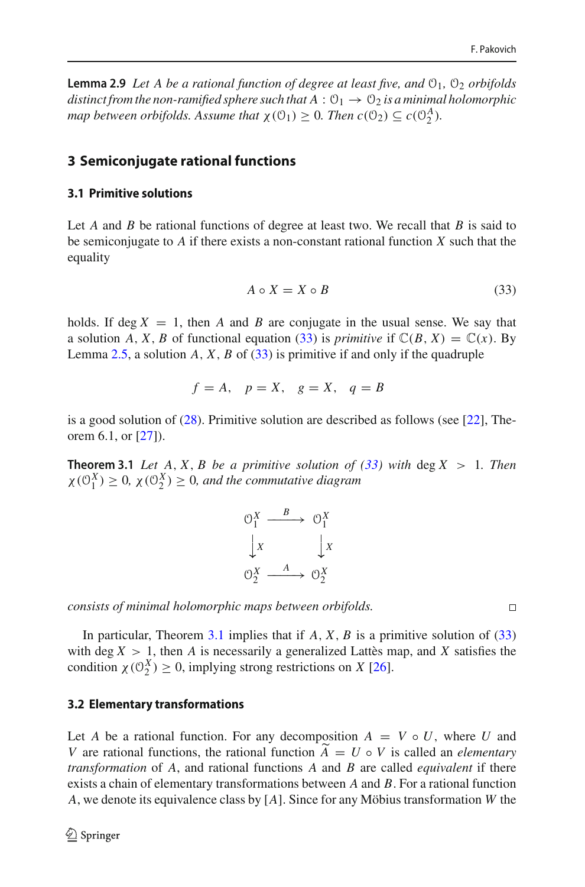**Lemma 2.9** *Let $A$ be a rational function of degree at least five, and $\mathcal{O}_1$, $\mathcal{O}_2$ orbifolds distinct from the non-ramified sphere such that $A : \mathcal{O}_1 \to \mathcal{O}_2$ is a minimal holomorphic map between orbifolds. Assume that $\chi(\mathcal{O}_1) \geq 0$. Then $c(\mathcal{O}_2) \subseteq c(\mathcal{O}_2^A)$.*

## 3 Semiconjugate rational functions

### 3.1 Primitive solutions

Let $A$ and $B$ be rational functions of degree at least two. We recall that $B$ is said to be semiconjugate to $A$ if there exists a non-constant rational function $X$ such that the equality

$$A \circ X = X \circ B \tag{33}$$

holds. If $\deg X = 1$, then $A$ and $B$ are conjugate in the usual sense. We say that a solution $A, X, B$ of functional equation (33) is *primitive* if $\mathbb{C}(B, X) = \mathbb{C}(x)$. By Lemma 2.5, a solution $A, X, B$ of (33) is primitive if and only if the quadruple

$$f = A, \quad p = X, \quad g = X, \quad q = B$$

is a good solution of (28). Primitive solution are described as follows (see [22], Theorem 6.1, or [27]).

**Theorem 3.1** *Let $A, X, B$ be a primitive solution of (33) with $\deg X > 1$. Then $\chi(\mathcal{O}_1^X) \geq 0$, $\chi(\mathcal{O}_2^X) \geq 0$, and the commutative diagram*

$$\begin{array}{ccc} \mathcal{O}_1^X & \xrightarrow{\ B\ } & \mathcal{O}_1^X \\ \big\downarrow X & & \big\downarrow X \\ \mathcal{O}_2^X & \xrightarrow{\ A\ } & \mathcal{O}_2^X \end{array}$$

*consists of minimal holomorphic maps between orbifolds.* □

In particular, Theorem 3.1 implies that if $A, X, B$ is a primitive solution of (33) with $\deg X > 1$, then $A$ is necessarily a generalized Lattès map, and $X$ satisfies the condition $\chi(\mathcal{O}_2^X) \geq 0$, implying strong restrictions on $X$ [26].

### 3.2 Elementary transformations

Let $A$ be a rational function. For any decomposition $A = V \circ U$, where $U$ and $V$ are rational functions, the rational function $\widetilde{A} = U \circ V$ is called an *elementary transformation* of $A$, and rational functions $A$ and $B$ are called *equivalent* if there exists a chain of elementary transformations between $A$ and $B$. For a rational function $A$, we denote its equivalence class by $[A]$. Since for any Möbius transformation $W$ the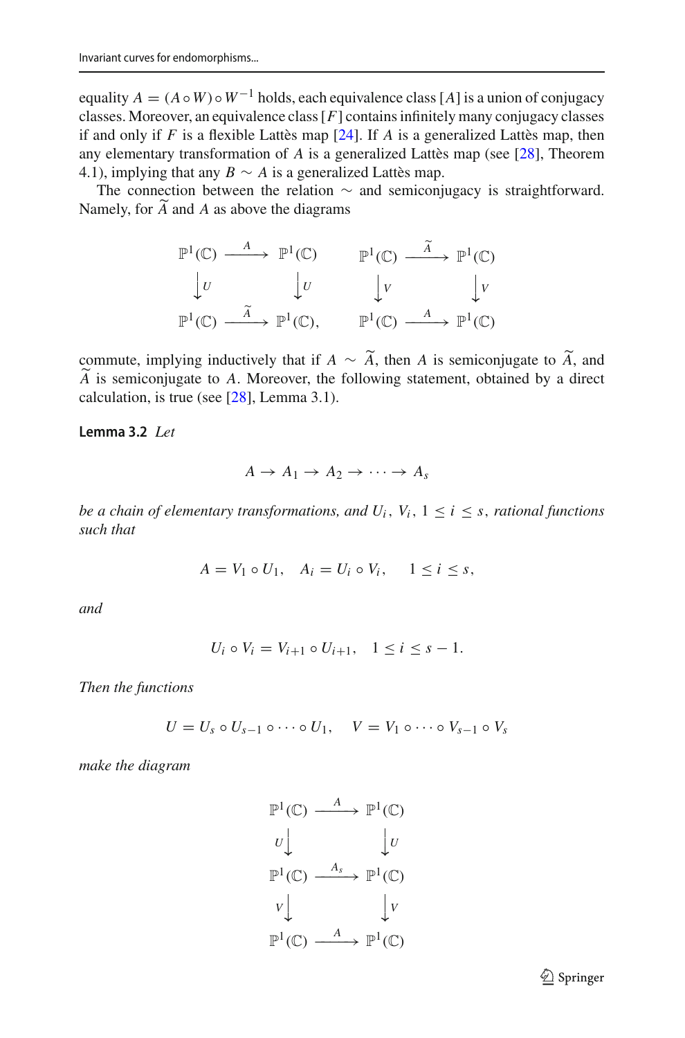equality $A = (A \circ W) \circ W^{-1}$ holds, each equivalence class $[A]$ is a union of conjugacy classes. Moreover, an equivalence class $[F]$ contains infinitely many conjugacy classes if and only if $F$ is a flexible Lattès map [24]. If $A$ is a generalized Lattès map, then any elementary transformation of $A$ is a generalized Lattès map (see [28], Theorem 4.1), implying that any $B \sim A$ is a generalized Lattès map.

The connection between the relation $\sim$ and semiconjugacy is straightforward. Namely, for $\widetilde{A}$ and $A$ as above the diagrams

$$
\begin{array}{ccc}
\mathbb{P}^1(\mathbb{C}) & \xrightarrow{A} & \mathbb{P}^1(\mathbb{C}) \\
\downarrow U & & \downarrow U \\
\mathbb{P}^1(\mathbb{C}) & \xrightarrow{\widetilde{A}} & \mathbb{P}^1(\mathbb{C}),
\end{array}
\qquad
\begin{array}{ccc}
\mathbb{P}^1(\mathbb{C}) & \xrightarrow{\widetilde{A}} & \mathbb{P}^1(\mathbb{C}) \\
\downarrow V & & \downarrow V \\
\mathbb{P}^1(\mathbb{C}) & \xrightarrow{A} & \mathbb{P}^1(\mathbb{C})
\end{array}
$$

commute, implying inductively that if $A \sim \widetilde{A}$, then $A$ is semiconjugate to $\widetilde{A}$, and $\widetilde{A}$ is semiconjugate to $A$. Moreover, the following statement, obtained by a direct calculation, is true (see [28], Lemma 3.1).

**Lemma 3.2** *Let*

$$A \to A_1 \to A_2 \to \cdots \to A_s$$

*be a chain of elementary transformations, and $U_i$, $V_i$, $1 \le i \le s$, rational functions such that*

$$A = V_1 \circ U_1, \quad A_i = U_i \circ V_i, \quad 1 \le i \le s,$$

*and*

$$U_i \circ V_i = V_{i+1} \circ U_{i+1}, \quad 1 \le i \le s-1.$$

*Then the functions*

$$U = U_s \circ U_{s-1} \circ \cdots \circ U_1, \quad V = V_1 \circ \cdots \circ V_{s-1} \circ V_s$$

*make the diagram*

$$
\begin{array}{ccc}
\mathbb{P}^1(\mathbb{C}) & \xrightarrow{A} & \mathbb{P}^1(\mathbb{C}) \\
U \downarrow & & \downarrow U \\
\mathbb{P}^1(\mathbb{C}) & \xrightarrow{A_s} & \mathbb{P}^1(\mathbb{C}) \\
V \downarrow & & \downarrow V \\
\mathbb{P}^1(\mathbb{C}) & \xrightarrow{A} & \mathbb{P}^1(\mathbb{C})
\end{array}
$$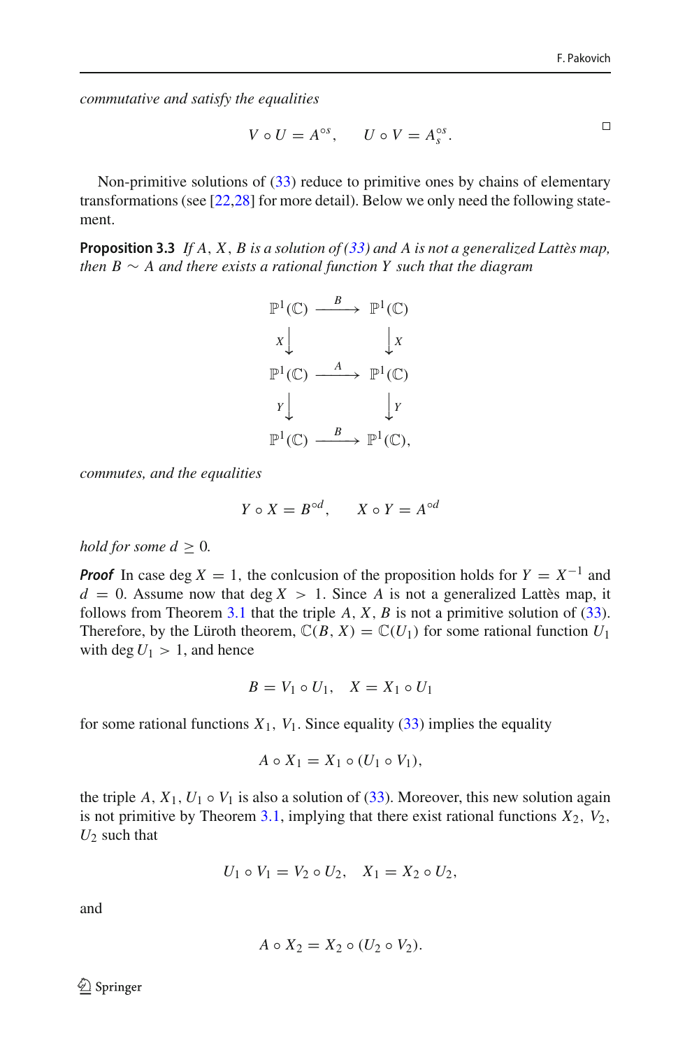*commutative and satisfy the equalities*

$$V \circ U = A^{\circ s}, \qquad U \circ V = A_s^{\circ s}.$$

□

Non-primitive solutions of (33) reduce to primitive ones by chains of elementary transformations (see [22,28] for more detail). Below we only need the following statement.

**Proposition 3.3** *If $A$, $X$, $B$ is a solution of (33) and $A$ is not a generalized Lattès map, then $B \sim A$ and there exists a rational function $Y$ such that the diagram*

$$\begin{array}{ccc} \mathbb{P}^1(\mathbb{C}) & \xrightarrow{\ B\ } & \mathbb{P}^1(\mathbb{C}) \\ {\scriptstyle X}\downarrow & & \downarrow{\scriptstyle X} \\ \mathbb{P}^1(\mathbb{C}) & \xrightarrow{\ A\ } & \mathbb{P}^1(\mathbb{C}) \\ {\scriptstyle Y}\downarrow & & \downarrow{\scriptstyle Y} \\ \mathbb{P}^1(\mathbb{C}) & \xrightarrow{\ B\ } & \mathbb{P}^1(\mathbb{C}), \end{array}$$

*commutes, and the equalities*

$$Y \circ X = B^{\circ d}, \qquad X \circ Y = A^{\circ d}$$

*hold for some $d \geq 0$.*

***Proof*** In case $\deg X = 1$, the conlcusion of the proposition holds for $Y = X^{-1}$ and $d = 0$. Assume now that $\deg X > 1$. Since $A$ is not a generalized Lattès map, it follows from Theorem 3.1 that the triple $A$, $X$, $B$ is not a primitive solution of (33). Therefore, by the Lüroth theorem, $\mathbb{C}(B, X) = \mathbb{C}(U_1)$ for some rational function $U_1$ with $\deg U_1 > 1$, and hence

$$B = V_1 \circ U_1, \quad X = X_1 \circ U_1$$

for some rational functions $X_1$, $V_1$. Since equality (33) implies the equality

$$A \circ X_1 = X_1 \circ (U_1 \circ V_1),$$

the triple $A$, $X_1$, $U_1 \circ V_1$ is also a solution of (33). Moreover, this new solution again is not primitive by Theorem 3.1, implying that there exist rational functions $X_2$, $V_2$, $U_2$ such that

$$U_1 \circ V_1 = V_2 \circ U_2, \quad X_1 = X_2 \circ U_2,$$

and

$$A \circ X_2 = X_2 \circ (U_2 \circ V_2).$$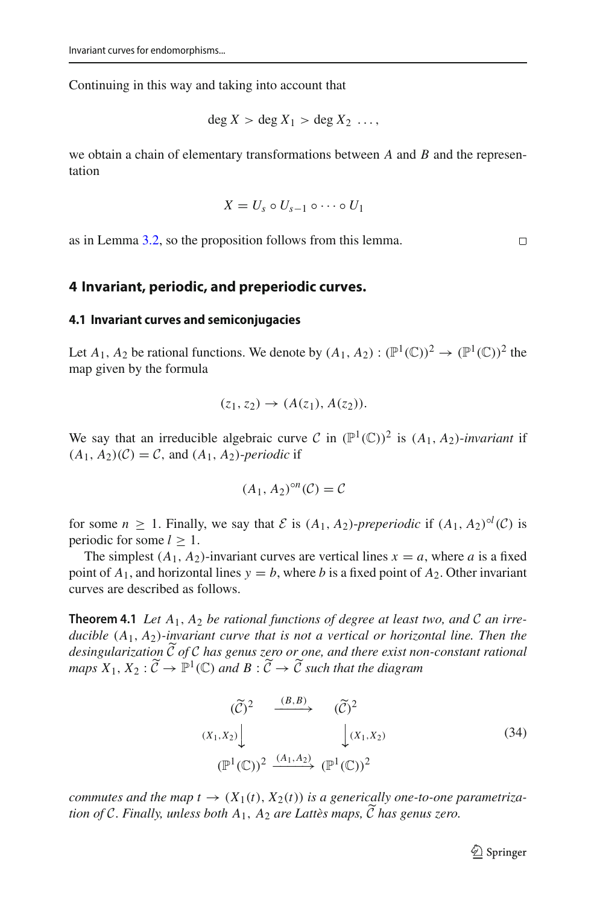Continuing in this way and taking into account that

$$\deg X > \deg X_1 > \deg X_2 \ \dots,$$

we obtain a chain of elementary transformations between $A$ and $B$ and the representation

$$X = U_s \circ U_{s-1} \circ \cdots \circ U_1$$

as in Lemma 3.2, so the proposition follows from this lemma. $\square$

## 4 Invariant, periodic, and preperiodic curves.

### 4.1 Invariant curves and semiconjugacies

Let $A_1$, $A_2$ be rational functions. We denote by $(A_1, A_2) : (\mathbb{P}^1(\mathbb{C}))^2 \to (\mathbb{P}^1(\mathbb{C}))^2$ the map given by the formula

$$(z_1, z_2) \to (A(z_1), A(z_2)).$$

We say that an irreducible algebraic curve $\mathcal{C}$ in $(\mathbb{P}^1(\mathbb{C}))^2$ is $(A_1, A_2)$-*invariant* if $(A_1, A_2)(\mathcal{C}) = \mathcal{C}$, and $(A_1, A_2)$-*periodic* if

$$(A_1, A_2)^{\circ n}(\mathcal{C}) = \mathcal{C}$$

for some $n \geq 1$. Finally, we say that $\mathcal{E}$ is $(A_1, A_2)$-*preperiodic* if $(A_1, A_2)^{\circ l}(\mathcal{C})$ is periodic for some $l \geq 1$.

The simplest $(A_1, A_2)$-invariant curves are vertical lines $x = a$, where $a$ is a fixed point of $A_1$, and horizontal lines $y = b$, where $b$ is a fixed point of $A_2$. Other invariant curves are described as follows.

**Theorem 4.1** *Let $A_1$, $A_2$ be rational functions of degree at least two, and $\mathcal{C}$ an irreducible $(A_1, A_2)$-invariant curve that is not a vertical or horizontal line. Then the desingularization $\widetilde{\mathcal{C}}$ of $\mathcal{C}$ has genus zero or one, and there exist non-constant rational maps $X_1, X_2 : \widetilde{\mathcal{C}} \to \mathbb{P}^1(\mathbb{C})$ and $B : \widetilde{\mathcal{C}} \to \widetilde{\mathcal{C}}$ such that the diagram*

$$\begin{array}{ccc} (\widetilde{\mathcal{C}})^2 & \xrightarrow{(B,B)} & (\widetilde{\mathcal{C}})^2 \\ {\scriptstyle (X_1,X_2)}\downarrow & & \downarrow{\scriptstyle (X_1,X_2)} \\ (\mathbb{P}^1(\mathbb{C}))^2 & \xrightarrow{(A_1,A_2)} & (\mathbb{P}^1(\mathbb{C}))^2 \end{array} \tag{34}$$

*commutes and the map $t \to (X_1(t), X_2(t))$ is a generically one-to-one parametrization of $\mathcal{C}$. Finally, unless both $A_1$, $A_2$ are Lattès maps, $\widetilde{\mathcal{C}}$ has genus zero.*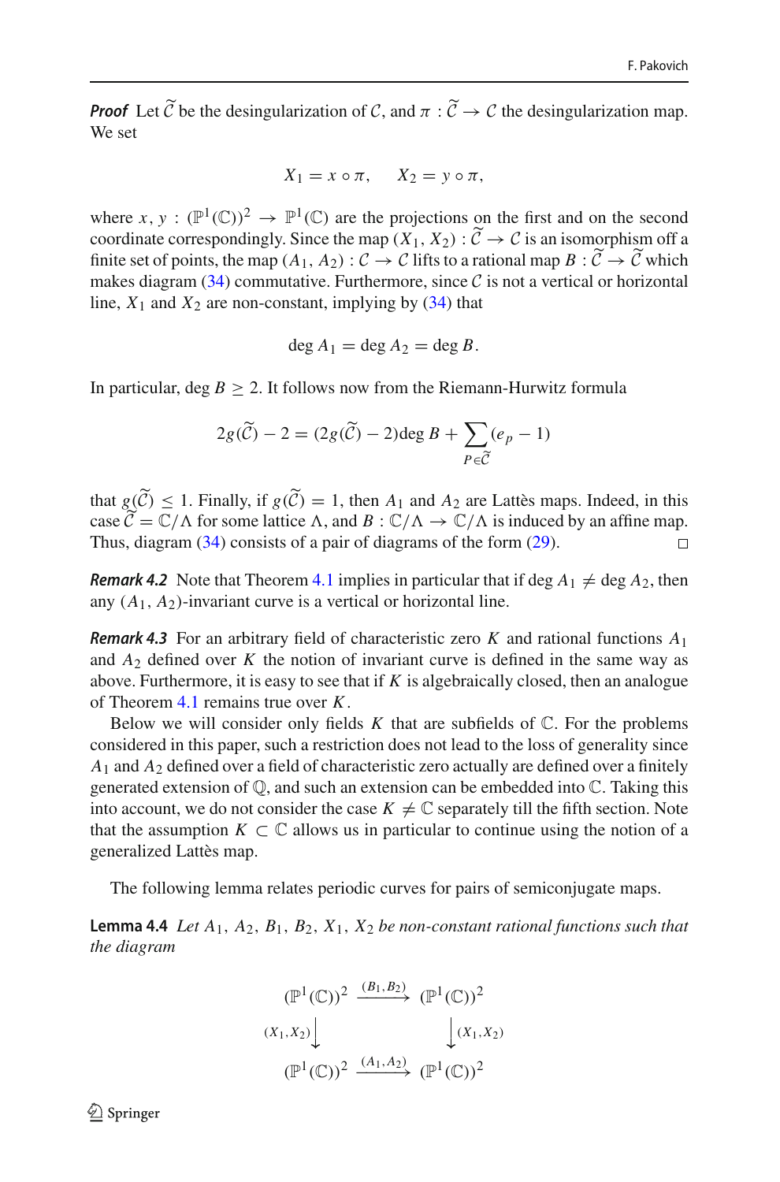***Proof*** Let $\widetilde{\mathcal{C}}$ be the desingularization of $\mathcal{C}$, and $\pi : \widetilde{\mathcal{C}} \to \mathcal{C}$ the desingularization map. We set

$$X_1 = x \circ \pi, \quad X_2 = y \circ \pi,$$

where $x, y : (\mathbb{P}^1(\mathbb{C}))^2 \to \mathbb{P}^1(\mathbb{C})$ are the projections on the first and on the second coordinate correspondingly. Since the map $(X_1, X_2) : \widetilde{\mathcal{C}} \to \mathcal{C}$ is an isomorphism off a finite set of points, the map $(A_1, A_2) : \mathcal{C} \to \mathcal{C}$ lifts to a rational map $B : \widetilde{\mathcal{C}} \to \widetilde{\mathcal{C}}$ which makes diagram (34) commutative. Furthermore, since $\mathcal{C}$ is not a vertical or horizontal line, $X_1$ and $X_2$ are non-constant, implying by (34) that

$$\deg A_1 = \deg A_2 = \deg B.$$

In particular, $\deg B \geq 2$. It follows now from the Riemann-Hurwitz formula

$$2g(\widetilde{\mathcal{C}}) - 2 = (2g(\widetilde{\mathcal{C}}) - 2)\deg B + \sum_{P \in \widetilde{\mathcal{C}}} (e_p - 1)$$

that $g(\widetilde{\mathcal{C}}) \leq 1$. Finally, if $g(\widetilde{\mathcal{C}}) = 1$, then $A_1$ and $A_2$ are Lattès maps. Indeed, in this case $\widetilde{\mathcal{C}} = \mathbb{C}/\Lambda$ for some lattice $\Lambda$, and $B : \mathbb{C}/\Lambda \to \mathbb{C}/\Lambda$ is induced by an affine map. Thus, diagram (34) consists of a pair of diagrams of the form (29). □

***Remark 4.2*** Note that Theorem 4.1 implies in particular that if $\deg A_1 \neq \deg A_2$, then any $(A_1, A_2)$-invariant curve is a vertical or horizontal line.

***Remark 4.3*** For an arbitrary field of characteristic zero $K$ and rational functions $A_1$ and $A_2$ defined over $K$ the notion of invariant curve is defined in the same way as above. Furthermore, it is easy to see that if $K$ is algebraically closed, then an analogue of Theorem 4.1 remains true over $K$.

Below we will consider only fields $K$ that are subfields of $\mathbb{C}$. For the problems considered in this paper, such a restriction does not lead to the loss of generality since $A_1$ and $A_2$ defined over a field of characteristic zero actually are defined over a finitely generated extension of $\mathbb{Q}$, and such an extension can be embedded into $\mathbb{C}$. Taking this into account, we do not consider the case $K \neq \mathbb{C}$ separately till the fifth section. Note that the assumption $K \subset \mathbb{C}$ allows us in particular to continue using the notion of a generalized Lattès map.

The following lemma relates periodic curves for pairs of semiconjugate maps.

**Lemma 4.4** *Let $A_1, A_2, B_1, B_2, X_1, X_2$ be non-constant rational functions such that the diagram*

$$\begin{array}{ccc}
(\mathbb{P}^1(\mathbb{C}))^2 & \xrightarrow{(B_1, B_2)} & (\mathbb{P}^1(\mathbb{C}))^2 \\
{\scriptstyle (X_1, X_2)}\downarrow & & \downarrow{\scriptstyle (X_1, X_2)} \\
(\mathbb{P}^1(\mathbb{C}))^2 & \xrightarrow{(A_1, A_2)} & (\mathbb{P}^1(\mathbb{C}))^2
\end{array}$$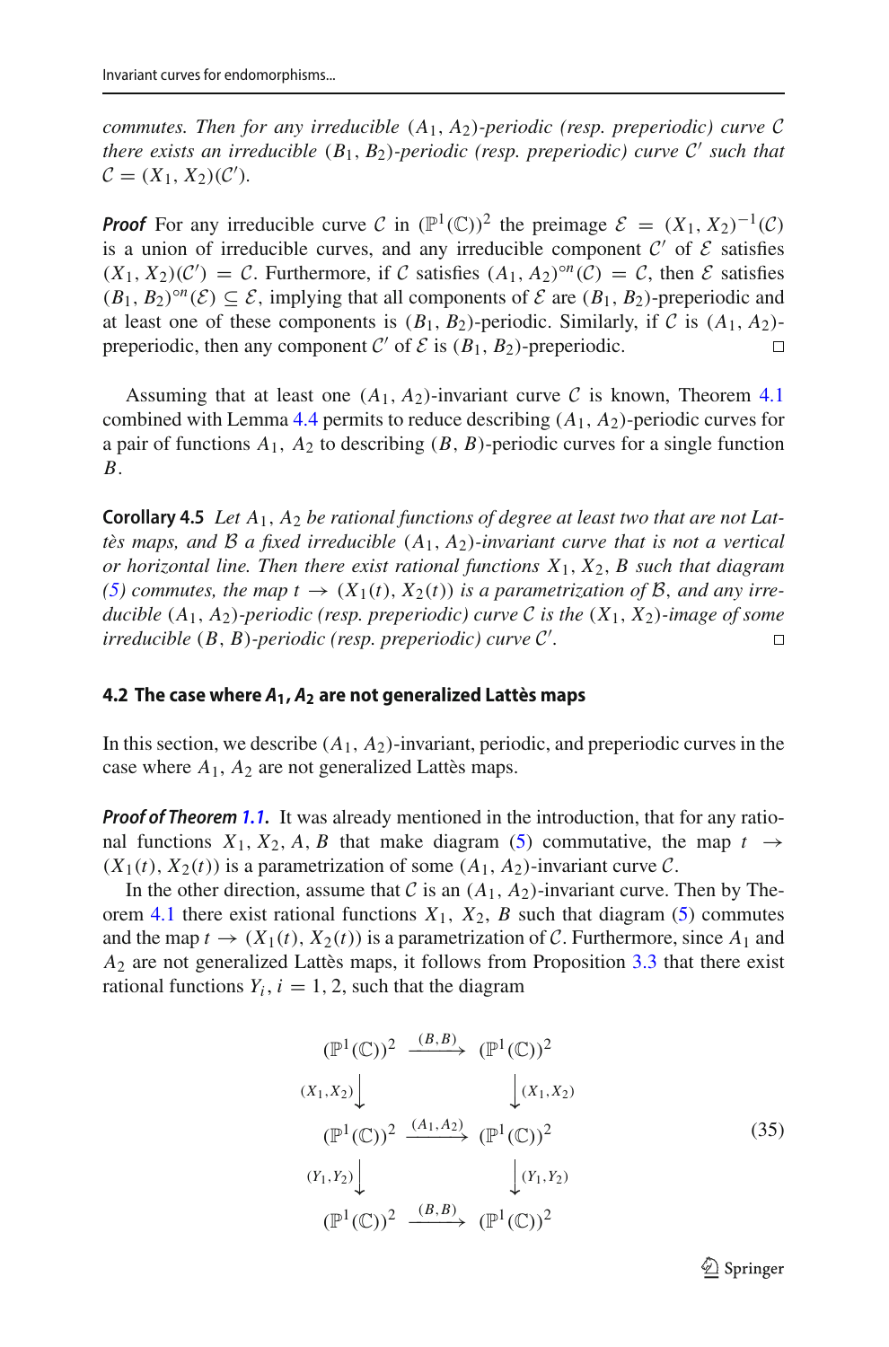*commutes. Then for any irreducible $(A_1, A_2)$-periodic (resp. preperiodic) curve $\mathcal{C}$ there exists an irreducible $(B_1, B_2)$-periodic (resp. preperiodic) curve $\mathcal{C}'$ such that $\mathcal{C} = (X_1, X_2)(\mathcal{C}')$.*

***Proof*** For any irreducible curve $\mathcal{C}$ in $(\mathbb{P}^1(\mathbb{C}))^2$ the preimage $\mathcal{E} = (X_1, X_2)^{-1}(\mathcal{C})$ is a union of irreducible curves, and any irreducible component $\mathcal{C}'$ of $\mathcal{E}$ satisfies $(X_1, X_2)(\mathcal{C}') = \mathcal{C}$. Furthermore, if $\mathcal{C}$ satisfies $(A_1, A_2)^{\circ n}(\mathcal{C}) = \mathcal{C}$, then $\mathcal{E}$ satisfies $(B_1, B_2)^{\circ n}(\mathcal{E}) \subseteq \mathcal{E}$, implying that all components of $\mathcal{E}$ are $(B_1, B_2)$-preperiodic and at least one of these components is $(B_1, B_2)$-periodic. Similarly, if $\mathcal{C}$ is $(A_1, A_2)$-preperiodic, then any component $\mathcal{C}'$ of $\mathcal{E}$ is $(B_1, B_2)$-preperiodic. □

Assuming that at least one $(A_1, A_2)$-invariant curve $\mathcal{C}$ is known, Theorem 4.1 combined with Lemma 4.4 permits to reduce describing $(A_1, A_2)$-periodic curves for a pair of functions $A_1$, $A_2$ to describing $(B, B)$-periodic curves for a single function $B$.

**Corollary 4.5** *Let $A_1$, $A_2$ be rational functions of degree at least two that are not Lattès maps, and $\mathcal{B}$ a fixed irreducible $(A_1, A_2)$-invariant curve that is not a vertical or horizontal line. Then there exist rational functions $X_1$, $X_2$, $B$ such that diagram (5) commutes, the map $t \to (X_1(t), X_2(t))$ is a parametrization of $\mathcal{B}$, and any irreducible $(A_1, A_2)$-periodic (resp. preperiodic) curve $\mathcal{C}$ is the $(X_1, X_2)$-image of some irreducible $(B, B)$-periodic (resp. preperiodic) curve $\mathcal{C}'$.* □

### 4.2 The case where $A_1, A_2$ are not generalized Lattès maps

In this section, we describe $(A_1, A_2)$-invariant, periodic, and preperiodic curves in the case where $A_1$, $A_2$ are not generalized Lattès maps.

***Proof of Theorem 1.1.*** It was already mentioned in the introduction, that for any rational functions $X_1, X_2, A, B$ that make diagram (5) commutative, the map $t \to (X_1(t), X_2(t))$ is a parametrization of some $(A_1, A_2)$-invariant curve $\mathcal{C}$.

In the other direction, assume that $\mathcal{C}$ is an $(A_1, A_2)$-invariant curve. Then by Theorem 4.1 there exist rational functions $X_1$, $X_2$, $B$ such that diagram (5) commutes and the map $t \to (X_1(t), X_2(t))$ is a parametrization of $\mathcal{C}$. Furthermore, since $A_1$ and $A_2$ are not generalized Lattès maps, it follows from Proposition 3.3 that there exist rational functions $Y_i$, $i = 1, 2$, such that the diagram

$$
\begin{array}{ccc}
(\mathbb{P}^1(\mathbb{C}))^2 & \xrightarrow{(B,B)} & (\mathbb{P}^1(\mathbb{C}))^2 \\
{\scriptstyle (X_1,X_2)}\downarrow & & \downarrow{\scriptstyle (X_1,X_2)} \\
(\mathbb{P}^1(\mathbb{C}))^2 & \xrightarrow{(A_1,A_2)} & (\mathbb{P}^1(\mathbb{C}))^2 \\
{\scriptstyle (Y_1,Y_2)}\downarrow & & \downarrow{\scriptstyle (Y_1,Y_2)} \\
(\mathbb{P}^1(\mathbb{C}))^2 & \xrightarrow{(B,B)} & (\mathbb{P}^1(\mathbb{C}))^2
\end{array}
\tag{35}
$$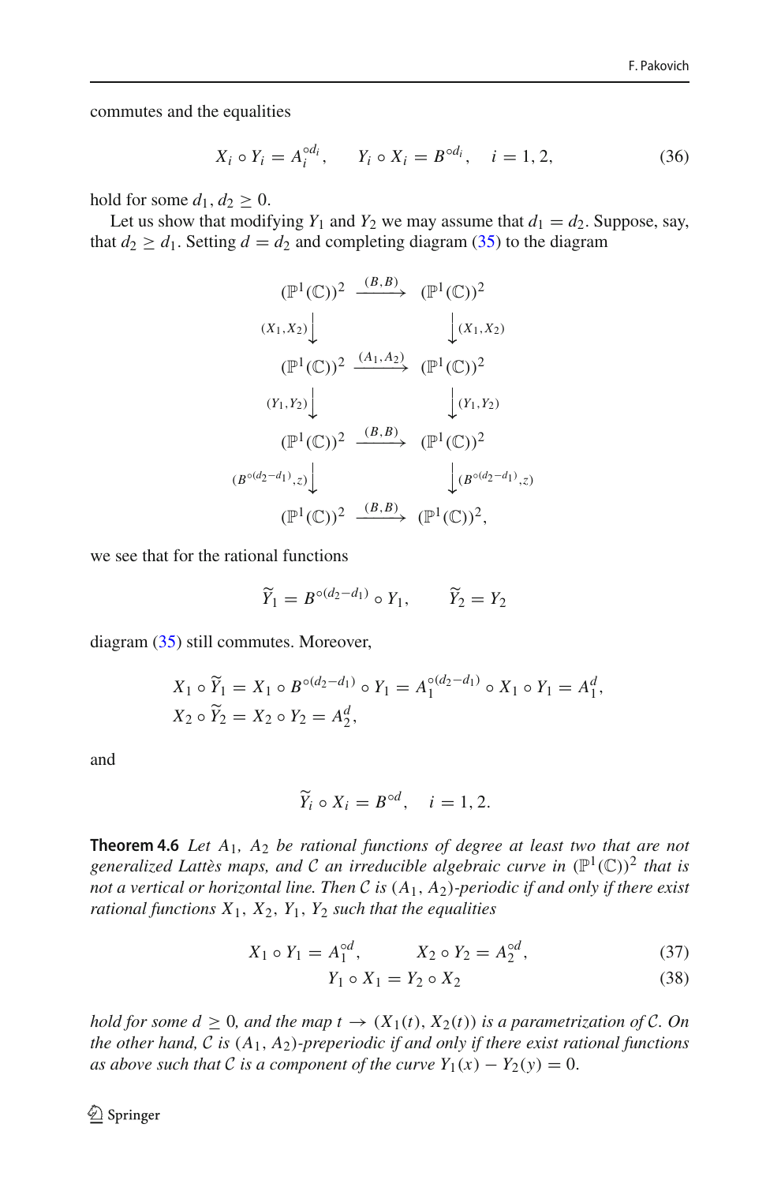commutes and the equalities

$$X_i \circ Y_i = A_i^{\circ d_i}, \qquad Y_i \circ X_i = B^{\circ d_i}, \quad i = 1, 2, \tag{36}$$

hold for some $d_1, d_2 \geq 0$.

Let us show that modifying $Y_1$ and $Y_2$ we may assume that $d_1 = d_2$. Suppose, say, that $d_2 \geq d_1$. Setting $d = d_2$ and completing diagram (35) to the diagram

$$\begin{array}{ccc}
(\mathbb{P}^1(\mathbb{C}))^2 & \xrightarrow{(B,B)} & (\mathbb{P}^1(\mathbb{C}))^2 \\
{\scriptstyle (X_1,X_2)}\downarrow & & \downarrow{\scriptstyle (X_1,X_2)} \\
(\mathbb{P}^1(\mathbb{C}))^2 & \xrightarrow{(A_1,A_2)} & (\mathbb{P}^1(\mathbb{C}))^2 \\
{\scriptstyle (Y_1,Y_2)}\downarrow & & \downarrow{\scriptstyle (Y_1,Y_2)} \\
(\mathbb{P}^1(\mathbb{C}))^2 & \xrightarrow{(B,B)} & (\mathbb{P}^1(\mathbb{C}))^2 \\
{\scriptstyle (B^{\circ(d_2-d_1)},z)}\downarrow & & \downarrow{\scriptstyle (B^{\circ(d_2-d_1)},z)} \\
(\mathbb{P}^1(\mathbb{C}))^2 & \xrightarrow{(B,B)} & (\mathbb{P}^1(\mathbb{C}))^2,
\end{array}$$

we see that for the rational functions

$$\widetilde{Y}_1 = B^{\circ(d_2-d_1)} \circ Y_1, \qquad \widetilde{Y}_2 = Y_2$$

diagram (35) still commutes. Moreover,

$$X_1 \circ \widetilde{Y}_1 = X_1 \circ B^{\circ(d_2-d_1)} \circ Y_1 = A_1^{\circ(d_2-d_1)} \circ X_1 \circ Y_1 = A_1^d,$$
$$X_2 \circ \widetilde{Y}_2 = X_2 \circ Y_2 = A_2^d,$$

and

$$\widetilde{Y}_i \circ X_i = B^{\circ d}, \quad i = 1, 2.$$

**Theorem 4.6** *Let $A_1$, $A_2$ be rational functions of degree at least two that are not generalized Lattès maps, and $\mathcal{C}$ an irreducible algebraic curve in $(\mathbb{P}^1(\mathbb{C}))^2$ that is not a vertical or horizontal line. Then $\mathcal{C}$ is $(A_1, A_2)$-periodic if and only if there exist rational functions $X_1$, $X_2$, $Y_1$, $Y_2$ such that the equalities*

$$X_1 \circ Y_1 = A_1^{\circ d}, \qquad X_2 \circ Y_2 = A_2^{\circ d}, \tag{37}$$

$$Y_1 \circ X_1 = Y_2 \circ X_2 \tag{38}$$

*hold for some $d \geq 0$, and the map $t \to (X_1(t), X_2(t))$ is a parametrization of $\mathcal{C}$. On the other hand, $\mathcal{C}$ is $(A_1, A_2)$-preperiodic if and only if there exist rational functions as above such that $\mathcal{C}$ is a component of the curve $Y_1(x) - Y_2(y) = 0$.*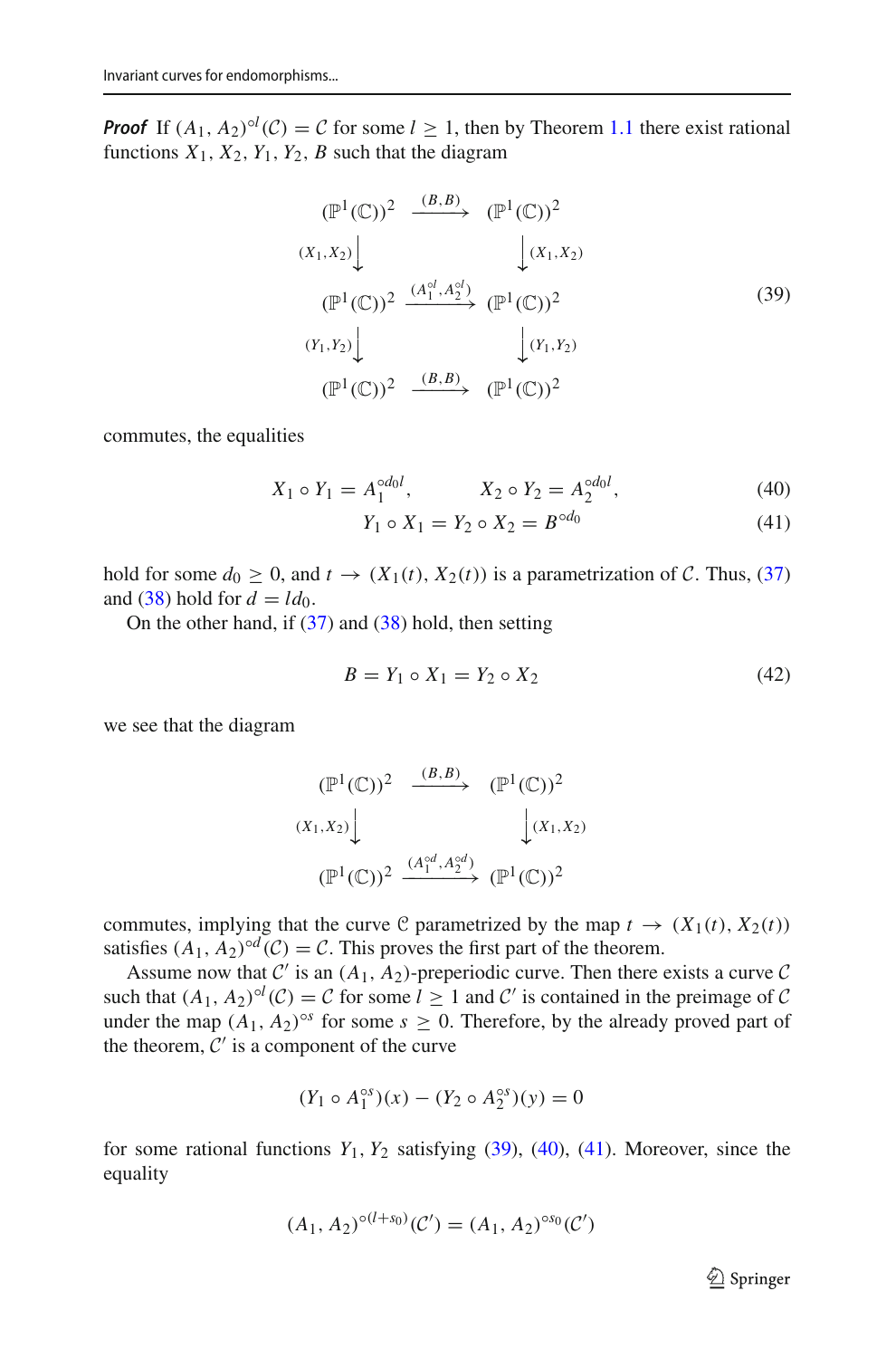***Proof*** If $(A_1, A_2)^{\circ l}(\mathcal{C}) = \mathcal{C}$ for some $l \geq 1$, then by Theorem 1.1 there exist rational functions $X_1, X_2, Y_1, Y_2, B$ such that the diagram

$$
\begin{array}{ccc}
(\mathbb{P}^1(\mathbb{C}))^2 & \xrightarrow{(B,B)} & (\mathbb{P}^1(\mathbb{C}))^2 \\
{\scriptstyle (X_1,X_2)}\downarrow & & \downarrow{\scriptstyle (X_1,X_2)} \\
(\mathbb{P}^1(\mathbb{C}))^2 & \xrightarrow{(A_1^{\circ l}, A_2^{\circ l})} & (\mathbb{P}^1(\mathbb{C}))^2 \\
{\scriptstyle (Y_1,Y_2)}\downarrow & & \downarrow{\scriptstyle (Y_1,Y_2)} \\
(\mathbb{P}^1(\mathbb{C}))^2 & \xrightarrow{(B,B)} & (\mathbb{P}^1(\mathbb{C}))^2
\end{array}
\tag{39}
$$

commutes, the equalities

$$
X_1 \circ Y_1 = A_1^{\circ d_0 l}, \qquad X_2 \circ Y_2 = A_2^{\circ d_0 l}, \tag{40}
$$

$$
Y_1 \circ X_1 = Y_2 \circ X_2 = B^{\circ d_0} \tag{41}
$$

hold for some $d_0 \geq 0$, and $t \to (X_1(t), X_2(t))$ is a parametrization of $\mathcal{C}$. Thus, (37) and (38) hold for $d = ld_0$.

On the other hand, if (37) and (38) hold, then setting

$$
B = Y_1 \circ X_1 = Y_2 \circ X_2 \tag{42}
$$

we see that the diagram

$$
\begin{array}{ccc}
(\mathbb{P}^1(\mathbb{C}))^2 & \xrightarrow{(B,B)} & (\mathbb{P}^1(\mathbb{C}))^2 \\
{\scriptstyle (X_1,X_2)}\downarrow & & \downarrow{\scriptstyle (X_1,X_2)} \\
(\mathbb{P}^1(\mathbb{C}))^2 & \xrightarrow{(A_1^{\circ d}, A_2^{\circ d})} & (\mathbb{P}^1(\mathbb{C}))^2
\end{array}
$$

commutes, implying that the curve $\mathcal{C}$ parametrized by the map $t \to (X_1(t), X_2(t))$ satisfies $(A_1, A_2)^{\circ d}(\mathcal{C}) = \mathcal{C}$. This proves the first part of the theorem.

Assume now that $\mathcal{C}'$ is an $(A_1, A_2)$-preperiodic curve. Then there exists a curve $\mathcal{C}$ such that $(A_1, A_2)^{\circ l}(\mathcal{C}) = \mathcal{C}$ for some $l \geq 1$ and $\mathcal{C}'$ is contained in the preimage of $\mathcal{C}$ under the map $(A_1, A_2)^{\circ s}$ for some $s \geq 0$. Therefore, by the already proved part of the theorem, $\mathcal{C}'$ is a component of the curve

$$
(Y_1 \circ A_1^{\circ s})(x) - (Y_2 \circ A_2^{\circ s})(y) = 0
$$

for some rational functions $Y_1, Y_2$ satisfying (39), (40), (41). Moreover, since the equality

$$
(A_1, A_2)^{\circ (l+s_0)}(\mathcal{C}') = (A_1, A_2)^{\circ s_0}(\mathcal{C}')
$$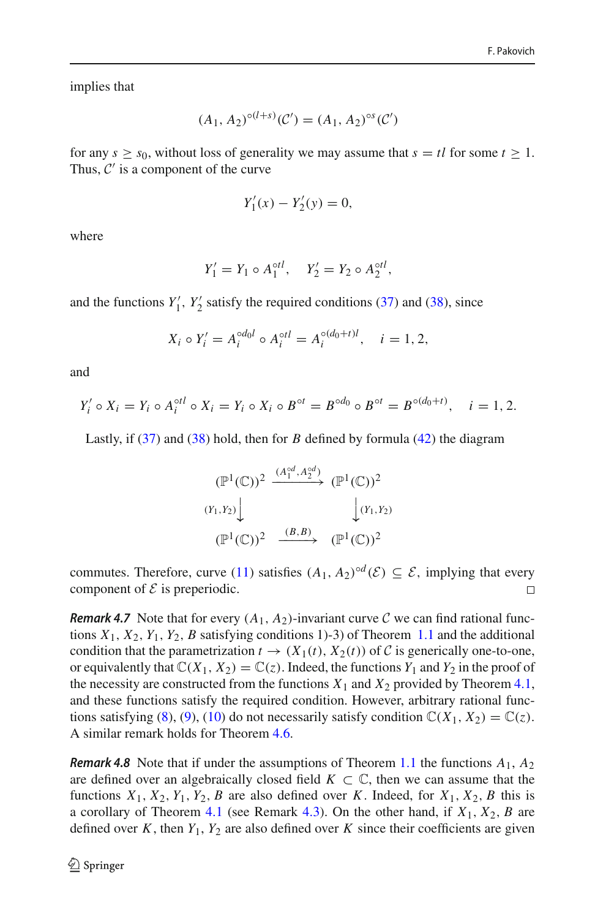implies that

$$(A_1, A_2)^{\circ(l+s)}(\mathcal{C}') = (A_1, A_2)^{\circ s}(\mathcal{C}')$$

for any $s \geq s_0$, without loss of generality we may assume that $s = tl$ for some $t \geq 1$. Thus, $\mathcal{C}'$ is a component of the curve

$$Y_1'(x) - Y_2'(y) = 0,$$

where

$$Y_1' = Y_1 \circ A_1^{\circ tl}, \quad Y_2' = Y_2 \circ A_2^{\circ tl},$$

and the functions $Y_1'$, $Y_2'$ satisfy the required conditions (37) and (38), since

$$X_i \circ Y_i' = A_i^{\circ d_0 l} \circ A_i^{\circ tl} = A_i^{\circ(d_0+t)l}, \quad i = 1, 2,$$

and

$$Y_i' \circ X_i = Y_i \circ A_i^{\circ tl} \circ X_i = Y_i \circ X_i \circ B^{\circ t} = B^{\circ d_0} \circ B^{\circ t} = B^{\circ(d_0+t)}, \quad i = 1, 2.$$

Lastly, if (37) and (38) hold, then for $B$ defined by formula (42) the diagram

$$\begin{array}{ccc}
(\mathbb{P}^1(\mathbb{C}))^2 & \xrightarrow{(A_1^{\circ d}, A_2^{\circ d})} & (\mathbb{P}^1(\mathbb{C}))^2 \\
{\scriptstyle (Y_1, Y_2)}\downarrow & & \downarrow{\scriptstyle (Y_1, Y_2)} \\
(\mathbb{P}^1(\mathbb{C}))^2 & \xrightarrow{(B, B)} & (\mathbb{P}^1(\mathbb{C}))^2
\end{array}$$

commutes. Therefore, curve (11) satisfies $(A_1, A_2)^{\circ d}(\mathcal{E}) \subseteq \mathcal{E}$, implying that every component of $\mathcal{E}$ is preperiodic. □

***Remark 4.7*** Note that for every $(A_1, A_2)$-invariant curve $\mathcal{C}$ we can find rational functions $X_1, X_2, Y_1, Y_2, B$ satisfying conditions 1)-3) of Theorem 1.1 and the additional condition that the parametrization $t \to (X_1(t), X_2(t))$ of $\mathcal{C}$ is generically one-to-one, or equivalently that $\mathbb{C}(X_1, X_2) = \mathbb{C}(z)$. Indeed, the functions $Y_1$ and $Y_2$ in the proof of the necessity are constructed from the functions $X_1$ and $X_2$ provided by Theorem 4.1, and these functions satisfy the required condition. However, arbitrary rational functions satisfying (8), (9), (10) do not necessarily satisfy condition $\mathbb{C}(X_1, X_2) = \mathbb{C}(z)$. A similar remark holds for Theorem 4.6.

***Remark 4.8*** Note that if under the assumptions of Theorem 1.1 the functions $A_1$, $A_2$ are defined over an algebraically closed field $K \subset \mathbb{C}$, then we can assume that the functions $X_1, X_2, Y_1, Y_2, B$ are also defined over $K$. Indeed, for $X_1, X_2, B$ this is a corollary of Theorem 4.1 (see Remark 4.3). On the other hand, if $X_1, X_2, B$ are defined over $K$, then $Y_1, Y_2$ are also defined over $K$ since their coefficients are given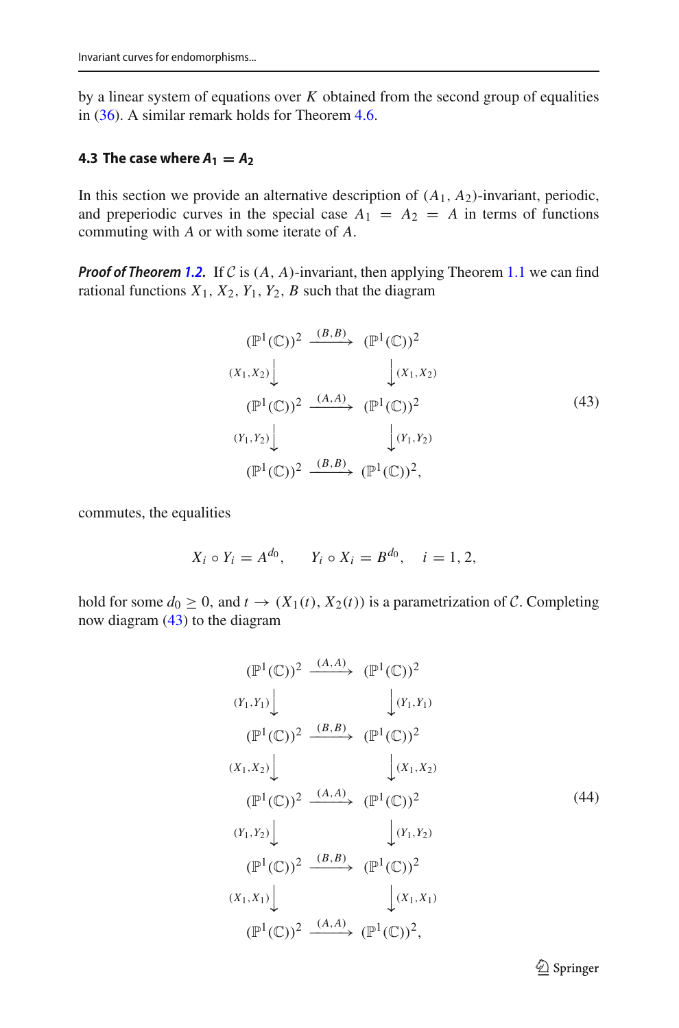by a linear system of equations over $K$ obtained from the second group of equalities in (36). A similar remark holds for Theorem 4.6.

### 4.3 The case where $A_1 = A_2$

In this section we provide an alternative description of $(A_1, A_2)$-invariant, periodic, and preperiodic curves in the special case $A_1 = A_2 = A$ in terms of functions commuting with $A$ or with some iterate of $A$.

***Proof of Theorem 1.2.*** If $\mathcal{C}$ is $(A, A)$-invariant, then applying Theorem 1.1 we can find rational functions $X_1, X_2, Y_1, Y_2, B$ such that the diagram

$$
\begin{array}{ccc}
(\mathbb{P}^1(\mathbb{C}))^2 & \xrightarrow{(B,B)} & (\mathbb{P}^1(\mathbb{C}))^2 \\
{\scriptstyle (X_1,X_2)}\downarrow & & \downarrow{\scriptstyle (X_1,X_2)} \\
(\mathbb{P}^1(\mathbb{C}))^2 & \xrightarrow{(A,A)} & (\mathbb{P}^1(\mathbb{C}))^2 \\
{\scriptstyle (Y_1,Y_2)}\downarrow & & \downarrow{\scriptstyle (Y_1,Y_2)} \\
(\mathbb{P}^1(\mathbb{C}))^2 & \xrightarrow{(B,B)} & (\mathbb{P}^1(\mathbb{C}))^2,
\end{array}
\tag{43}
$$

commutes, the equalities

$$
X_i \circ Y_i = A^{d_0}, \qquad Y_i \circ X_i = B^{d_0}, \quad i = 1, 2,
$$

hold for some $d_0 \geq 0$, and $t \to (X_1(t), X_2(t))$ is a parametrization of $\mathcal{C}$. Completing now diagram (43) to the diagram

$$
\begin{array}{ccc}
(\mathbb{P}^1(\mathbb{C}))^2 & \xrightarrow{(A,A)} & (\mathbb{P}^1(\mathbb{C}))^2 \\
{\scriptstyle (Y_1,Y_1)}\downarrow & & \downarrow{\scriptstyle (Y_1,Y_1)} \\
(\mathbb{P}^1(\mathbb{C}))^2 & \xrightarrow{(B,B)} & (\mathbb{P}^1(\mathbb{C}))^2 \\
{\scriptstyle (X_1,X_2)}\downarrow & & \downarrow{\scriptstyle (X_1,X_2)} \\
(\mathbb{P}^1(\mathbb{C}))^2 & \xrightarrow{(A,A)} & (\mathbb{P}^1(\mathbb{C}))^2 \\
{\scriptstyle (Y_1,Y_2)}\downarrow & & \downarrow{\scriptstyle (Y_1,Y_2)} \\
(\mathbb{P}^1(\mathbb{C}))^2 & \xrightarrow{(B,B)} & (\mathbb{P}^1(\mathbb{C}))^2 \\
{\scriptstyle (X_1,X_1)}\downarrow & & \downarrow{\scriptstyle (X_1,X_1)} \\
(\mathbb{P}^1(\mathbb{C}))^2 & \xrightarrow{(A,A)} & (\mathbb{P}^1(\mathbb{C}))^2,
\end{array}
\tag{44}
$$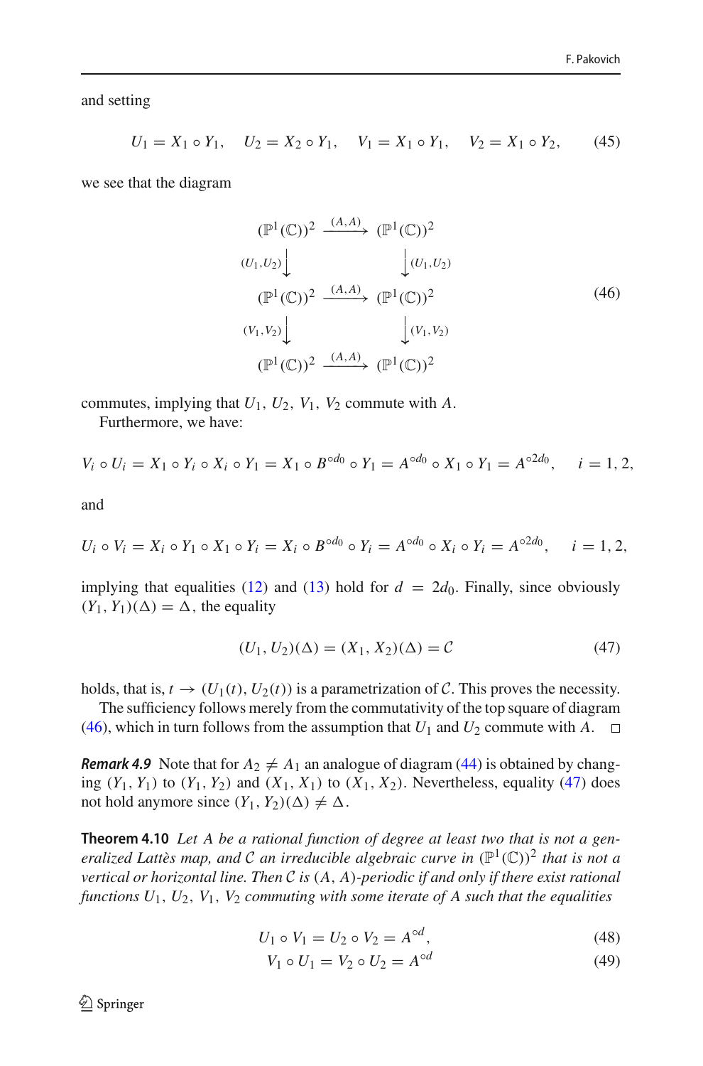and setting

$$U_1 = X_1 \circ Y_1, \quad U_2 = X_2 \circ Y_1, \quad V_1 = X_1 \circ Y_1, \quad V_2 = X_1 \circ Y_2, \tag{45}$$

we see that the diagram

$$\begin{array}{ccc} (\mathbb{P}^1(\mathbb{C}))^2 & \xrightarrow{(A,A)} & (\mathbb{P}^1(\mathbb{C}))^2 \\ {\scriptstyle (U_1,U_2)}\downarrow & & \downarrow{\scriptstyle (U_1,U_2)} \\ (\mathbb{P}^1(\mathbb{C}))^2 & \xrightarrow{(A,A)} & (\mathbb{P}^1(\mathbb{C}))^2 \\ {\scriptstyle (V_1,V_2)}\downarrow & & \downarrow{\scriptstyle (V_1,V_2)} \\ (\mathbb{P}^1(\mathbb{C}))^2 & \xrightarrow{(A,A)} & (\mathbb{P}^1(\mathbb{C}))^2 \end{array} \tag{46}$$

commutes, implying that $U_1$, $U_2$, $V_1$, $V_2$ commute with $A$.

Furthermore, we have:

$$V_i \circ U_i = X_1 \circ Y_i \circ X_i \circ Y_1 = X_1 \circ B^{\circ d_0} \circ Y_1 = A^{\circ d_0} \circ X_1 \circ Y_1 = A^{\circ 2d_0}, \quad i = 1, 2,$$

and

$$U_i \circ V_i = X_i \circ Y_1 \circ X_1 \circ Y_i = X_i \circ B^{\circ d_0} \circ Y_i = A^{\circ d_0} \circ X_i \circ Y_i = A^{\circ 2d_0}, \quad i = 1, 2,$$

implying that equalities (12) and (13) hold for $d = 2d_0$. Finally, since obviously $(Y_1, Y_1)(\Delta) = \Delta$, the equality

$$(U_1, U_2)(\Delta) = (X_1, X_2)(\Delta) = \mathcal{C} \tag{47}$$

holds, that is, $t \to (U_1(t), U_2(t))$ is a parametrization of $\mathcal{C}$. This proves the necessity.

The sufficiency follows merely from the commutativity of the top square of diagram (46), which in turn follows from the assumption that $U_1$ and $U_2$ commute with $A$. □

***Remark 4.9*** Note that for $A_2 \neq A_1$ an analogue of diagram (44) is obtained by changing $(Y_1, Y_1)$ to $(Y_1, Y_2)$ and $(X_1, X_1)$ to $(X_1, X_2)$. Nevertheless, equality (47) does not hold anymore since $(Y_1, Y_2)(\Delta) \neq \Delta$.

**Theorem 4.10** *Let $A$ be a rational function of degree at least two that is not a generalized Lattès map, and $\mathcal{C}$ an irreducible algebraic curve in $(\mathbb{P}^1(\mathbb{C}))^2$ that is not a vertical or horizontal line. Then $\mathcal{C}$ is $(A, A)$-periodic if and only if there exist rational functions $U_1$, $U_2$, $V_1$, $V_2$ commuting with some iterate of $A$ such that the equalities*

$$U_1 \circ V_1 = U_2 \circ V_2 = A^{\circ d}, \tag{48}$$

$$V_1 \circ U_1 = V_2 \circ U_2 = A^{\circ d} \tag{49}$$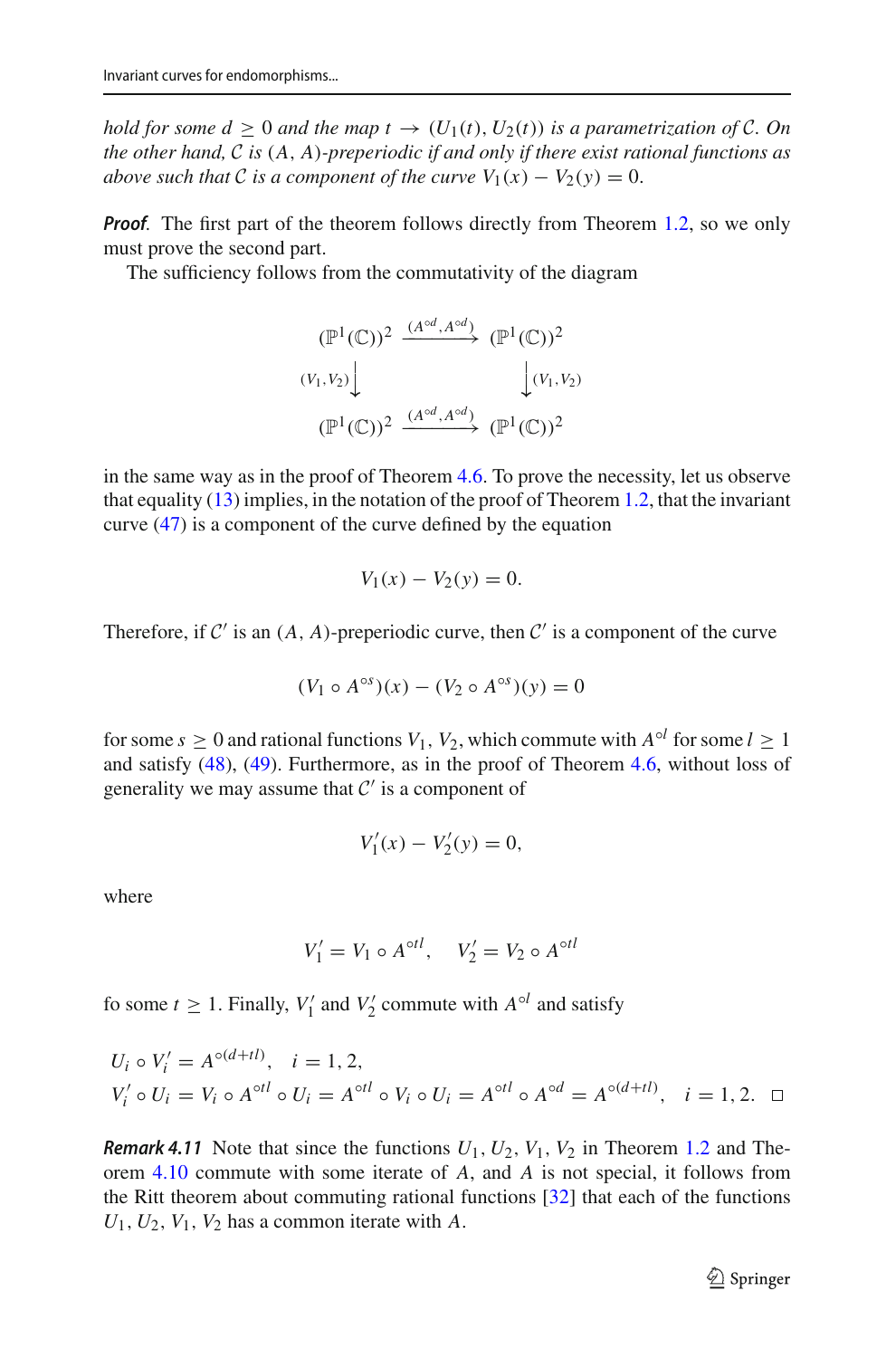*hold for some $d \geq 0$ and the map $t \to (U_1(t), U_2(t))$ is a parametrization of $\mathcal{C}$. On the other hand, $\mathcal{C}$ is $(A, A)$-preperiodic if and only if there exist rational functions as above such that $\mathcal{C}$ is a component of the curve $V_1(x) - V_2(y) = 0$.*

***Proof*.** The first part of the theorem follows directly from Theorem 1.2, so we only must prove the second part.

The sufficiency follows from the commutativity of the diagram

$$
\begin{array}{ccc}
(\mathbb{P}^1(\mathbb{C}))^2 & \xrightarrow{(A^{\circ d}, A^{\circ d})} & (\mathbb{P}^1(\mathbb{C}))^2 \\
{\scriptstyle (V_1, V_2)}\big\downarrow & & \big\downarrow{\scriptstyle (V_1, V_2)} \\
(\mathbb{P}^1(\mathbb{C}))^2 & \xrightarrow{(A^{\circ d}, A^{\circ d})} & (\mathbb{P}^1(\mathbb{C}))^2
\end{array}
$$

in the same way as in the proof of Theorem 4.6. To prove the necessity, let us observe that equality (13) implies, in the notation of the proof of Theorem 1.2, that the invariant curve (47) is a component of the curve defined by the equation

$$V_1(x) - V_2(y) = 0.$$

Therefore, if $\mathcal{C}'$ is an $(A, A)$-preperiodic curve, then $\mathcal{C}'$ is a component of the curve

$$(V_1 \circ A^{\circ s})(x) - (V_2 \circ A^{\circ s})(y) = 0$$

for some $s \geq 0$ and rational functions $V_1, V_2$, which commute with $A^{\circ l}$ for some $l \geq 1$ and satisfy (48), (49). Furthermore, as in the proof of Theorem 4.6, without loss of generality we may assume that $\mathcal{C}'$ is a component of

$$V_1'(x) - V_2'(y) = 0,$$

where

$$V_1' = V_1 \circ A^{\circ tl}, \quad V_2' = V_2 \circ A^{\circ tl}$$

fo some $t \geq 1$. Finally, $V_1'$ and $V_2'$ commute with $A^{\circ l}$ and satisfy

$$
\begin{aligned}
&U_i \circ V_i' = A^{\circ(d+tl)}, \quad i = 1, 2, \\
&V_i' \circ U_i = V_i \circ A^{\circ tl} \circ U_i = A^{\circ tl} \circ V_i \circ U_i = A^{\circ tl} \circ A^{\circ d} = A^{\circ(d+tl)}, \quad i = 1, 2. \quad \square
\end{aligned}
$$

***Remark 4.11*** Note that since the functions $U_1, U_2, V_1, V_2$ in Theorem 1.2 and Theorem 4.10 commute with some iterate of $A$, and $A$ is not special, it follows from the Ritt theorem about commuting rational functions [32] that each of the functions $U_1, U_2, V_1, V_2$ has a common iterate with $A$.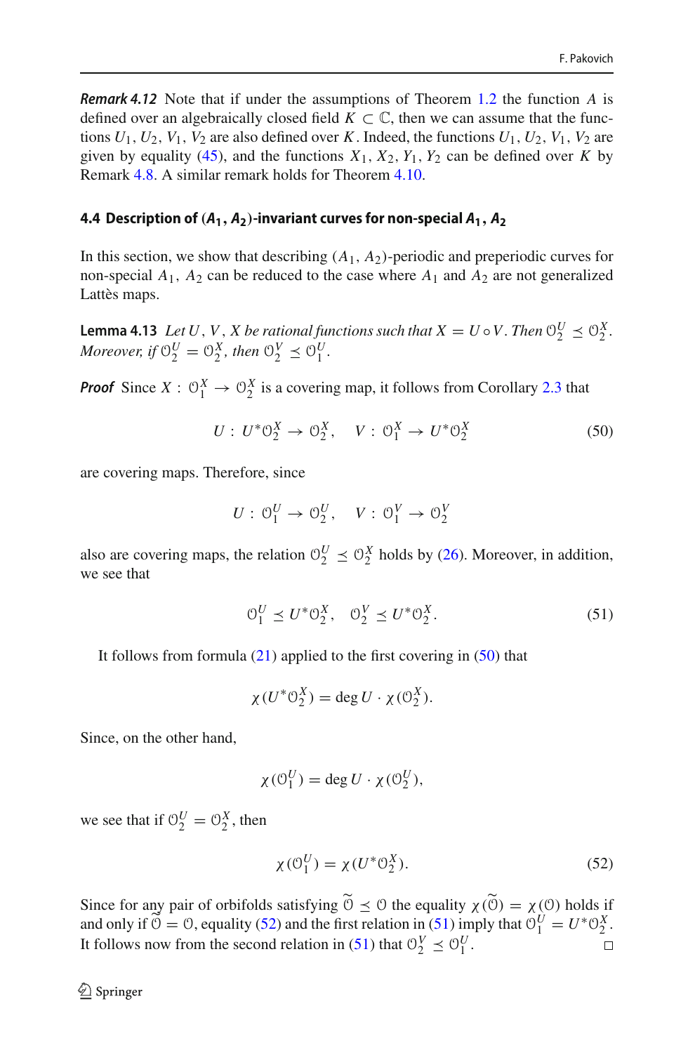***Remark 4.12*** Note that if under the assumptions of Theorem 1.2 the function $A$ is defined over an algebraically closed field $K \subset \mathbb{C}$, then we can assume that the functions $U_1, U_2, V_1, V_2$ are also defined over $K$. Indeed, the functions $U_1, U_2, V_1, V_2$ are given by equality (45), and the functions $X_1, X_2, Y_1, Y_2$ can be defined over $K$ by Remark 4.8. A similar remark holds for Theorem 4.10.

#### 4.4 Description of $(A_1, A_2)$-invariant curves for non-special $A_1, A_2$

In this section, we show that describing $(A_1, A_2)$-periodic and preperiodic curves for non-special $A_1, A_2$ can be reduced to the case where $A_1$ and $A_2$ are not generalized Lattès maps.

**Lemma 4.13** *Let $U, V, X$ be rational functions such that $X = U \circ V$. Then $\mathcal{O}_2^U \preceq \mathcal{O}_2^X$. Moreover, if $\mathcal{O}_2^U = \mathcal{O}_2^X$, then $\mathcal{O}_2^V \preceq \mathcal{O}_1^U$.*

***Proof*** Since $X : \mathcal{O}_1^X \to \mathcal{O}_2^X$ is a covering map, it follows from Corollary 2.3 that

$$U : U^*\mathcal{O}_2^X \to \mathcal{O}_2^X, \quad V : \mathcal{O}_1^X \to U^*\mathcal{O}_2^X \tag{50}$$

are covering maps. Therefore, since

$$U : \mathcal{O}_1^U \to \mathcal{O}_2^U, \quad V : \mathcal{O}_1^V \to \mathcal{O}_2^V$$

also are covering maps, the relation $\mathcal{O}_2^U \preceq \mathcal{O}_2^X$ holds by (26). Moreover, in addition, we see that

$$\mathcal{O}_1^U \preceq U^*\mathcal{O}_2^X, \quad \mathcal{O}_2^V \preceq U^*\mathcal{O}_2^X. \tag{51}$$

It follows from formula (21) applied to the first covering in (50) that

$$\chi(U^*\mathcal{O}_2^X) = \deg U \cdot \chi(\mathcal{O}_2^X).$$

Since, on the other hand,

$$\chi(\mathcal{O}_1^U) = \deg U \cdot \chi(\mathcal{O}_2^U),$$

we see that if $\mathcal{O}_2^U = \mathcal{O}_2^X$, then

$$\chi(\mathcal{O}_1^U) = \chi(U^*\mathcal{O}_2^X). \tag{52}$$

Since for any pair of orbifolds satisfying $\widetilde{\mathcal{O}} \preceq \mathcal{O}$ the equality $\chi(\widetilde{\mathcal{O}}) = \chi(\mathcal{O})$ holds if and only if $\widetilde{\mathcal{O}} = \mathcal{O}$, equality (52) and the first relation in (51) imply that $\mathcal{O}_1^U = U^*\mathcal{O}_2^X$. It follows now from the second relation in (51) that $\mathcal{O}_2^V \preceq \mathcal{O}_1^U$. □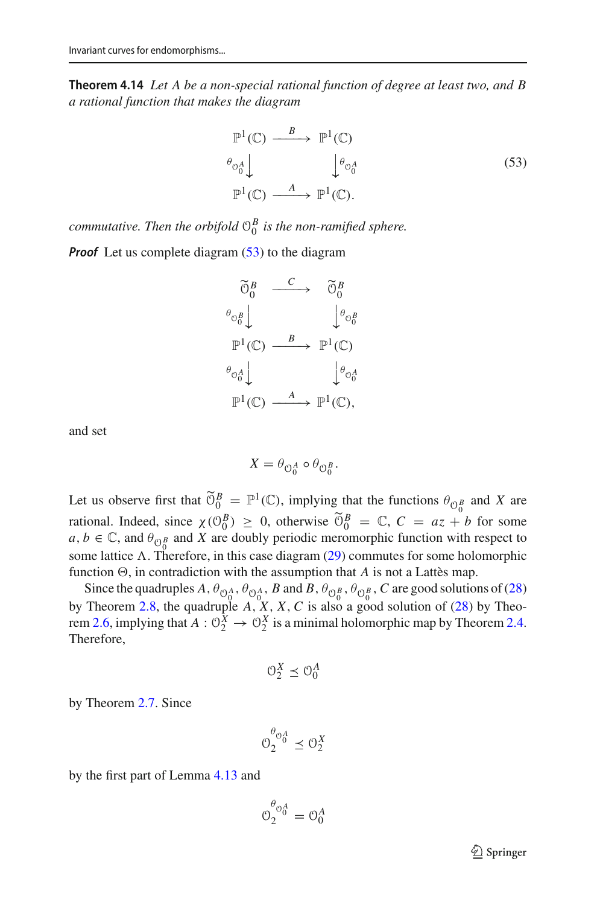**Theorem 4.14** *Let $A$ be a non-special rational function of degree at least two, and $B$ a rational function that makes the diagram*

$$\begin{array}{ccc} \mathbb{P}^1(\mathbb{C}) & \xrightarrow{\ B\ } & \mathbb{P}^1(\mathbb{C}) \\ \theta_{\mathcal{O}_0^A}\big\downarrow & & \big\downarrow\theta_{\mathcal{O}_0^A} \\ \mathbb{P}^1(\mathbb{C}) & \xrightarrow{\ A\ } & \mathbb{P}^1(\mathbb{C}). \end{array} \tag{53}$$

*commutative. Then the orbifold $\mathcal{O}_0^B$ is the non-ramified sphere.*

***Proof*** Let us complete diagram (53) to the diagram

$$\begin{array}{ccc} \widetilde{\mathcal{O}}_0^B & \xrightarrow{\ C\ } & \widetilde{\mathcal{O}}_0^B \\ \theta_{\mathcal{O}_0^B}\big\downarrow & & \big\downarrow\theta_{\mathcal{O}_0^B} \\ \mathbb{P}^1(\mathbb{C}) & \xrightarrow{\ B\ } & \mathbb{P}^1(\mathbb{C}) \\ \theta_{\mathcal{O}_0^A}\big\downarrow & & \big\downarrow\theta_{\mathcal{O}_0^A} \\ \mathbb{P}^1(\mathbb{C}) & \xrightarrow{\ A\ } & \mathbb{P}^1(\mathbb{C}), \end{array}$$

and set

$$X = \theta_{\mathcal{O}_0^A} \circ \theta_{\mathcal{O}_0^B}.$$

Let us observe first that $\widetilde{\mathcal{O}}_0^B = \mathbb{P}^1(\mathbb{C})$, implying that the functions $\theta_{\mathcal{O}_0^B}$ and $X$ are rational. Indeed, since $\chi(\mathcal{O}_0^B) \geq 0$, otherwise $\widetilde{\mathcal{O}}_0^B = \mathbb{C}$, $C = az + b$ for some $a, b \in \mathbb{C}$, and $\theta_{\mathcal{O}_0^B}$ and $X$ are doubly periodic meromorphic function with respect to some lattice $\Lambda$. Therefore, in this case diagram (29) commutes for some holomorphic function $\Theta$, in contradiction with the assumption that $A$ is not a Lattès map.

Since the quadruples $A, \theta_{\mathcal{O}_0^A}, \theta_{\mathcal{O}_0^A}, B$ and $B, \theta_{\mathcal{O}_0^B}, \theta_{\mathcal{O}_0^B}, C$ are good solutions of (28) by Theorem 2.8, the quadruple $A, X, X, C$ is also a good solution of (28) by Theorem 2.6, implying that $A : \mathcal{O}_2^X \rightarrow \mathcal{O}_2^X$ is a minimal holomorphic map by Theorem 2.4. Therefore,

$$\mathcal{O}_2^X \preceq \mathcal{O}_0^A$$

by Theorem 2.7. Since

$$\mathcal{O}_2^{\theta_{\mathcal{O}_0^A}} \preceq \mathcal{O}_2^X$$

by the first part of Lemma 4.13 and

$$\mathcal{O}_2^{\theta_{\mathcal{O}_0^A}} = \mathcal{O}_0^A$$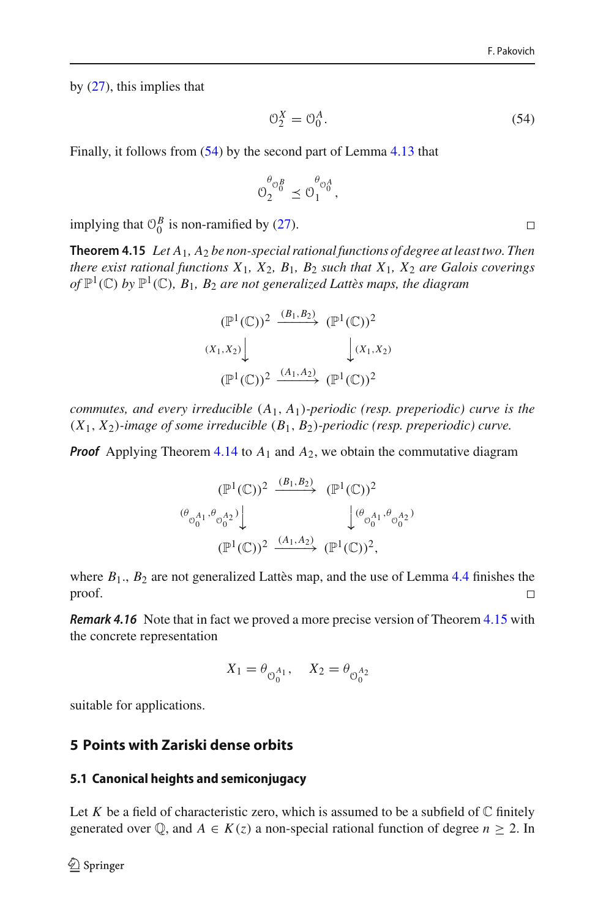by (27), this implies that

$$\mathcal{O}_2^X = \mathcal{O}_0^A. \tag{54}$$

Finally, it follows from (54) by the second part of Lemma 4.13 that

$$\mathcal{O}_2^{\theta_{\mathcal{O}_0^B}} \preceq \mathcal{O}_1^{\theta_{\mathcal{O}_0^A}},$$

implying that $\mathcal{O}_0^B$ is non-ramified by (27). ◻

**Theorem 4.15** *Let $A_1$, $A_2$ be non-special rational functions of degree at least two. Then there exist rational functions $X_1$, $X_2$, $B_1$, $B_2$ such that $X_1$, $X_2$ are Galois coverings of $\mathbb{P}^1(\mathbb{C})$ by $\mathbb{P}^1(\mathbb{C})$, $B_1$, $B_2$ are not generalized Lattès maps, the diagram*

$$\begin{array}{ccc}
(\mathbb{P}^1(\mathbb{C}))^2 & \xrightarrow{(B_1,B_2)} & (\mathbb{P}^1(\mathbb{C}))^2 \\
{\scriptstyle (X_1,X_2)}\downarrow & & \downarrow{\scriptstyle (X_1,X_2)} \\
(\mathbb{P}^1(\mathbb{C}))^2 & \xrightarrow{(A_1,A_2)} & (\mathbb{P}^1(\mathbb{C}))^2
\end{array}$$

*commutes, and every irreducible $(A_1, A_1)$-periodic (resp. preperiodic) curve is the $(X_1, X_2)$-image of some irreducible $(B_1, B_2)$-periodic (resp. preperiodic) curve.*

***Proof*** Applying Theorem 4.14 to $A_1$ and $A_2$, we obtain the commutative diagram

$$\begin{array}{ccc}
(\mathbb{P}^1(\mathbb{C}))^2 & \xrightarrow{(B_1,B_2)} & (\mathbb{P}^1(\mathbb{C}))^2 \\
{\scriptstyle (\theta_{\mathcal{O}_0^{A_1}},\theta_{\mathcal{O}_0^{A_2}})}\downarrow & & \downarrow{\scriptstyle (\theta_{\mathcal{O}_0^{A_1}},\theta_{\mathcal{O}_0^{A_2}})} \\
(\mathbb{P}^1(\mathbb{C}))^2 & \xrightarrow{(A_1,A_2)} & (\mathbb{P}^1(\mathbb{C}))^2,
\end{array}$$

where $B_1$., $B_2$ are not generalized Lattès map, and the use of Lemma 4.4 finishes the proof. ◻

***Remark 4.16*** Note that in fact we proved a more precise version of Theorem 4.15 with the concrete representation

$$X_1 = \theta_{\mathcal{O}_0^{A_1}}, \quad X_2 = \theta_{\mathcal{O}_0^{A_2}}$$

suitable for applications.

## 5 Points with Zariski dense orbits

### 5.1 Canonical heights and semiconjugacy

Let $K$ be a field of characteristic zero, which is assumed to be a subfield of $\mathbb{C}$ finitely generated over $\mathbb{Q}$, and $A \in K(z)$ a non-special rational function of degree $n \geq 2$. In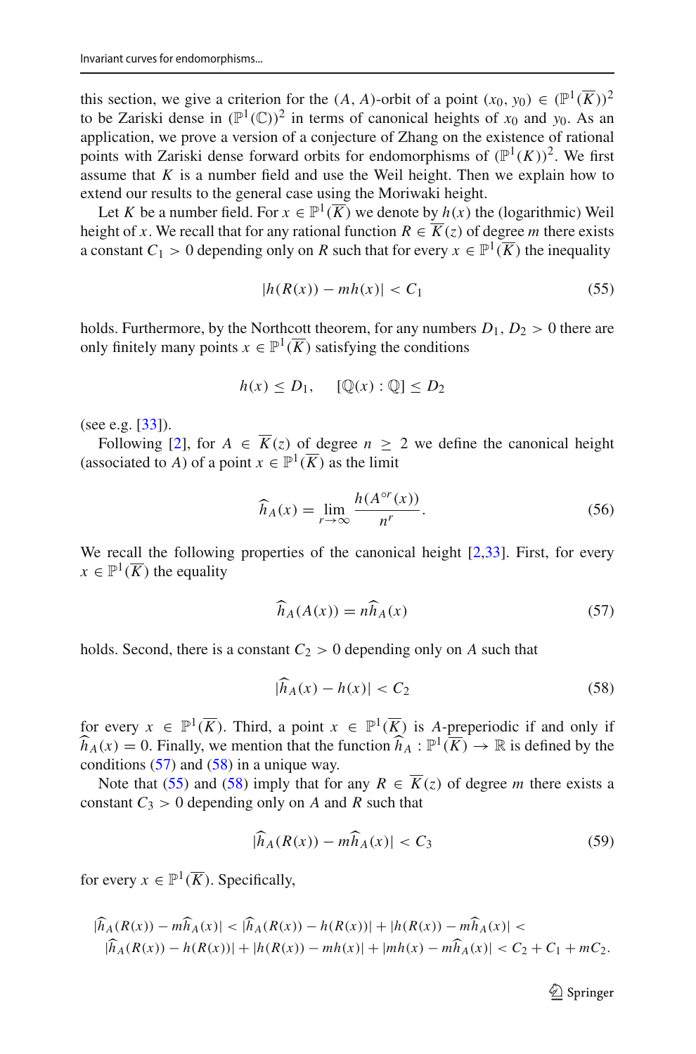this section, we give a criterion for the $(A, A)$-orbit of a point $(x_0, y_0) \in (\mathbb{P}^1(\overline{K}))^2$ to be Zariski dense in $(\mathbb{P}^1(\mathbb{C}))^2$ in terms of canonical heights of $x_0$ and $y_0$. As an application, we prove a version of a conjecture of Zhang on the existence of rational points with Zariski dense forward orbits for endomorphisms of $(\mathbb{P}^1(K))^2$. We first assume that $K$ is a number field and use the Weil height. Then we explain how to extend our results to the general case using the Moriwaki height.

Let $K$ be a number field. For $x \in \mathbb{P}^1(\overline{K})$ we denote by $h(x)$ the (logarithmic) Weil height of $x$. We recall that for any rational function $R \in \overline{K}(z)$ of degree $m$ there exists a constant $C_1 > 0$ depending only on $R$ such that for every $x \in \mathbb{P}^1(\overline{K})$ the inequality

$$|h(R(x)) - mh(x)| < C_1 \tag{55}$$

holds. Furthermore, by the Northcott theorem, for any numbers $D_1, D_2 > 0$ there are only finitely many points $x \in \mathbb{P}^1(\overline{K})$ satisfying the conditions

$$h(x) \le D_1, \quad [\mathbb{Q}(x) : \mathbb{Q}] \le D_2$$

(see e.g. [33]).

Following [2], for $A \in \overline{K}(z)$ of degree $n \geq 2$ we define the canonical height (associated to $A$) of a point $x \in \mathbb{P}^1(\overline{K})$ as the limit

$$\widehat{h}_A(x) = \lim_{r \to \infty} \frac{h(A^{\circ r}(x))}{n^r}. \tag{56}$$

We recall the following properties of the canonical height [2,33]. First, for every $x \in \mathbb{P}^1(\overline{K})$ the equality

$$\widehat{h}_A(A(x)) = n\widehat{h}_A(x) \tag{57}$$

holds. Second, there is a constant $C_2 > 0$ depending only on $A$ such that

$$|\widehat{h}_A(x) - h(x)| < C_2 \tag{58}$$

for every $x \in \mathbb{P}^1(\overline{K})$. Third, a point $x \in \mathbb{P}^1(\overline{K})$ is $A$-preperiodic if and only if $\widehat{h}_A(x) = 0$. Finally, we mention that the function $\widehat{h}_A : \mathbb{P}^1(\overline{K}) \to \mathbb{R}$ is defined by the conditions (57) and (58) in a unique way.

Note that (55) and (58) imply that for any $R \in \overline{K}(z)$ of degree $m$ there exists a constant $C_3 > 0$ depending only on $A$ and $R$ such that

$$|\widehat{h}_A(R(x)) - m\widehat{h}_A(x)| < C_3 \tag{59}$$

for every $x \in \mathbb{P}^1(\overline{K})$. Specifically,

$$|\widehat{h}_A(R(x)) - m\widehat{h}_A(x)| < |\widehat{h}_A(R(x)) - h(R(x))| + |h(R(x)) - m\widehat{h}_A(x)| <$$
$$|\widehat{h}_A(R(x)) - h(R(x))| + |h(R(x)) - mh(x)| + |mh(x) - m\widehat{h}_A(x)| < C_2 + C_1 + mC_2.$$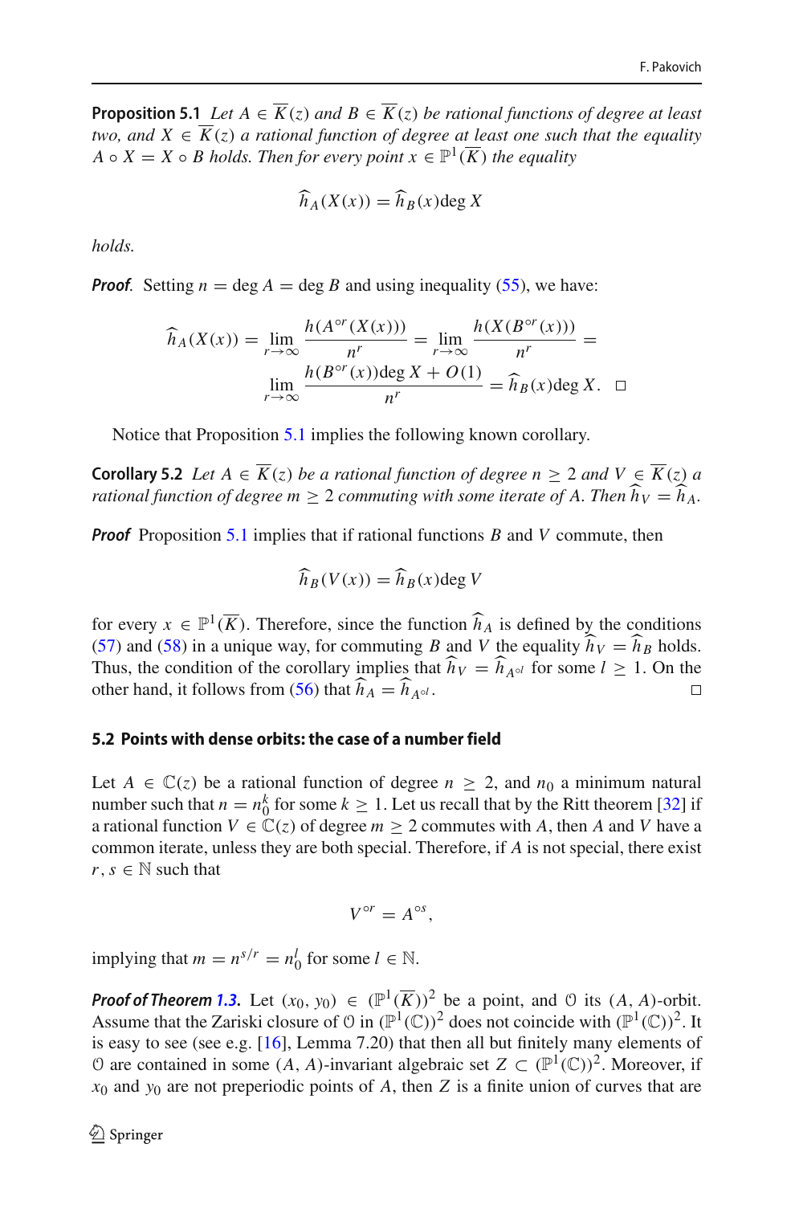**Proposition 5.1** *Let $A \in \overline{K}(z)$ and $B \in \overline{K}(z)$ be rational functions of degree at least two, and $X \in \overline{K}(z)$ a rational function of degree at least one such that the equality $A \circ X = X \circ B$ holds. Then for every point $x \in \mathbb{P}^1(\overline{K})$ the equality*

$$\widehat{h}_A(X(x)) = \widehat{h}_B(x) \deg X$$

*holds.*

***Proof***. Setting $n = \deg A = \deg B$ and using inequality (55), we have:

$$\widehat{h}_A(X(x)) = \lim_{r \to \infty} \frac{h(A^{\circ r}(X(x)))}{n^r} = \lim_{r \to \infty} \frac{h(X(B^{\circ r}(x)))}{n^r} =$$
$$\lim_{r \to \infty} \frac{h(B^{\circ r}(x)) \deg X + O(1)}{n^r} = \widehat{h}_B(x) \deg X. \quad \square$$

Notice that Proposition 5.1 implies the following known corollary.

**Corollary 5.2** *Let $A \in \overline{K}(z)$ be a rational function of degree $n \geq 2$ and $V \in \overline{K}(z)$ a rational function of degree $m \geq 2$ commuting with some iterate of $A$. Then $\widehat{h}_V = \widehat{h}_A$.*

***Proof*** Proposition 5.1 implies that if rational functions $B$ and $V$ commute, then

$$\widehat{h}_B(V(x)) = \widehat{h}_B(x) \deg V$$

for every $x \in \mathbb{P}^1(\overline{K})$. Therefore, since the function $\widehat{h}_A$ is defined by the conditions (57) and (58) in a unique way, for commuting $B$ and $V$ the equality $\widehat{h}_V = \widehat{h}_B$ holds. Thus, the condition of the corollary implies that $\widehat{h}_V = \widehat{h}_{A^{\circ l}}$ for some $l \geq 1$. On the other hand, it follows from (56) that $\widehat{h}_A = \widehat{h}_{A^{\circ l}}$. $\square$

### 5.2 Points with dense orbits: the case of a number field

Let $A \in \mathbb{C}(z)$ be a rational function of degree $n \geq 2$, and $n_0$ a minimum natural number such that $n = n_0^k$ for some $k \geq 1$. Let us recall that by the Ritt theorem [32] if a rational function $V \in \mathbb{C}(z)$ of degree $m \geq 2$ commutes with $A$, then $A$ and $V$ have a common iterate, unless they are both special. Therefore, if $A$ is not special, there exist $r, s \in \mathbb{N}$ such that

$$V^{\circ r} = A^{\circ s},$$

implying that $m = n^{s/r} = n_0^l$ for some $l \in \mathbb{N}$.

***Proof of Theorem 1.3.*** Let $(x_0, y_0) \in (\mathbb{P}^1(\overline{K}))^2$ be a point, and $\mathcal{O}$ its $(A, A)$-orbit. Assume that the Zariski closure of $\mathcal{O}$ in $(\mathbb{P}^1(\mathbb{C}))^2$ does not coincide with $(\mathbb{P}^1(\mathbb{C}))^2$. It is easy to see (see e.g. [16], Lemma 7.20) that then all but finitely many elements of $\mathcal{O}$ are contained in some $(A, A)$-invariant algebraic set $Z \subset (\mathbb{P}^1(\mathbb{C}))^2$. Moreover, if $x_0$ and $y_0$ are not preperiodic points of $A$, then $Z$ is a finite union of curves that are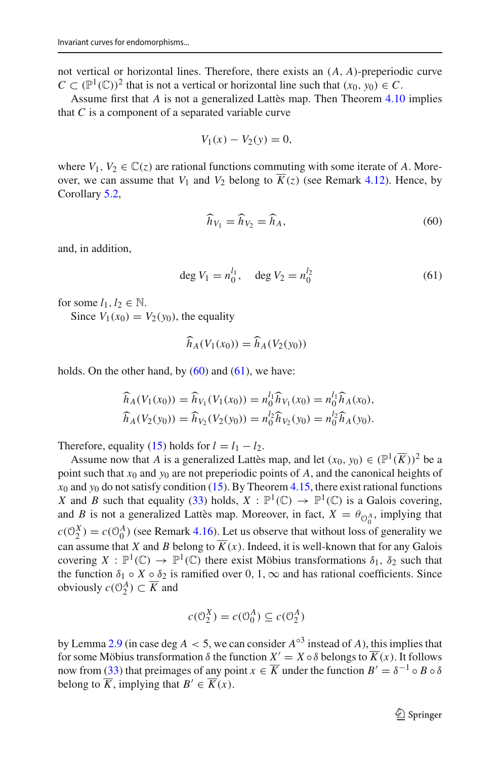not vertical or horizontal lines. Therefore, there exists an $(A, A)$-preperiodic curve $C \subset (\mathbb{P}^1(\mathbb{C}))^2$ that is not a vertical or horizontal line such that $(x_0, y_0) \in C$.

Assume first that $A$ is not a generalized Lattès map. Then Theorem 4.10 implies that $C$ is a component of a separated variable curve

$$V_1(x) - V_2(y) = 0,$$

where $V_1, V_2 \in \mathbb{C}(z)$ are rational functions commuting with some iterate of $A$. Moreover, we can assume that $V_1$ and $V_2$ belong to $\overline{K}(z)$ (see Remark 4.12). Hence, by Corollary 5.2,

$$\widehat{h}_{V_1} = \widehat{h}_{V_2} = \widehat{h}_A, \tag{60}$$

and, in addition,

$$\deg V_1 = n_0^{l_1}, \quad \deg V_2 = n_0^{l_2} \tag{61}$$

for some $l_1, l_2 \in \mathbb{N}$.

Since $V_1(x_0) = V_2(y_0)$, the equality

$$\widehat{h}_A(V_1(x_0)) = \widehat{h}_A(V_2(y_0))$$

holds. On the other hand, by (60) and (61), we have:

$$\widehat{h}_A(V_1(x_0)) = \widehat{h}_{V_1}(V_1(x_0)) = n_0^{l_1}\widehat{h}_{V_1}(x_0) = n_0^{l_1}\widehat{h}_A(x_0),$$
$$\widehat{h}_A(V_2(y_0)) = \widehat{h}_{V_2}(V_2(y_0)) = n_0^{l_2}\widehat{h}_{V_2}(y_0) = n_0^{l_2}\widehat{h}_A(y_0).$$

Therefore, equality (15) holds for $l = l_1 - l_2$.

Assume now that $A$ is a generalized Lattès map, and let $(x_0, y_0) \in (\mathbb{P}^1(\overline{K}))^2$ be a point such that $x_0$ and $y_0$ are not preperiodic points of $A$, and the canonical heights of $x_0$ and $y_0$ do not satisfy condition (15). By Theorem 4.15, there exist rational functions $X$ and $B$ such that equality (33) holds, $X : \mathbb{P}^1(\mathbb{C}) \to \mathbb{P}^1(\mathbb{C})$ is a Galois covering, and $B$ is not a generalized Lattès map. Moreover, in fact, $X = \theta_{\mathcal{O}_0^A}$, implying that $c(\mathcal{O}_2^X) = c(\mathcal{O}_0^A)$ (see Remark 4.16). Let us observe that without loss of generality we can assume that $X$ and $B$ belong to $\overline{K}(x)$. Indeed, it is well-known that for any Galois covering $X : \mathbb{P}^1(\mathbb{C}) \to \mathbb{P}^1(\mathbb{C})$ there exist Möbius transformations $\delta_1, \delta_2$ such that the function $\delta_1 \circ X \circ \delta_2$ is ramified over $0, 1, \infty$ and has rational coefficients. Since obviously $c(\mathcal{O}_2^A) \subset \overline{K}$ and

$$c(\mathcal{O}_2^X) = c(\mathcal{O}_0^A) \subseteq c(\mathcal{O}_2^A)$$

by Lemma 2.9 (in case $\deg A < 5$, we can consider $A^{\circ 3}$ instead of $A$), this implies that for some Möbius transformation $\delta$ the function $X' = X \circ \delta$ belongs to $\overline{K}(x)$. It follows now from (33) that preimages of any point $x \in \overline{K}$ under the function $B' = \delta^{-1} \circ B \circ \delta$ belong to $\overline{K}$, implying that $B' \in \overline{K}(x)$.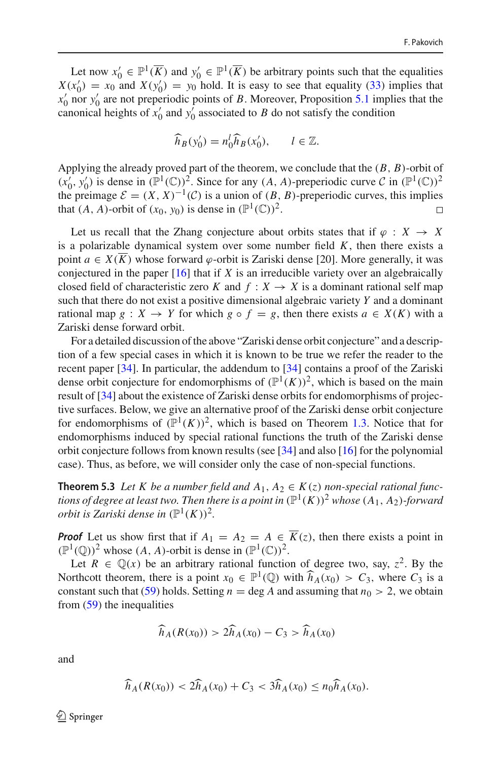Let now $x_0' \in \mathbb{P}^1(\overline{K})$ and $y_0' \in \mathbb{P}^1(\overline{K})$ be arbitrary points such that the equalities $X(x_0') = x_0$ and $X(y_0') = y_0$ hold. It is easy to see that equality (33) implies that $x_0'$ nor $y_0'$ are not preperiodic points of $B$. Moreover, Proposition 5.1 implies that the canonical heights of $x_0'$ and $y_0'$ associated to $B$ do not satisfy the condition

$$\widehat{h}_B(y_0') = n_0^l \widehat{h}_B(x_0'), \qquad l \in \mathbb{Z}.$$

Applying the already proved part of the theorem, we conclude that the $(B, B)$-orbit of $(x_0', y_0')$ is dense in $(\mathbb{P}^1(\mathbb{C}))^2$. Since for any $(A, A)$-preperiodic curve $\mathcal{C}$ in $(\mathbb{P}^1(\mathbb{C}))^2$ the preimage $\mathcal{E} = (X, X)^{-1}(\mathcal{C})$ is a union of $(B, B)$-preperiodic curves, this implies that $(A, A)$-orbit of $(x_0, y_0)$ is dense in $(\mathbb{P}^1(\mathbb{C}))^2$. □

Let us recall that the Zhang conjecture about orbits states that if $\varphi : X \to X$ is a polarizable dynamical system over some number field $K$, then there exists a point $a \in X(\overline{K})$ whose forward $\varphi$-orbit is Zariski dense [20]. More generally, it was conjectured in the paper [16] that if $X$ is an irreducible variety over an algebraically closed field of characteristic zero $K$ and $f : X \to X$ is a dominant rational self map such that there do not exist a positive dimensional algebraic variety $Y$ and a dominant rational map $g : X \to Y$ for which $g \circ f = g$, then there exists $a \in X(K)$ with a Zariski dense forward orbit.

For a detailed discussion of the above "Zariski dense orbit conjecture" and a description of a few special cases in which it is known to be true we refer the reader to the recent paper [34]. In particular, the addendum to [34] contains a proof of the Zariski dense orbit conjecture for endomorphisms of $(\mathbb{P}^1(K))^2$, which is based on the main result of [34] about the existence of Zariski dense orbits for endomorphisms of projective surfaces. Below, we give an alternative proof of the Zariski dense orbit conjecture for endomorphisms of $(\mathbb{P}^1(K))^2$, which is based on Theorem 1.3. Notice that for endomorphisms induced by special rational functions the truth of the Zariski dense orbit conjecture follows from known results (see [34] and also [16] for the polynomial case). Thus, as before, we will consider only the case of non-special functions.

**Theorem 5.3** *Let $K$ be a number field and $A_1, A_2 \in K(z)$ non-special rational functions of degree at least two. Then there is a point in $(\mathbb{P}^1(K))^2$ whose $(A_1, A_2)$-forward orbit is Zariski dense in $(\mathbb{P}^1(K))^2$.*

***Proof*** Let us show first that if $A_1 = A_2 = A \in \overline{K}(z)$, then there exists a point in $(\mathbb{P}^1(\mathbb{Q}))^2$ whose $(A, A)$-orbit is dense in $(\mathbb{P}^1(\mathbb{C}))^2$.

Let $R \in \mathbb{Q}(x)$ be an arbitrary rational function of degree two, say, $z^2$. By the Northcott theorem, there is a point $x_0 \in \mathbb{P}^1(\mathbb{Q})$ with $\widehat{h}_A(x_0) > C_3$, where $C_3$ is a constant such that (59) holds. Setting $n = \deg A$ and assuming that $n_0 > 2$, we obtain from (59) the inequalities

$$\widehat{h}_A(R(x_0)) > 2\widehat{h}_A(x_0) - C_3 > \widehat{h}_A(x_0)$$

and

$$\widehat{h}_A(R(x_0)) < 2\widehat{h}_A(x_0) + C_3 < 3\widehat{h}_A(x_0) \le n_0 \widehat{h}_A(x_0).$$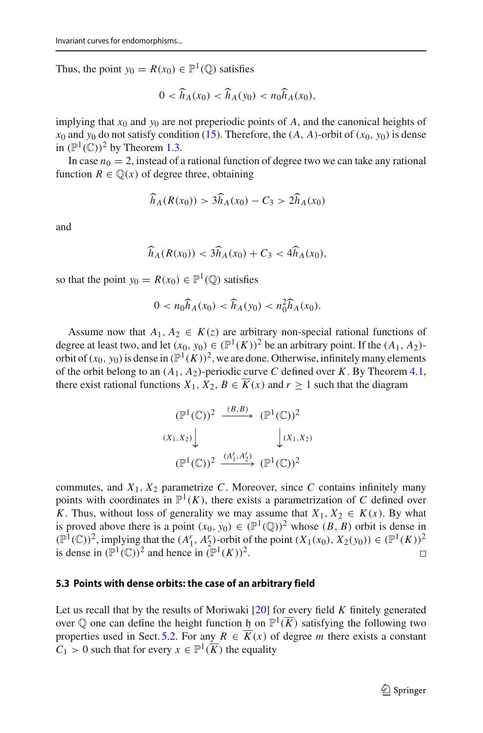Thus, the point $y_0 = R(x_0) \in \mathbb{P}^1(\mathbb{Q})$ satisfies

$$0 < \widehat{h}_A(x_0) < \widehat{h}_A(y_0) < n_0 \widehat{h}_A(x_0),$$

implying that $x_0$ and $y_0$ are not preperiodic points of $A$, and the canonical heights of $x_0$ and $y_0$ do not satisfy condition (15). Therefore, the $(A, A)$-orbit of $(x_0, y_0)$ is dense in $(\mathbb{P}^1(\mathbb{C}))^2$ by Theorem 1.3.

In case $n_0 = 2$, instead of a rational function of degree two we can take any rational function $R \in \mathbb{Q}(x)$ of degree three, obtaining

$$\widehat{h}_A(R(x_0)) > 3\widehat{h}_A(x_0) - C_3 > 2\widehat{h}_A(x_0)$$

and

$$\widehat{h}_A(R(x_0)) < 3\widehat{h}_A(x_0) + C_3 < 4\widehat{h}_A(x_0),$$

so that the point $y_0 = R(x_0) \in \mathbb{P}^1(\mathbb{Q})$ satisfies

$$0 < n_0 \widehat{h}_A(x_0) < \widehat{h}_A(y_0) < n_0^2 \widehat{h}_A(x_0).$$

Assume now that $A_1, A_2 \in K(z)$ are arbitrary non-special rational functions of degree at least two, and let $(x_0, y_0) \in (\mathbb{P}^1(K))^2$ be an arbitrary point. If the $(A_1, A_2)$-orbit of $(x_0, y_0)$ is dense in $(\mathbb{P}^1(K))^2$, we are done. Otherwise, infinitely many elements of the orbit belong to an $(A_1, A_2)$-periodic curve $C$ defined over $K$. By Theorem 4.1, there exist rational functions $X_1, X_2, B \in \overline{K}(x)$ and $r \geq 1$ such that the diagram

$$\begin{array}{ccc}
(\mathbb{P}^1(\mathbb{C}))^2 & \xrightarrow{(B,B)} & (\mathbb{P}^1(\mathbb{C}))^2 \\
\Big\downarrow{\scriptstyle (X_1,X_2)} & & \Big\downarrow{\scriptstyle (X_1,X_2)} \\
(\mathbb{P}^1(\mathbb{C}))^2 & \xrightarrow{(A_1^r, A_2^r)} & (\mathbb{P}^1(\mathbb{C}))^2
\end{array}$$

commutes, and $X_1, X_2$ parametrize $C$. Moreover, since $C$ contains infinitely many points with coordinates in $\mathbb{P}^1(K)$, there exists a parametrization of $C$ defined over $K$. Thus, without loss of generality we may assume that $X_1, X_2 \in K(x)$. By what is proved above there is a point $(x_0, y_0) \in (\mathbb{P}^1(\mathbb{Q}))^2$ whose $(B, B)$ orbit is dense in $(\mathbb{P}^1(\mathbb{C}))^2$, implying that the $(A_1^r, A_2^r)$-orbit of the point $(X_1(x_0), X_2(y_0)) \in (\mathbb{P}^1(K))^2$ is dense in $(\mathbb{P}^1(\mathbb{C}))^2$ and hence in $(\mathbb{P}^1(K))^2$. $\square$

### 5.3 Points with dense orbits: the case of an arbitrary field

Let us recall that by the results of Moriwaki [20] for every field $K$ finitely generated over $\mathbb{Q}$ one can define the height function $\mathfrak{h}$ on $\mathbb{P}^1(\overline{K})$ satisfying the following two properties used in Sect. 5.2. For any $R \in \overline{K}(x)$ of degree $m$ there exists a constant $C_1 > 0$ such that for every $x \in \mathbb{P}^1(\overline{K})$ the equality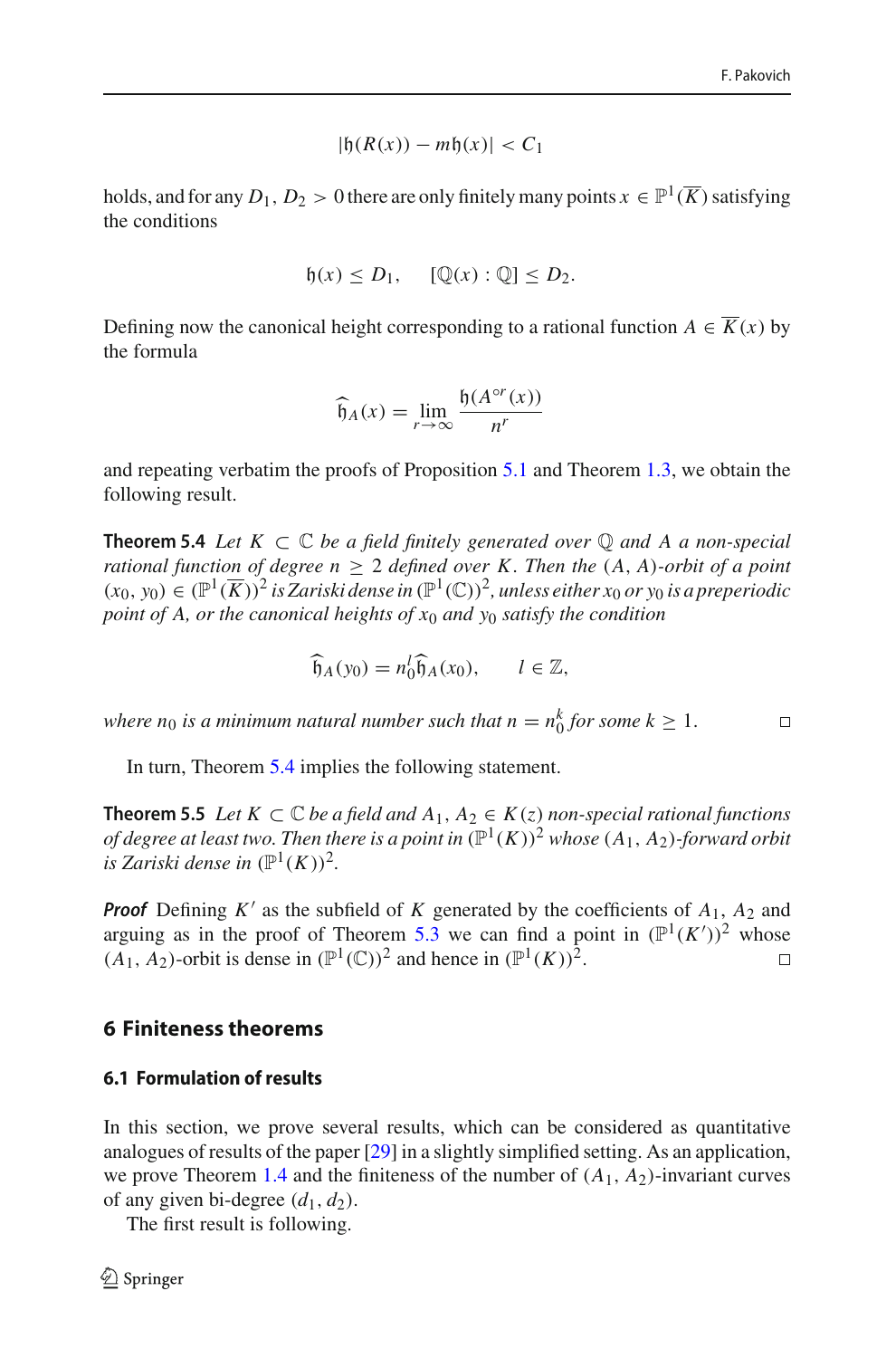$$|\mathfrak{h}(R(x)) - m\mathfrak{h}(x)| < C_1$$

holds, and for any $D_1, D_2 > 0$ there are only finitely many points $x \in \mathbb{P}^1(\overline{K})$ satisfying the conditions

$$\mathfrak{h}(x) \leq D_1, \quad [\mathbb{Q}(x) : \mathbb{Q}] \leq D_2.$$

Defining now the canonical height corresponding to a rational function $A \in \overline{K}(x)$ by the formula

$$\widehat{\mathfrak{h}}_A(x) = \lim_{r \to \infty} \frac{\mathfrak{h}(A^{\circ r}(x))}{n^r}$$

and repeating verbatim the proofs of Proposition 5.1 and Theorem 1.3, we obtain the following result.

**Theorem 5.4** *Let $K \subset \mathbb{C}$ be a field finitely generated over $\mathbb{Q}$ and $A$ a non-special rational function of degree $n \geq 2$ defined over $K$. Then the $(A, A)$-orbit of a point $(x_0, y_0) \in (\mathbb{P}^1(\overline{K}))^2$ is Zariski dense in $(\mathbb{P}^1(\mathbb{C}))^2$, unless either $x_0$ or $y_0$ is a preperiodic point of $A$, or the canonical heights of $x_0$ and $y_0$ satisfy the condition*

$$\widehat{\mathfrak{h}}_A(y_0) = n_0^l \widehat{\mathfrak{h}}_A(x_0), \qquad l \in \mathbb{Z},$$

*where $n_0$ is a minimum natural number such that $n = n_0^k$ for some $k \geq 1$.* □

In turn, Theorem 5.4 implies the following statement.

**Theorem 5.5** *Let $K \subset \mathbb{C}$ be a field and $A_1, A_2 \in K(z)$ non-special rational functions of degree at least two. Then there is a point in $(\mathbb{P}^1(K))^2$ whose $(A_1, A_2)$-forward orbit is Zariski dense in $(\mathbb{P}^1(K))^2$.*

***Proof*** Defining $K'$ as the subfield of $K$ generated by the coefficients of $A_1, A_2$ and arguing as in the proof of Theorem 5.3 we can find a point in $(\mathbb{P}^1(K'))^2$ whose $(A_1, A_2)$-orbit is dense in $(\mathbb{P}^1(\mathbb{C}))^2$ and hence in $(\mathbb{P}^1(K))^2$. □

## 6 Finiteness theorems

### 6.1 Formulation of results

In this section, we prove several results, which can be considered as quantitative analogues of results of the paper [29] in a slightly simplified setting. As an application, we prove Theorem 1.4 and the finiteness of the number of $(A_1, A_2)$-invariant curves of any given bi-degree $(d_1, d_2)$.

The first result is following.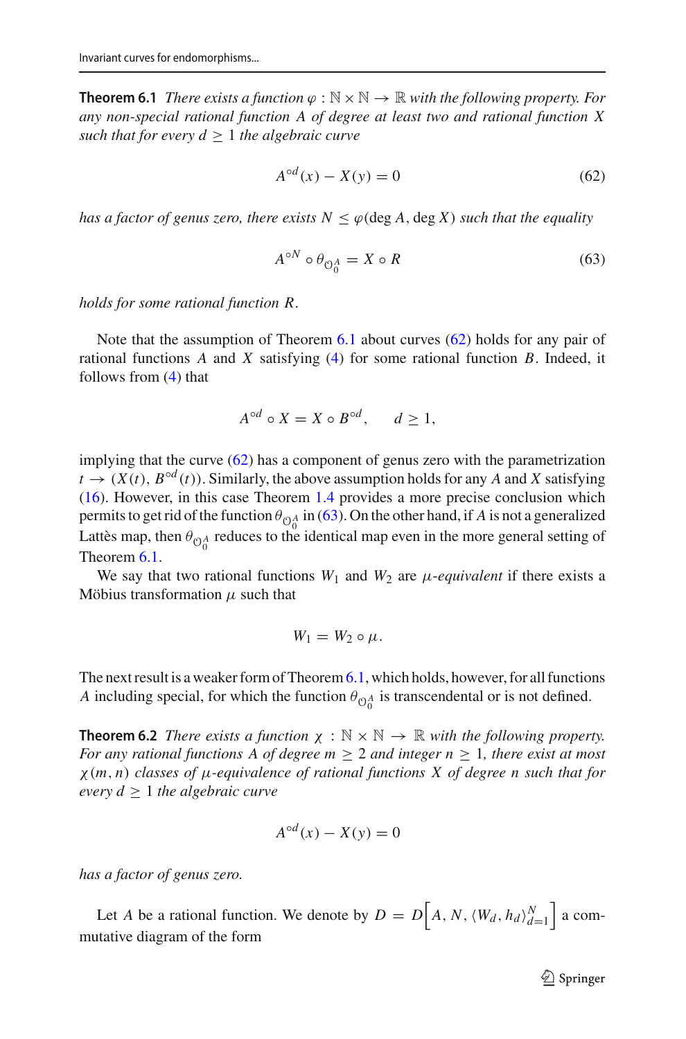**Theorem 6.1** *There exists a function $\varphi : \mathbb{N} \times \mathbb{N} \to \mathbb{R}$ with the following property. For any non-special rational function $A$ of degree at least two and rational function $X$ such that for every $d \geq 1$ the algebraic curve*

$$A^{\circ d}(x) - X(y) = 0 \tag{62}$$

*has a factor of genus zero, there exists $N \leq \varphi(\deg A, \deg X)$ such that the equality*

$$A^{\circ N} \circ \theta_{\mathcal{O}_0^A} = X \circ R \tag{63}$$

*holds for some rational function $R$.*

Note that the assumption of Theorem 6.1 about curves (62) holds for any pair of rational functions $A$ and $X$ satisfying (4) for some rational function $B$. Indeed, it follows from (4) that

$$A^{\circ d} \circ X = X \circ B^{\circ d}, \qquad d \geq 1,$$

implying that the curve (62) has a component of genus zero with the parametrization $t \to (X(t), B^{\circ d}(t))$. Similarly, the above assumption holds for any $A$ and $X$ satisfying (16). However, in this case Theorem 1.4 provides a more precise conclusion which permits to get rid of the function $\theta_{\mathcal{O}_0^A}$ in (63). On the other hand, if $A$ is not a generalized Lattès map, then $\theta_{\mathcal{O}_0^A}$ reduces to the identical map even in the more general setting of Theorem 6.1.

We say that two rational functions $W_1$ and $W_2$ are *$\mu$-equivalent* if there exists a Möbius transformation $\mu$ such that

$$W_1 = W_2 \circ \mu.$$

The next result is a weaker form of Theorem 6.1, which holds, however, for all functions $A$ including special, for which the function $\theta_{\mathcal{O}_0^A}$ is transcendental or is not defined.

**Theorem 6.2** *There exists a function $\chi : \mathbb{N} \times \mathbb{N} \to \mathbb{R}$ with the following property. For any rational functions $A$ of degree $m \geq 2$ and integer $n \geq 1$, there exist at most $\chi(m, n)$ classes of $\mu$-equivalence of rational functions $X$ of degree $n$ such that for every $d \geq 1$ the algebraic curve*

$$A^{\circ d}(x) - X(y) = 0$$

*has a factor of genus zero.*

Let $A$ be a rational function. We denote by $D = D\Big[A, N, \langle W_d, h_d \rangle_{d=1}^{N}\Big]$ a commutative diagram of the form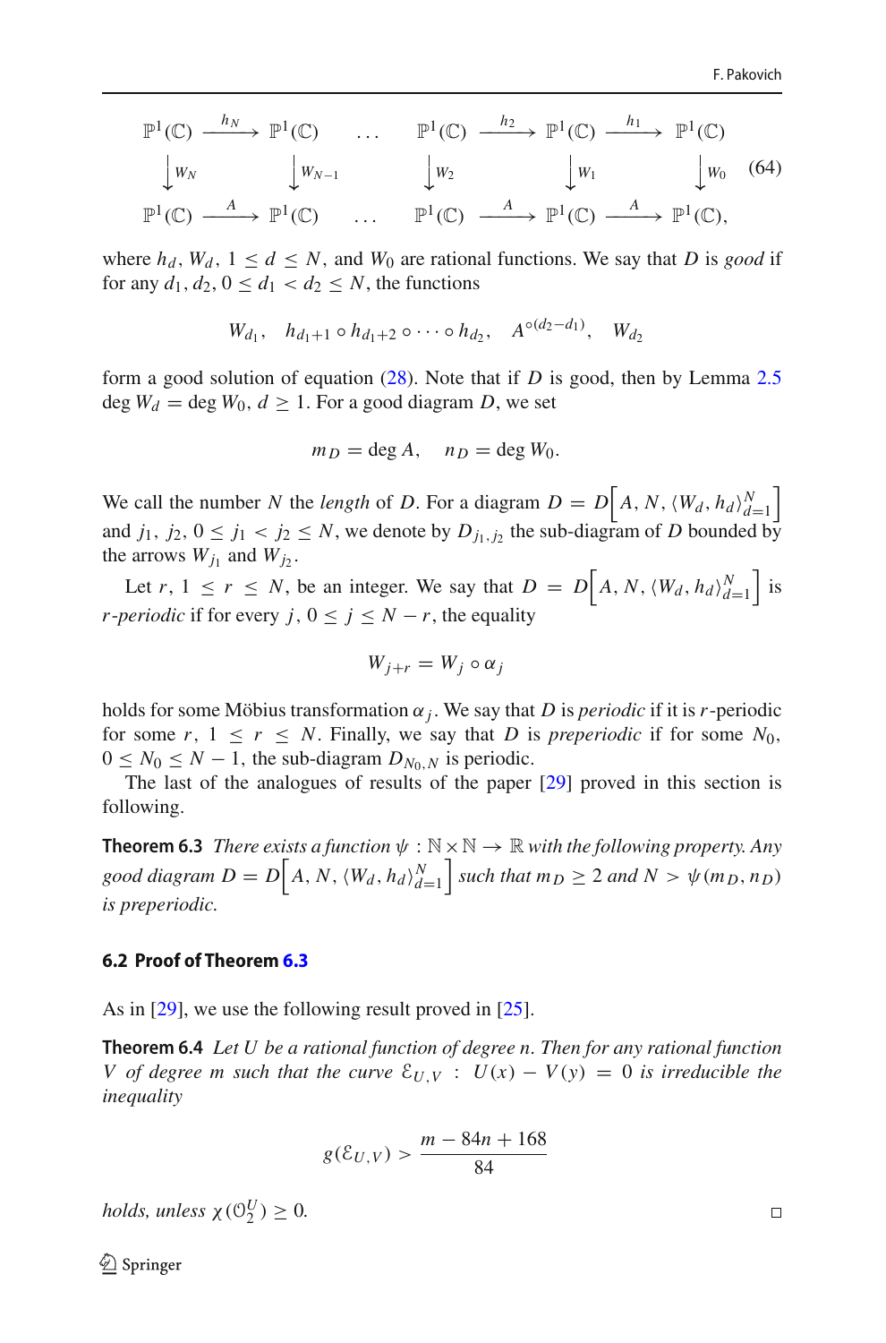$$
\begin{array}{ccccccccc}
\mathbb{P}^1(\mathbb{C}) & \xrightarrow{h_N} & \mathbb{P}^1(\mathbb{C}) & \ldots & \mathbb{P}^1(\mathbb{C}) & \xrightarrow{h_2} & \mathbb{P}^1(\mathbb{C}) & \xrightarrow{h_1} & \mathbb{P}^1(\mathbb{C}) \\
\downarrow W_N & & \downarrow W_{N-1} & & \downarrow W_2 & & \downarrow W_1 & & \downarrow W_0 \\
\mathbb{P}^1(\mathbb{C}) & \xrightarrow{A} & \mathbb{P}^1(\mathbb{C}) & \ldots & \mathbb{P}^1(\mathbb{C}) & \xrightarrow{A} & \mathbb{P}^1(\mathbb{C}) & \xrightarrow{A} & \mathbb{P}^1(\mathbb{C}),
\end{array}
\qquad (64)
$$

where $h_d, W_d$, $1 \leq d \leq N$, and $W_0$ are rational functions. We say that $D$ is *good* if for any $d_1, d_2$, $0 \leq d_1 < d_2 \leq N$, the functions

$$
W_{d_1}, \quad h_{d_1+1} \circ h_{d_1+2} \circ \cdots \circ h_{d_2}, \quad A^{\circ(d_2-d_1)}, \quad W_{d_2}
$$

form a good solution of equation (28). Note that if $D$ is good, then by Lemma 2.5 $\deg W_d = \deg W_0$, $d \geq 1$. For a good diagram $D$, we set

$$
m_D = \deg A, \quad n_D = \deg W_0.
$$

We call the number $N$ the *length* of $D$. For a diagram $D = D\Big[A, N, \langle W_d, h_d \rangle_{d=1}^N\Big]$ and $j_1, j_2$, $0 \leq j_1 < j_2 \leq N$, we denote by $D_{j_1, j_2}$ the sub-diagram of $D$ bounded by the arrows $W_{j_1}$ and $W_{j_2}$.

Let $r$, $1 \leq r \leq N$, be an integer. We say that $D = D\Big[A, N, \langle W_d, h_d \rangle_{d=1}^N\Big]$ is *r-periodic* if for every $j$, $0 \leq j \leq N - r$, the equality

$$
W_{j+r} = W_j \circ \alpha_j
$$

holds for some Möbius transformation $\alpha_j$. We say that $D$ is *periodic* if it is $r$-periodic for some $r$, $1 \leq r \leq N$. Finally, we say that $D$ is *preperiodic* if for some $N_0$, $0 \leq N_0 \leq N - 1$, the sub-diagram $D_{N_0, N}$ is periodic.

The last of the analogues of results of the paper [29] proved in this section is following.

**Theorem 6.3** *There exists a function $\psi : \mathbb{N} \times \mathbb{N} \to \mathbb{R}$ with the following property. Any good diagram $D = D\Big[A, N, \langle W_d, h_d \rangle_{d=1}^N\Big]$ such that $m_D \geq 2$ and $N > \psi(m_D, n_D)$ is preperiodic.*

## 6.2 Proof of Theorem 6.3

As in [29], we use the following result proved in [25].

**Theorem 6.4** *Let $U$ be a rational function of degree $n$. Then for any rational function $V$ of degree $m$ such that the curve $\mathcal{E}_{U,V}$ : $U(x) - V(y) = 0$ is irreducible the inequality*

$$
g(\mathcal{E}_{U,V}) > \frac{m - 84n + 168}{84}
$$

*holds, unless $\chi(\mathcal{O}_2^U) \geq 0$.* □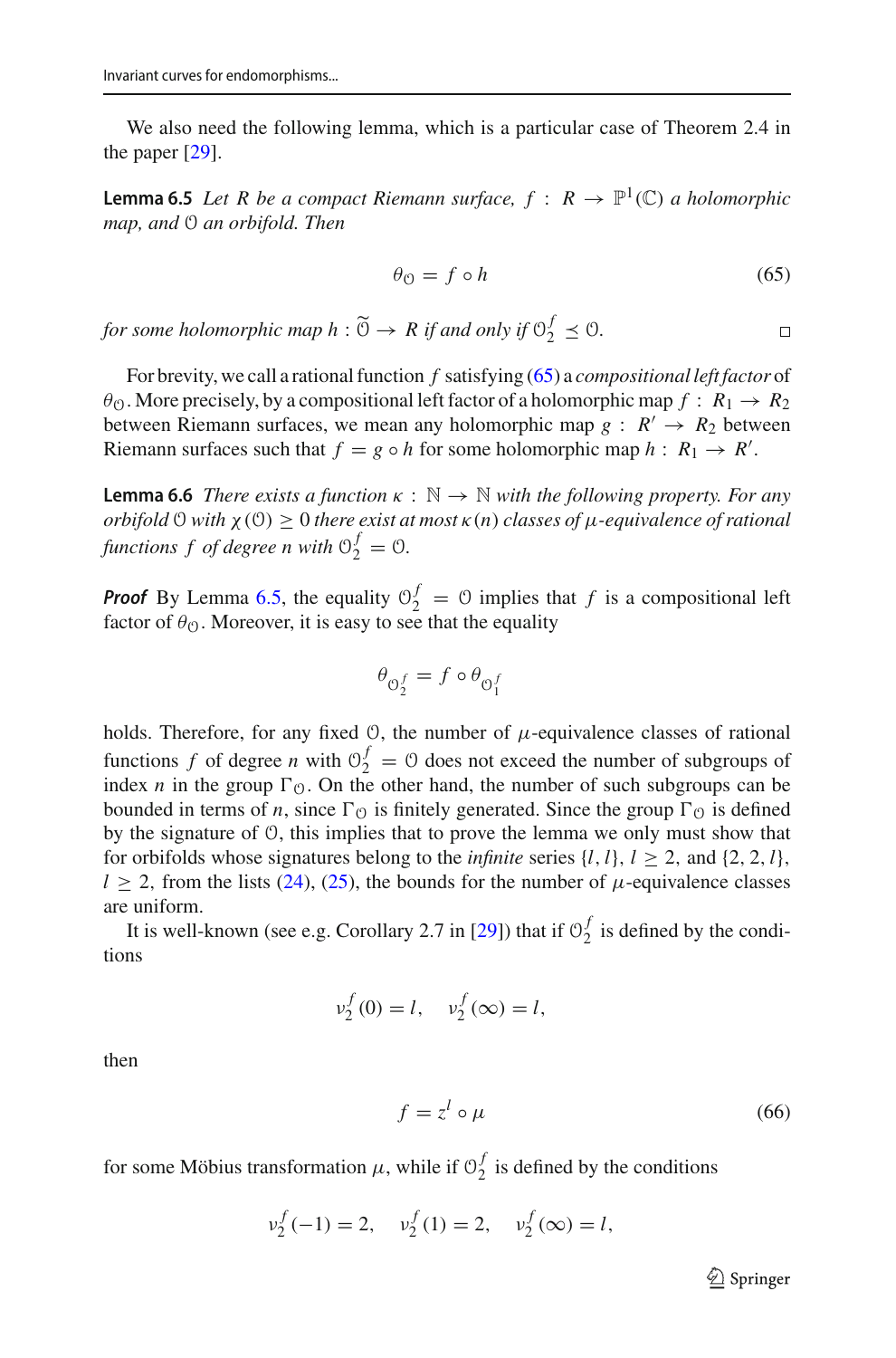We also need the following lemma, which is a particular case of Theorem 2.4 in the paper [29].

**Lemma 6.5** *Let $R$ be a compact Riemann surface, $f : R \to \mathbb{P}^1(\mathbb{C})$ a holomorphic map, and $\mathcal{O}$ an orbifold. Then*

$$\theta_{\mathcal{O}} = f \circ h \tag{65}$$

*for some holomorphic map $h : \widetilde{\mathcal{O}} \to R$ if and only if $\mathcal{O}_2^f \preceq \mathcal{O}$.* □

For brevity, we call a rational function $f$ satisfying (65) a *compositional left factor* of $\theta_{\mathcal{O}}$. More precisely, by a compositional left factor of a holomorphic map $f : R_1 \to R_2$ between Riemann surfaces, we mean any holomorphic map $g : R' \to R_2$ between Riemann surfaces such that $f = g \circ h$ for some holomorphic map $h : R_1 \to R'$.

**Lemma 6.6** *There exists a function $\kappa : \mathbb{N} \to \mathbb{N}$ with the following property. For any orbifold $\mathcal{O}$ with $\chi(\mathcal{O}) \geq 0$ there exist at most $\kappa(n)$ classes of $\mu$-equivalence of rational functions $f$ of degree $n$ with $\mathcal{O}_2^f = \mathcal{O}$.*

***Proof*** By Lemma 6.5, the equality $\mathcal{O}_2^f = \mathcal{O}$ implies that $f$ is a compositional left factor of $\theta_{\mathcal{O}}$. Moreover, it is easy to see that the equality

$$\theta_{\mathcal{O}_2^f} = f \circ \theta_{\mathcal{O}_1^f}$$

holds. Therefore, for any fixed $\mathcal{O}$, the number of $\mu$-equivalence classes of rational functions $f$ of degree $n$ with $\mathcal{O}_2^f = \mathcal{O}$ does not exceed the number of subgroups of index $n$ in the group $\Gamma_{\mathcal{O}}$. On the other hand, the number of such subgroups can be bounded in terms of $n$, since $\Gamma_{\mathcal{O}}$ is finitely generated. Since the group $\Gamma_{\mathcal{O}}$ is defined by the signature of $\mathcal{O}$, this implies that to prove the lemma we only must show that for orbifolds whose signatures belong to the *infinite* series $\{l, l\}$, $l \geq 2$, and $\{2, 2, l\}$, $l \geq 2$, from the lists (24), (25), the bounds for the number of $\mu$-equivalence classes are uniform.

It is well-known (see e.g. Corollary 2.7 in [29]) that if $\mathcal{O}_2^f$ is defined by the conditions

$$\nu_2^f(0) = l, \quad \nu_2^f(\infty) = l,$$

then

$$f = z^l \circ \mu \tag{66}$$

for some Möbius transformation $\mu$, while if $\mathcal{O}_2^f$ is defined by the conditions

$$\nu_2^f(-1) = 2, \quad \nu_2^f(1) = 2, \quad \nu_2^f(\infty) = l,$$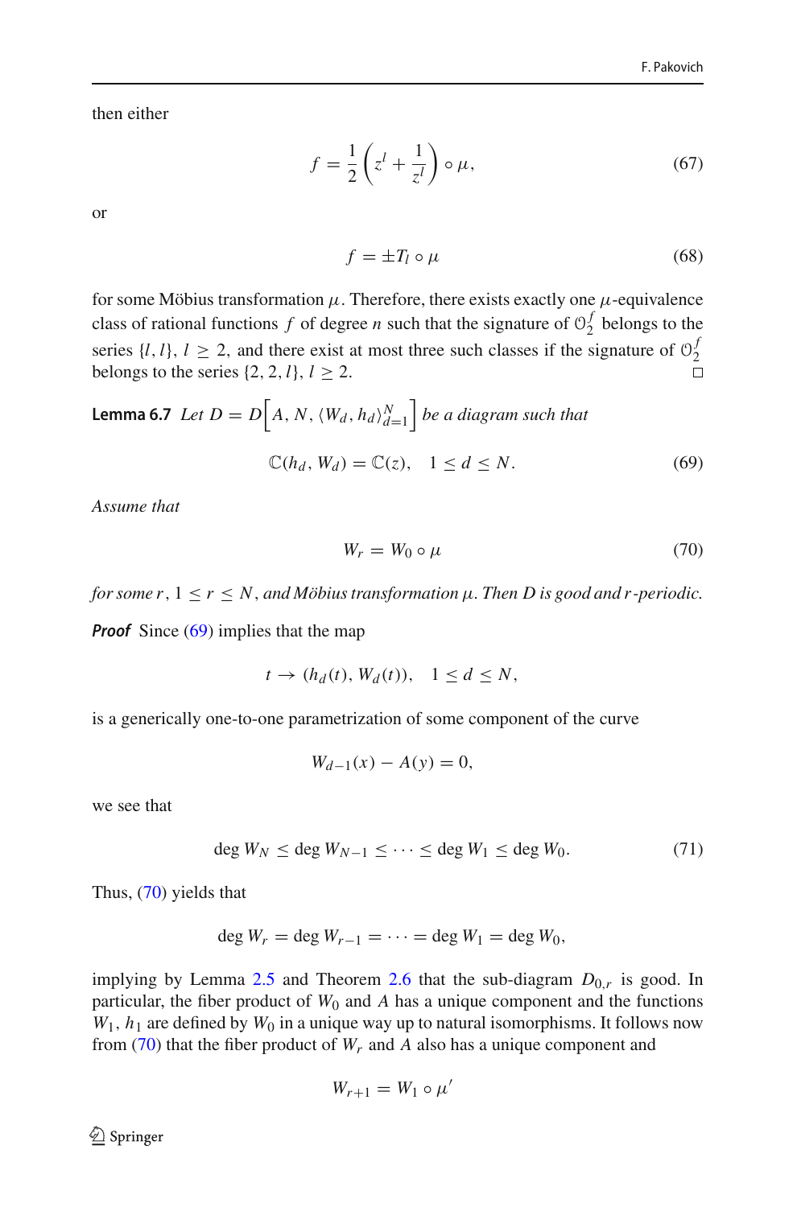then either

$$f = \frac{1}{2}\left(z^l + \frac{1}{z^l}\right) \circ \mu, \tag{67}$$

or

$$f = \pm T_l \circ \mu \tag{68}$$

for some Möbius transformation $\mu$. Therefore, there exists exactly one $\mu$-equivalence class of rational functions $f$ of degree $n$ such that the signature of $\mathcal{O}_2^f$ belongs to the series $\{l, l\}$, $l \geq 2$, and there exist at most three such classes if the signature of $\mathcal{O}_2^f$ belongs to the series $\{2, 2, l\}$, $l \geq 2$. □

**Lemma 6.7** *Let $D = D\Big[A, N, \langle W_d, h_d\rangle_{d=1}^N\Big]$ be a diagram such that*

$$\mathbb{C}(h_d, W_d) = \mathbb{C}(z), \quad 1 \leq d \leq N. \tag{69}$$

*Assume that*

$$W_r = W_0 \circ \mu \tag{70}$$

*for some $r$, $1 \leq r \leq N$, and Möbius transformation $\mu$. Then $D$ is good and $r$-periodic.*

***Proof*** Since (69) implies that the map

$$t \to (h_d(t), W_d(t)), \quad 1 \leq d \leq N,$$

is a generically one-to-one parametrization of some component of the curve

$$W_{d-1}(x) - A(y) = 0,$$

we see that

$$\deg W_N \leq \deg W_{N-1} \leq \cdots \leq \deg W_1 \leq \deg W_0. \tag{71}$$

Thus, (70) yields that

$$\deg W_r = \deg W_{r-1} = \cdots = \deg W_1 = \deg W_0,$$

implying by Lemma 2.5 and Theorem 2.6 that the sub-diagram $D_{0,r}$ is good. In particular, the fiber product of $W_0$ and $A$ has a unique component and the functions $W_1$, $h_1$ are defined by $W_0$ in a unique way up to natural isomorphisms. It follows now from (70) that the fiber product of $W_r$ and $A$ also has a unique component and

$$W_{r+1} = W_1 \circ \mu'$$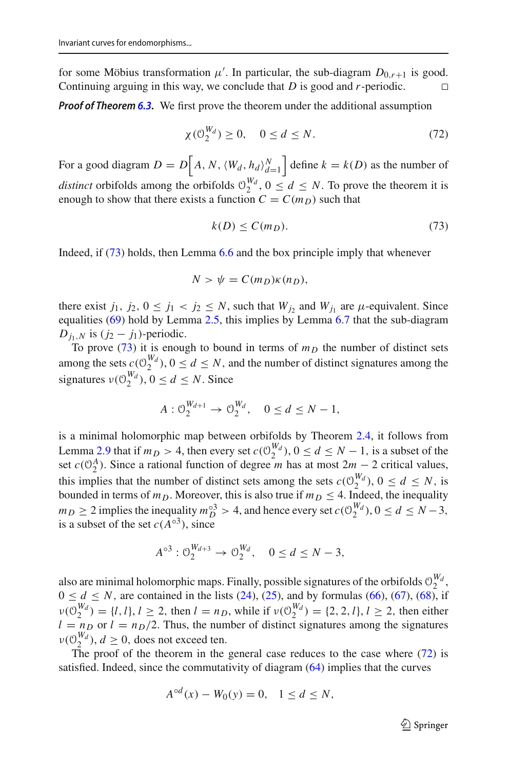for some Möbius transformation $\mu'$. In particular, the sub-diagram $D_{0,r+1}$ is good. Continuing arguing in this way, we conclude that $D$ is good and $r$-periodic. □

***Proof of Theorem 6.3.*** We first prove the theorem under the additional assumption

$$\chi(\mathcal{O}_2^{W_d}) \geq 0, \quad 0 \leq d \leq N. \tag{72}$$

For a good diagram $D = D\Big[A, N, \langle W_d, h_d\rangle_{d=1}^N\Big]$ define $k = k(D)$ as the number of *distinct* orbifolds among the orbifolds $\mathcal{O}_2^{W_d}$, $0 \leq d \leq N$. To prove the theorem it is enough to show that there exists a function $C = C(m_D)$ such that

$$k(D) \leq C(m_D). \tag{73}$$

Indeed, if (73) holds, then Lemma 6.6 and the box principle imply that whenever

$$N > \psi = C(m_D)\kappa(n_D),$$

there exist $j_1$, $j_2$, $0 \leq j_1 < j_2 \leq N$, such that $W_{j_2}$ and $W_{j_1}$ are $\mu$-equivalent. Since equalities (69) hold by Lemma 2.5, this implies by Lemma 6.7 that the sub-diagram $D_{j_1,N}$ is $(j_2 - j_1)$-periodic.

To prove (73) it is enough to bound in terms of $m_D$ the number of distinct sets among the sets $c(\mathcal{O}_2^{W_d})$, $0 \leq d \leq N$, and the number of distinct signatures among the signatures $\nu(\mathcal{O}_2^{W_d})$, $0 \leq d \leq N$. Since

$$A : \mathcal{O}_2^{W_{d+1}} \to \mathcal{O}_2^{W_d}, \quad 0 \leq d \leq N-1,$$

is a minimal holomorphic map between orbifolds by Theorem 2.4, it follows from Lemma 2.9 that if $m_D > 4$, then every set $c(\mathcal{O}_2^{W_d})$, $0 \leq d \leq N-1$, is a subset of the set $c(\mathcal{O}_2^A)$. Since a rational function of degree $m$ has at most $2m-2$ critical values, this implies that the number of distinct sets among the sets $c(\mathcal{O}_2^{W_d})$, $0 \leq d \leq N$, is bounded in terms of $m_D$. Moreover, this is also true if $m_D \leq 4$. Indeed, the inequality $m_D \geq 2$ implies the inequality $m_D^{\circ 3} > 4$, and hence every set $c(\mathcal{O}_2^{W_d})$, $0 \leq d \leq N-3$, is a subset of the set $c(A^{\circ 3})$, since

$$A^{\circ 3} : \mathcal{O}_2^{W_{d+3}} \to \mathcal{O}_2^{W_d}, \quad 0 \leq d \leq N-3,$$

also are minimal holomorphic maps. Finally, possible signatures of the orbifolds $\mathcal{O}_2^{W_d}$, $0 \leq d \leq N$, are contained in the lists (24), (25), and by formulas (66), (67), (68), if $\nu(\mathcal{O}_2^{W_d}) = \{l, l\}$, $l \geq 2$, then $l = n_D$, while if $\nu(\mathcal{O}_2^{W_d}) = \{2, 2, l\}$, $l \geq 2$, then either $l = n_D$ or $l = n_D/2$. Thus, the number of distinct signatures among the signatures $\nu(\mathcal{O}_2^{W_d})$, $d \geq 0$, does not exceed ten.

The proof of the theorem in the general case reduces to the case where (72) is satisfied. Indeed, since the commutativity of diagram (64) implies that the curves

$$A^{\circ d}(x) - W_0(y) = 0, \quad 1 \leq d \leq N,$$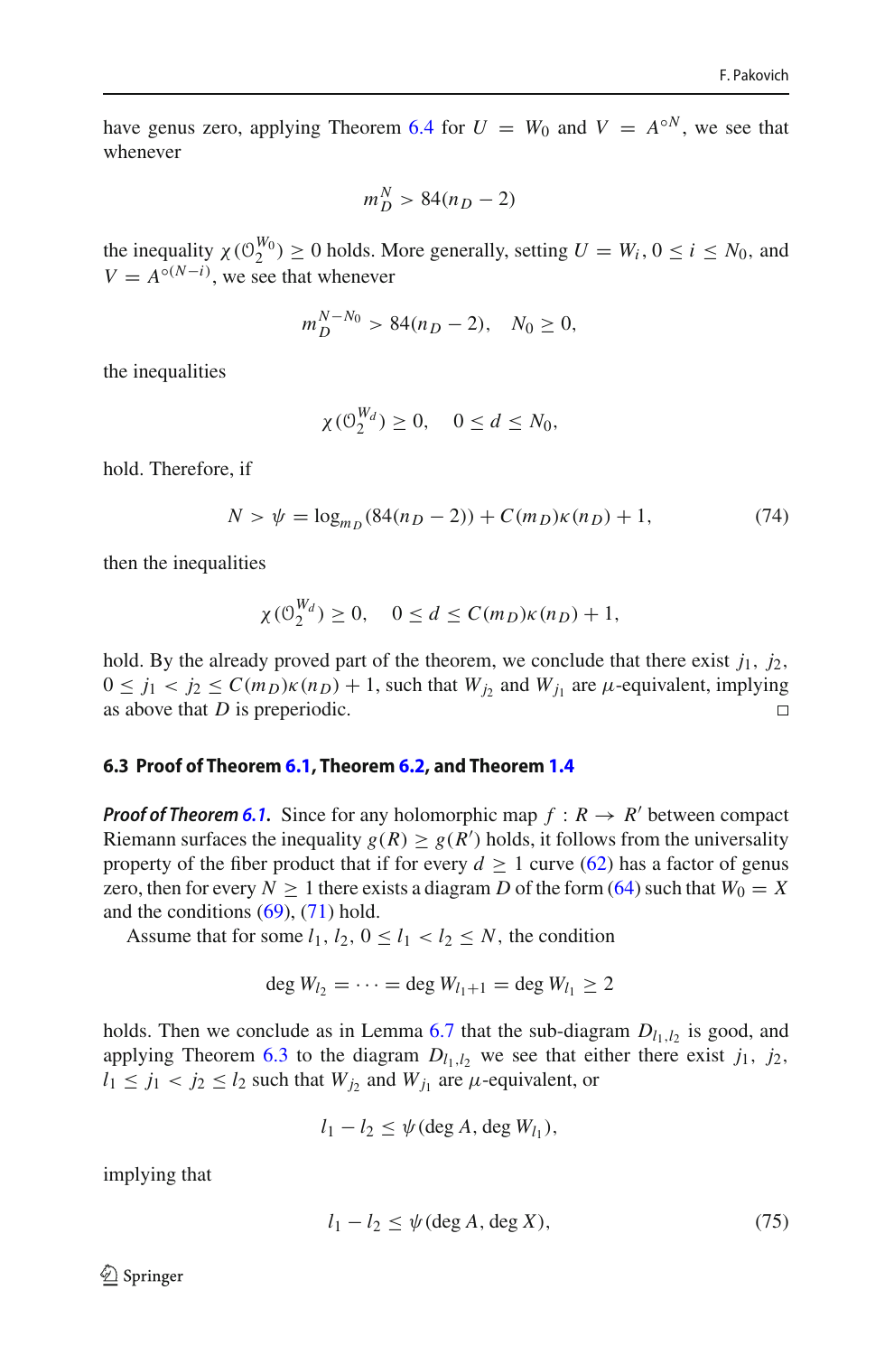have genus zero, applying Theorem 6.4 for $U = W_0$ and $V = A^{\circ N}$, we see that whenever

$$m_D^N > 84(n_D - 2)$$

the inequality $\chi(\mathcal{O}_2^{W_0}) \geq 0$ holds. More generally, setting $U = W_i$, $0 \leq i \leq N_0$, and $V = A^{\circ(N-i)}$, we see that whenever

$$m_D^{N-N_0} > 84(n_D - 2), \quad N_0 \geq 0,$$

the inequalities

$$\chi(\mathcal{O}_2^{W_d}) \geq 0, \quad 0 \leq d \leq N_0,$$

hold. Therefore, if

$$N > \psi = \log_{m_D}(84(n_D - 2)) + C(m_D)\kappa(n_D) + 1, \tag{74}$$

then the inequalities

$$\chi(\mathcal{O}_2^{W_d}) \geq 0, \quad 0 \leq d \leq C(m_D)\kappa(n_D) + 1,$$

hold. By the already proved part of the theorem, we conclude that there exist $j_1$, $j_2$, $0 \leq j_1 < j_2 \leq C(m_D)\kappa(n_D) + 1$, such that $W_{j_2}$ and $W_{j_1}$ are $\mu$-equivalent, implying as above that $D$ is preperiodic. $\square$

### 6.3 Proof of Theorem 6.1, Theorem 6.2, and Theorem 1.4

***Proof of Theorem 6.1.*** Since for any holomorphic map $f : R \rightarrow R'$ between compact Riemann surfaces the inequality $g(R) \geq g(R')$ holds, it follows from the universality property of the fiber product that if for every $d \geq 1$ curve (62) has a factor of genus zero, then for every $N \geq 1$ there exists a diagram $D$ of the form (64) such that $W_0 = X$ and the conditions (69), (71) hold.

Assume that for some $l_1$, $l_2$, $0 \leq l_1 < l_2 \leq N$, the condition

$$\deg W_{l_2} = \cdots = \deg W_{l_1+1} = \deg W_{l_1} \geq 2$$

holds. Then we conclude as in Lemma 6.7 that the sub-diagram $D_{l_1,l_2}$ is good, and applying Theorem 6.3 to the diagram $D_{l_1,l_2}$ we see that either there exist $j_1$, $j_2$, $l_1 \leq j_1 < j_2 \leq l_2$ such that $W_{j_2}$ and $W_{j_1}$ are $\mu$-equivalent, or

$$l_1 - l_2 \leq \psi(\deg A, \deg W_{l_1}),$$

implying that

$$l_1 - l_2 \leq \psi(\deg A, \deg X), \tag{75}$$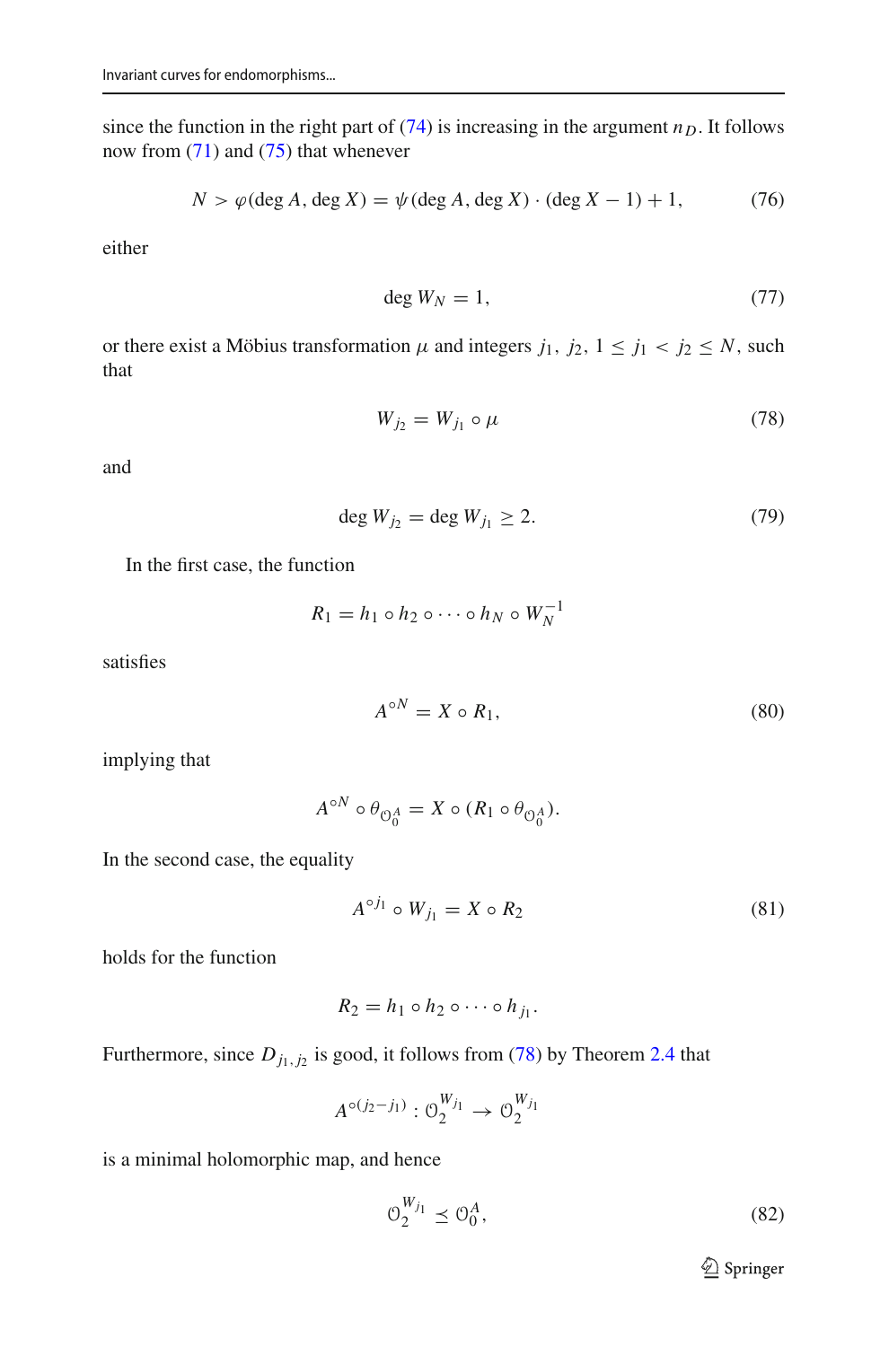since the function in the right part of (74) is increasing in the argument $n_D$. It follows now from (71) and (75) that whenever

$$N > \varphi(\deg A, \deg X) = \psi(\deg A, \deg X) \cdot (\deg X - 1) + 1, \tag{76}$$

either

$$\deg W_N = 1, \tag{77}$$

or there exist a Möbius transformation $\mu$ and integers $j_1, j_2$, $1 \le j_1 < j_2 \le N$, such that

$$W_{j_2} = W_{j_1} \circ \mu \tag{78}$$

and

$$\deg W_{j_2} = \deg W_{j_1} \ge 2. \tag{79}$$

In the first case, the function

$$R_1 = h_1 \circ h_2 \circ \cdots \circ h_N \circ W_N^{-1}$$

satisfies

$$A^{\circ N} = X \circ R_1, \tag{80}$$

implying that

$$A^{\circ N} \circ \theta_{\mathcal{O}_0^A} = X \circ (R_1 \circ \theta_{\mathcal{O}_0^A}).$$

In the second case, the equality

$$A^{\circ j_1} \circ W_{j_1} = X \circ R_2 \tag{81}$$

holds for the function

$$R_2 = h_1 \circ h_2 \circ \cdots \circ h_{j_1}.$$

Furthermore, since $D_{j_1, j_2}$ is good, it follows from (78) by Theorem 2.4 that

$$A^{\circ (j_2 - j_1)} : \mathcal{O}_2^{W_{j_1}} \to \mathcal{O}_2^{W_{j_1}}$$

is a minimal holomorphic map, and hence

$$\mathcal{O}_2^{W_{j_1}} \preceq \mathcal{O}_0^A, \tag{82}$$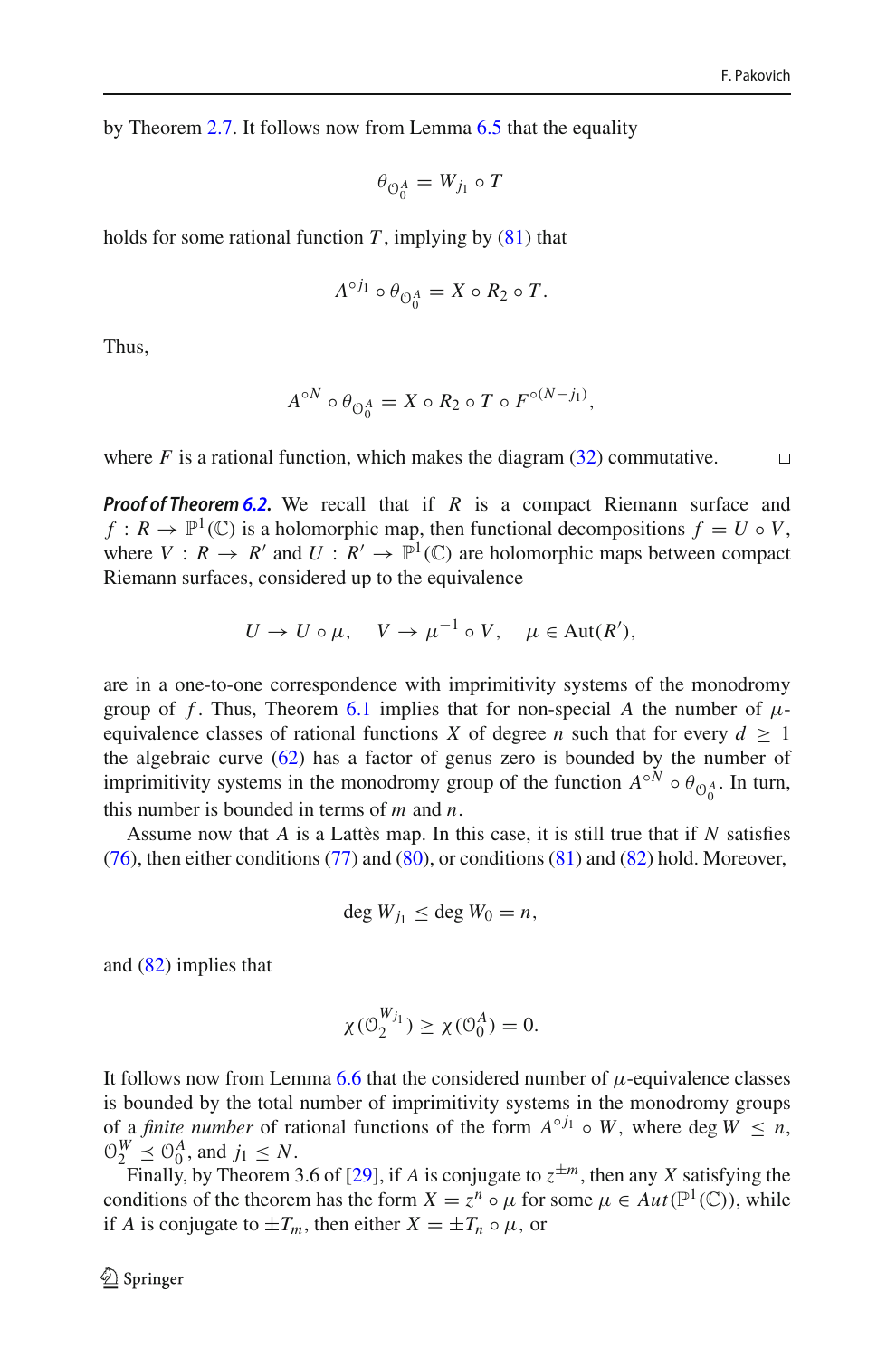by Theorem 2.7. It follows now from Lemma 6.5 that the equality

$$\theta_{\mathcal{O}_0^A} = W_{j_1} \circ T$$

holds for some rational function $T$, implying by (81) that

$$A^{\circ j_1} \circ \theta_{\mathcal{O}_0^A} = X \circ R_2 \circ T.$$

Thus,

$$A^{\circ N} \circ \theta_{\mathcal{O}_0^A} = X \circ R_2 \circ T \circ F^{\circ(N-j_1)},$$

where $F$ is a rational function, which makes the diagram (32) commutative. □

***Proof of Theorem 6.2.*** We recall that if $R$ is a compact Riemann surface and $f : R \to \mathbb{P}^1(\mathbb{C})$ is a holomorphic map, then functional decompositions $f = U \circ V$, where $V : R \to R'$ and $U : R' \to \mathbb{P}^1(\mathbb{C})$ are holomorphic maps between compact Riemann surfaces, considered up to the equivalence

$$U \to U \circ \mu, \quad V \to \mu^{-1} \circ V, \quad \mu \in \mathrm{Aut}(R'),$$

are in a one-to-one correspondence with imprimitivity systems of the monodromy group of $f$. Thus, Theorem 6.1 implies that for non-special $A$ the number of $\mu$-equivalence classes of rational functions $X$ of degree $n$ such that for every $d \geq 1$ the algebraic curve (62) has a factor of genus zero is bounded by the number of imprimitivity systems in the monodromy group of the function $A^{\circ N} \circ \theta_{\mathcal{O}_0^A}$. In turn, this number is bounded in terms of $m$ and $n$.

Assume now that $A$ is a Lattès map. In this case, it is still true that if $N$ satisfies (76), then either conditions (77) and (80), or conditions (81) and (82) hold. Moreover,

$$\deg W_{j_1} \leq \deg W_0 = n,$$

and (82) implies that

$$\chi(\mathcal{O}_2^{W_{j_1}}) \geq \chi(\mathcal{O}_0^A) = 0.$$

It follows now from Lemma 6.6 that the considered number of $\mu$-equivalence classes is bounded by the total number of imprimitivity systems in the monodromy groups of a *finite number* of rational functions of the form $A^{\circ j_1} \circ W$, where $\deg W \leq n$, $\mathcal{O}_2^W \preceq \mathcal{O}_0^A$, and $j_1 \leq N$.

Finally, by Theorem 3.6 of [29], if $A$ is conjugate to $z^{\pm m}$, then any $X$ satisfying the conditions of the theorem has the form $X = z^n \circ \mu$ for some $\mu \in Aut(\mathbb{P}^1(\mathbb{C}))$, while if $A$ is conjugate to $\pm T_m$, then either $X = \pm T_n \circ \mu$, or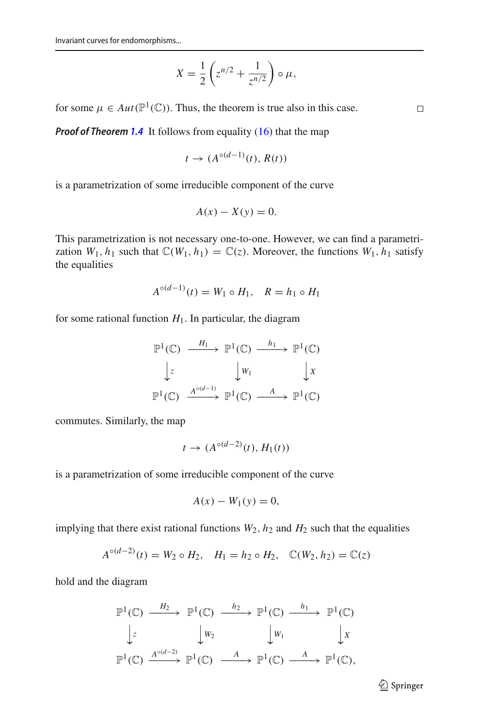$$X = \frac{1}{2}\left(z^{n/2} + \frac{1}{z^{n/2}}\right) \circ \mu,$$

for some $\mu \in Aut(\mathbb{P}^1(\mathbb{C}))$. Thus, the theorem is true also in this case. □

***Proof of Theorem 1.4*** It follows from equality (16) that the map

$$t \to (A^{\circ(d-1)}(t), R(t))$$

is a parametrization of some irreducible component of the curve

$$A(x) - X(y) = 0.$$

This parametrization is not necessary one-to-one. However, we can find a parametrization $W_1, h_1$ such that $\mathbb{C}(W_1, h_1) = \mathbb{C}(z)$. Moreover, the functions $W_1, h_1$ satisfy the equalities

$$A^{\circ(d-1)}(t) = W_1 \circ H_1, \quad R = h_1 \circ H_1$$

for some rational function $H_1$. In particular, the diagram

$$\begin{array}{ccccc}
\mathbb{P}^1(\mathbb{C}) & \xrightarrow{H_1} & \mathbb{P}^1(\mathbb{C}) & \xrightarrow{h_1} & \mathbb{P}^1(\mathbb{C}) \\
\downarrow z & & \downarrow W_1 & & \downarrow X \\
\mathbb{P}^1(\mathbb{C}) & \xrightarrow{A^{\circ(d-1)}} & \mathbb{P}^1(\mathbb{C}) & \xrightarrow{A} & \mathbb{P}^1(\mathbb{C})
\end{array}$$

commutes. Similarly, the map

$$t \to (A^{\circ(d-2)}(t), H_1(t))$$

is a parametrization of some irreducible component of the curve

$$A(x) - W_1(y) = 0,$$

implying that there exist rational functions $W_2, h_2$ and $H_2$ such that the equalities

$$A^{\circ(d-2)}(t) = W_2 \circ H_2, \quad H_1 = h_2 \circ H_2, \quad \mathbb{C}(W_2, h_2) = \mathbb{C}(z)$$

hold and the diagram

$$\begin{array}{ccccccc}
\mathbb{P}^1(\mathbb{C}) & \xrightarrow{H_2} & \mathbb{P}^1(\mathbb{C}) & \xrightarrow{h_2} & \mathbb{P}^1(\mathbb{C}) & \xrightarrow{h_1} & \mathbb{P}^1(\mathbb{C}) \\
\downarrow z & & \downarrow W_2 & & \downarrow W_1 & & \downarrow X \\
\mathbb{P}^1(\mathbb{C}) & \xrightarrow{A^{\circ(d-2)}} & \mathbb{P}^1(\mathbb{C}) & \xrightarrow{A} & \mathbb{P}^1(\mathbb{C}) & \xrightarrow{A} & \mathbb{P}^1(\mathbb{C}),
\end{array}$$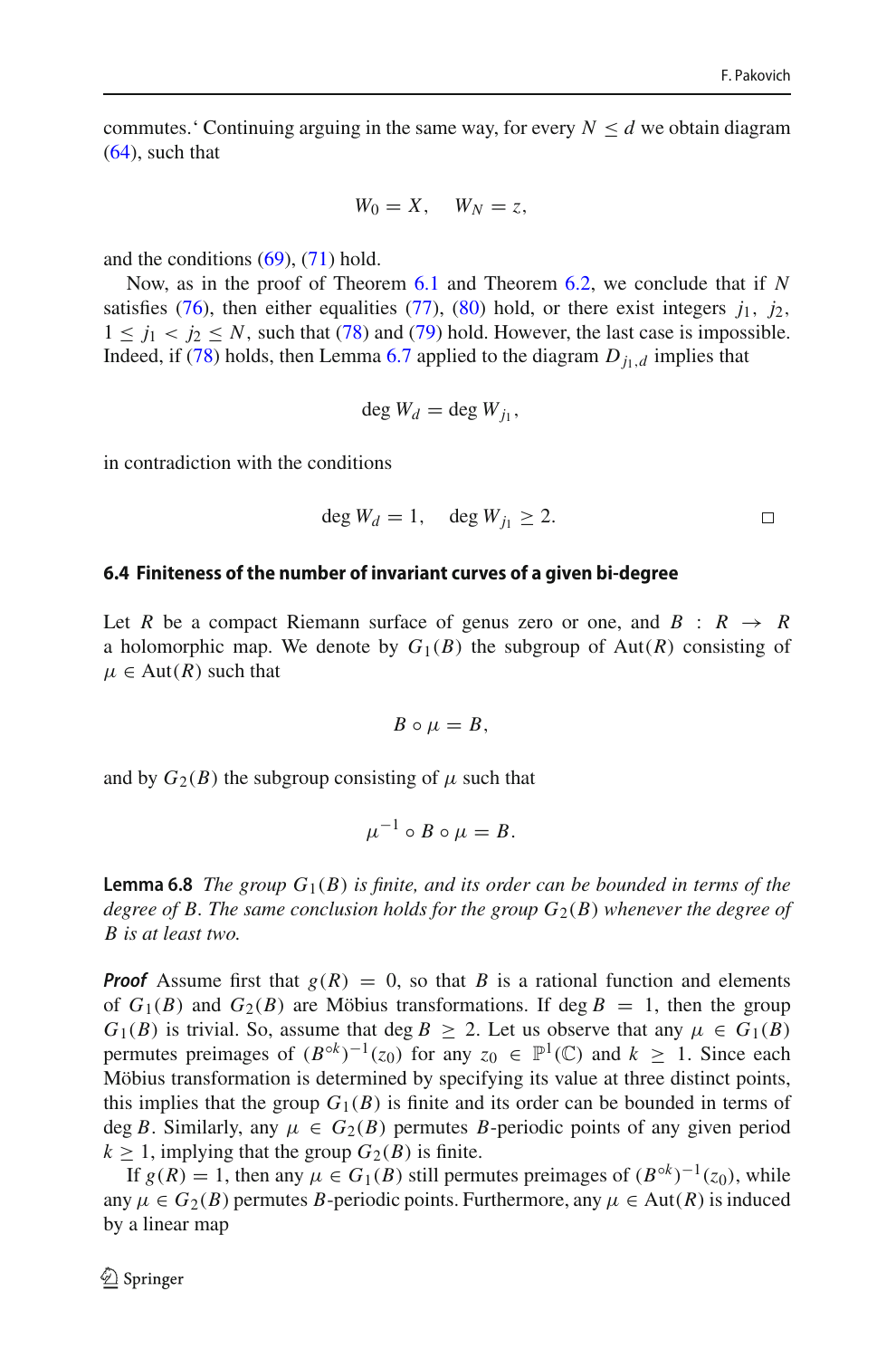commutes.' Continuing arguing in the same way, for every $N \leq d$ we obtain diagram (64), such that

$$W_0 = X, \quad W_N = z,$$

and the conditions (69), (71) hold.

Now, as in the proof of Theorem 6.1 and Theorem 6.2, we conclude that if $N$ satisfies (76), then either equalities (77), (80) hold, or there exist integers $j_1, j_2$, $1 \leq j_1 < j_2 \leq N$, such that (78) and (79) hold. However, the last case is impossible. Indeed, if (78) holds, then Lemma 6.7 applied to the diagram $D_{j_1,d}$ implies that

$$\deg W_d = \deg W_{j_1},$$

in contradiction with the conditions

$$\deg W_d = 1, \quad \deg W_{j_1} \geq 2. \qquad \square$$

### 6.4 Finiteness of the number of invariant curves of a given bi-degree

Let $R$ be a compact Riemann surface of genus zero or one, and $B : R \to R$ a holomorphic map. We denote by $G_1(B)$ the subgroup of $\mathrm{Aut}(R)$ consisting of $\mu \in \mathrm{Aut}(R)$ such that

$$B \circ \mu = B,$$

and by $G_2(B)$ the subgroup consisting of $\mu$ such that

$$\mu^{-1} \circ B \circ \mu = B.$$

**Lemma 6.8** *The group $G_1(B)$ is finite, and its order can be bounded in terms of the degree of $B$. The same conclusion holds for the group $G_2(B)$ whenever the degree of $B$ is at least two.*

***Proof*** Assume first that $g(R) = 0$, so that $B$ is a rational function and elements of $G_1(B)$ and $G_2(B)$ are Möbius transformations. If $\deg B = 1$, then the group $G_1(B)$ is trivial. So, assume that $\deg B \geq 2$. Let us observe that any $\mu \in G_1(B)$ permutes preimages of $(B^{\circ k})^{-1}(z_0)$ for any $z_0 \in \mathbb{P}^1(\mathbb{C})$ and $k \geq 1$. Since each Möbius transformation is determined by specifying its value at three distinct points, this implies that the group $G_1(B)$ is finite and its order can be bounded in terms of $\deg B$. Similarly, any $\mu \in G_2(B)$ permutes $B$-periodic points of any given period $k \geq 1$, implying that the group $G_2(B)$ is finite.

If $g(R) = 1$, then any $\mu \in G_1(B)$ still permutes preimages of $(B^{\circ k})^{-1}(z_0)$, while any $\mu \in G_2(B)$ permutes $B$-periodic points. Furthermore, any $\mu \in \mathrm{Aut}(R)$ is induced by a linear map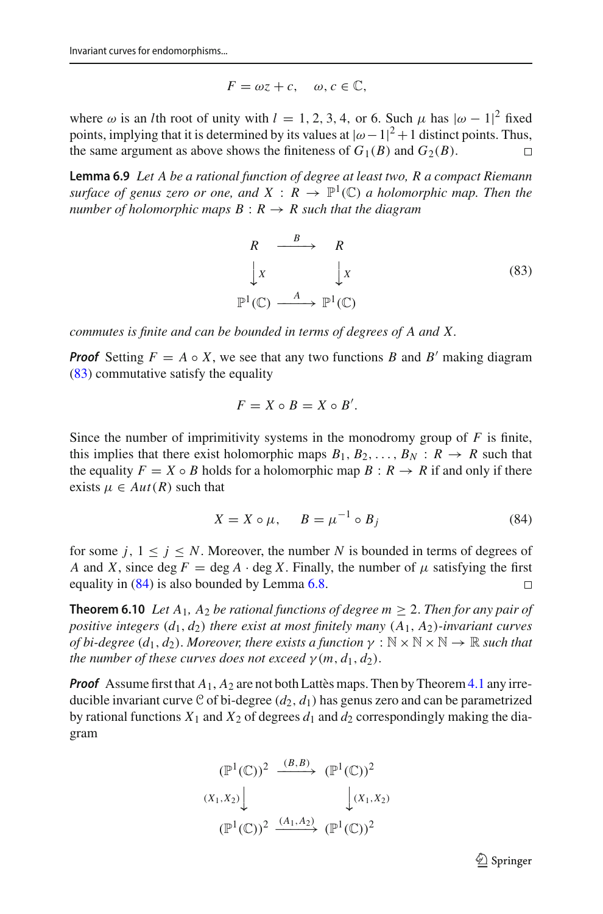$$F = \omega z + c, \quad \omega, c \in \mathbb{C},$$

where $\omega$ is an $l$th root of unity with $l = 1, 2, 3, 4$, or 6. Such $\mu$ has $|\omega - 1|^2$ fixed points, implying that it is determined by its values at $|\omega - 1|^2 + 1$ distinct points. Thus, the same argument as above shows the finiteness of $G_1(B)$ and $G_2(B)$. □

**Lemma 6.9** *Let $A$ be a rational function of degree at least two, $R$ a compact Riemann surface of genus zero or one, and $X : R \to \mathbb{P}^1(\mathbb{C})$ a holomorphic map. Then the number of holomorphic maps $B : R \to R$ such that the diagram*

$$\begin{array}{ccc} R & \xrightarrow{B} & R \\ \big\downarrow X & & \big\downarrow X \\ \mathbb{P}^1(\mathbb{C}) & \xrightarrow{A} & \mathbb{P}^1(\mathbb{C}) \end{array} \tag{83}$$

*commutes is finite and can be bounded in terms of degrees of $A$ and $X$.*

***Proof*** Setting $F = A \circ X$, we see that any two functions $B$ and $B'$ making diagram (83) commutative satisfy the equality

$$F = X \circ B = X \circ B'.$$

Since the number of imprimitivity systems in the monodromy group of $F$ is finite, this implies that there exist holomorphic maps $B_1, B_2, \dots, B_N : R \to R$ such that the equality $F = X \circ B$ holds for a holomorphic map $B : R \to R$ if and only if there exists $\mu \in Aut(R)$ such that

$$X = X \circ \mu, \qquad B = \mu^{-1} \circ B_j \tag{84}$$

for some $j$, $1 \le j \le N$. Moreover, the number $N$ is bounded in terms of degrees of $A$ and $X$, since $\deg F = \deg A \cdot \deg X$. Finally, the number of $\mu$ satisfying the first equality in (84) is also bounded by Lemma 6.8. □

**Theorem 6.10** *Let $A_1$, $A_2$ be rational functions of degree $m \ge 2$. Then for any pair of positive integers $(d_1, d_2)$ there exist at most finitely many $(A_1, A_2)$-invariant curves of bi-degree $(d_1, d_2)$. Moreover, there exists a function $\gamma : \mathbb{N} \times \mathbb{N} \times \mathbb{N} \to \mathbb{R}$ such that the number of these curves does not exceed $\gamma(m, d_1, d_2)$.*

***Proof*** Assume first that $A_1, A_2$ are not both Lattès maps. Then by Theorem 4.1 any irreducible invariant curve $\mathcal{C}$ of bi-degree $(d_2, d_1)$ has genus zero and can be parametrized by rational functions $X_1$ and $X_2$ of degrees $d_1$ and $d_2$ correspondingly making the diagram

$$\begin{array}{ccc} (\mathbb{P}^1(\mathbb{C}))^2 & \xrightarrow{(B,B)} & (\mathbb{P}^1(\mathbb{C}))^2 \\ {\scriptstyle (X_1,X_2)}\big\downarrow & & \big\downarrow{\scriptstyle (X_1,X_2)} \\ (\mathbb{P}^1(\mathbb{C}))^2 & \xrightarrow{(A_1,A_2)} & (\mathbb{P}^1(\mathbb{C}))^2 \end{array}$$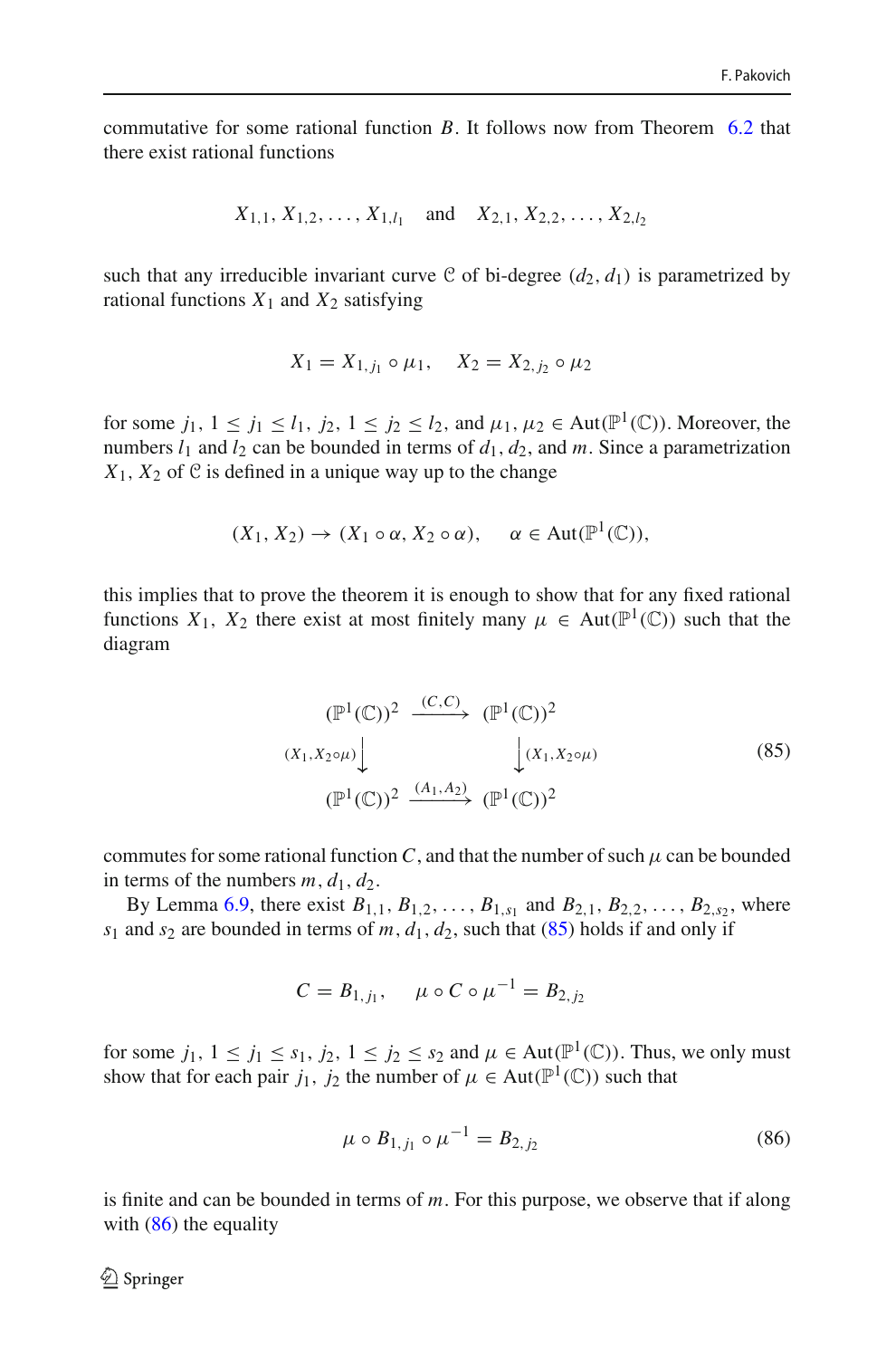commutative for some rational function $B$. It follows now from Theorem 6.2 that there exist rational functions

$$X_{1,1}, X_{1,2}, \dots, X_{1,l_1} \quad \text{and} \quad X_{2,1}, X_{2,2}, \dots, X_{2,l_2}$$

such that any irreducible invariant curve $\mathcal{C}$ of bi-degree $(d_2, d_1)$ is parametrized by rational functions $X_1$ and $X_2$ satisfying

$$X_1 = X_{1,j_1} \circ \mu_1, \quad X_2 = X_{2,j_2} \circ \mu_2$$

for some $j_1$, $1 \leq j_1 \leq l_1$, $j_2$, $1 \leq j_2 \leq l_2$, and $\mu_1, \mu_2 \in \mathrm{Aut}(\mathbb{P}^1(\mathbb{C}))$. Moreover, the numbers $l_1$ and $l_2$ can be bounded in terms of $d_1, d_2$, and $m$. Since a parametrization $X_1, X_2$ of $\mathcal{C}$ is defined in a unique way up to the change

$$(X_1, X_2) \to (X_1 \circ \alpha, X_2 \circ \alpha), \quad \alpha \in \mathrm{Aut}(\mathbb{P}^1(\mathbb{C})),$$

this implies that to prove the theorem it is enough to show that for any fixed rational functions $X_1, X_2$ there exist at most finitely many $\mu \in \mathrm{Aut}(\mathbb{P}^1(\mathbb{C}))$ such that the diagram

$$\begin{array}{ccc}
(\mathbb{P}^1(\mathbb{C}))^2 & \xrightarrow{(C,C)} & (\mathbb{P}^1(\mathbb{C}))^2 \\
{\scriptstyle (X_1, X_2 \circ \mu)} \downarrow & & \downarrow {\scriptstyle (X_1, X_2 \circ \mu)} \\
(\mathbb{P}^1(\mathbb{C}))^2 & \xrightarrow{(A_1,A_2)} & (\mathbb{P}^1(\mathbb{C}))^2
\end{array} \tag{85}$$

commutes for some rational function $C$, and that the number of such $\mu$ can be bounded in terms of the numbers $m, d_1, d_2$.

By Lemma 6.9, there exist $B_{1,1}, B_{1,2}, \dots, B_{1,s_1}$ and $B_{2,1}, B_{2,2}, \dots, B_{2,s_2}$, where $s_1$ and $s_2$ are bounded in terms of $m, d_1, d_2$, such that (85) holds if and only if

$$C = B_{1,j_1}, \quad \mu \circ C \circ \mu^{-1} = B_{2,j_2}$$

for some $j_1$, $1 \leq j_1 \leq s_1$, $j_2$, $1 \leq j_2 \leq s_2$ and $\mu \in \mathrm{Aut}(\mathbb{P}^1(\mathbb{C}))$. Thus, we only must show that for each pair $j_1, j_2$ the number of $\mu \in \mathrm{Aut}(\mathbb{P}^1(\mathbb{C}))$ such that

$$\mu \circ B_{1,j_1} \circ \mu^{-1} = B_{2,j_2} \tag{86}$$

is finite and can be bounded in terms of $m$. For this purpose, we observe that if along with (86) the equality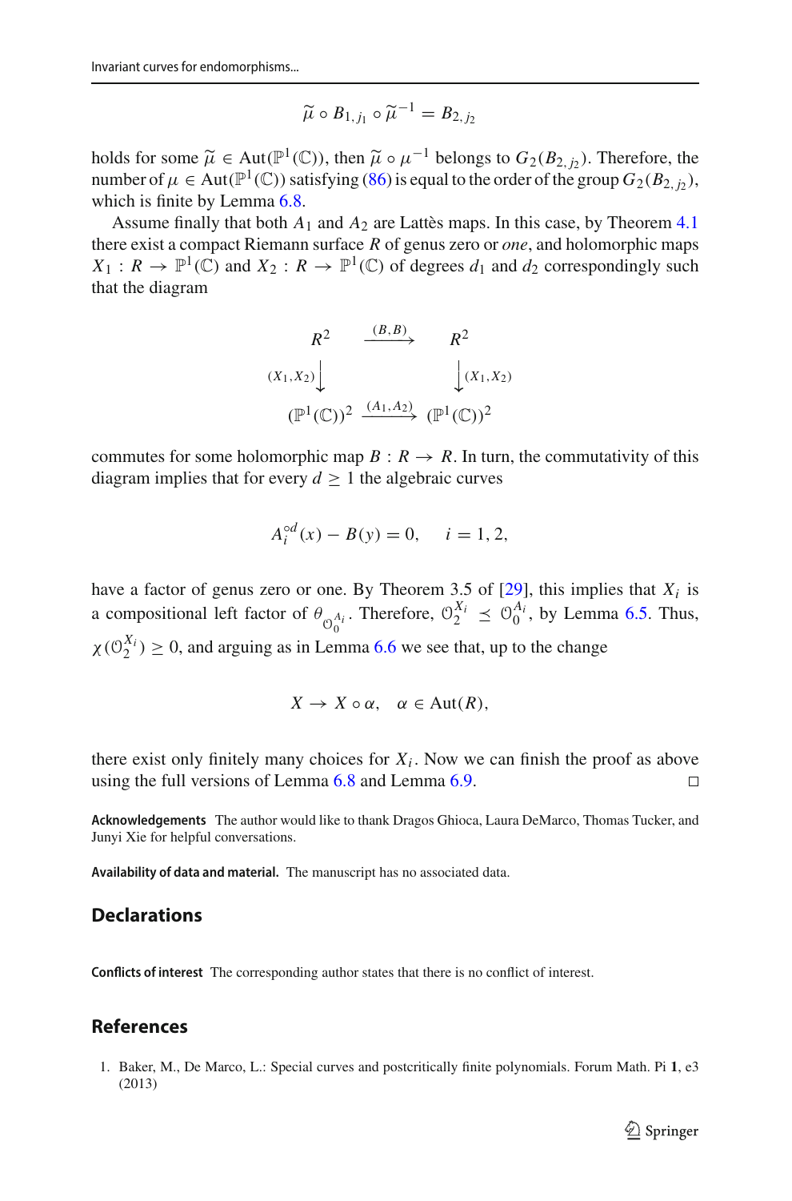$$\widetilde{\mu} \circ B_{1,j_1} \circ \widetilde{\mu}^{-1} = B_{2,j_2}$$

holds for some $\widetilde{\mu} \in \mathrm{Aut}(\mathbb{P}^1(\mathbb{C}))$, then $\widetilde{\mu} \circ \mu^{-1}$ belongs to $G_2(B_{2,j_2})$. Therefore, the number of $\mu \in \mathrm{Aut}(\mathbb{P}^1(\mathbb{C}))$ satisfying (86) is equal to the order of the group $G_2(B_{2,j_2})$, which is finite by Lemma 6.8.

Assume finally that both $A_1$ and $A_2$ are Lattès maps. In this case, by Theorem 4.1 there exist a compact Riemann surface $R$ of genus zero or *one*, and holomorphic maps $X_1 : R \to \mathbb{P}^1(\mathbb{C})$ and $X_2 : R \to \mathbb{P}^1(\mathbb{C})$ of degrees $d_1$ and $d_2$ correspondingly such that the diagram

$$\begin{array}{ccc} R^2 & \xrightarrow{(B,B)} & R^2 \\ {\scriptstyle (X_1,X_2)}\downarrow & & \downarrow{\scriptstyle (X_1,X_2)} \\ (\mathbb{P}^1(\mathbb{C}))^2 & \xrightarrow{(A_1,A_2)} & (\mathbb{P}^1(\mathbb{C}))^2 \end{array}$$

commutes for some holomorphic map $B : R \to R$. In turn, the commutativity of this diagram implies that for every $d \geq 1$ the algebraic curves

$$A_i^{\circ d}(x) - B(y) = 0, \quad i = 1, 2,$$

have a factor of genus zero or one. By Theorem 3.5 of [29], this implies that $X_i$ is a compositional left factor of $\theta_{\mathcal{O}_0^{A_i}}$. Therefore, $\mathcal{O}_2^{X_i} \preceq \mathcal{O}_0^{A_i}$, by Lemma 6.5. Thus, $\chi(\mathcal{O}_2^{X_i}) \geq 0$, and arguing as in Lemma 6.6 we see that, up to the change

$$X \to X \circ \alpha, \quad \alpha \in \mathrm{Aut}(R),$$

there exist only finitely many choices for $X_i$. Now we can finish the proof as above using the full versions of Lemma 6.8 and Lemma 6.9. □

**Acknowledgements** The author would like to thank Dragos Ghioca, Laura DeMarco, Thomas Tucker, and Junyi Xie for helpful conversations.

**Availability of data and material.** The manuscript has no associated data.

## Declarations

**Conflicts of interest** The corresponding author states that there is no conflict of interest.

## References

1. Baker, M., De Marco, L.: Special curves and postcritically finite polynomials. Forum Math. Pi **1**, e3 (2013)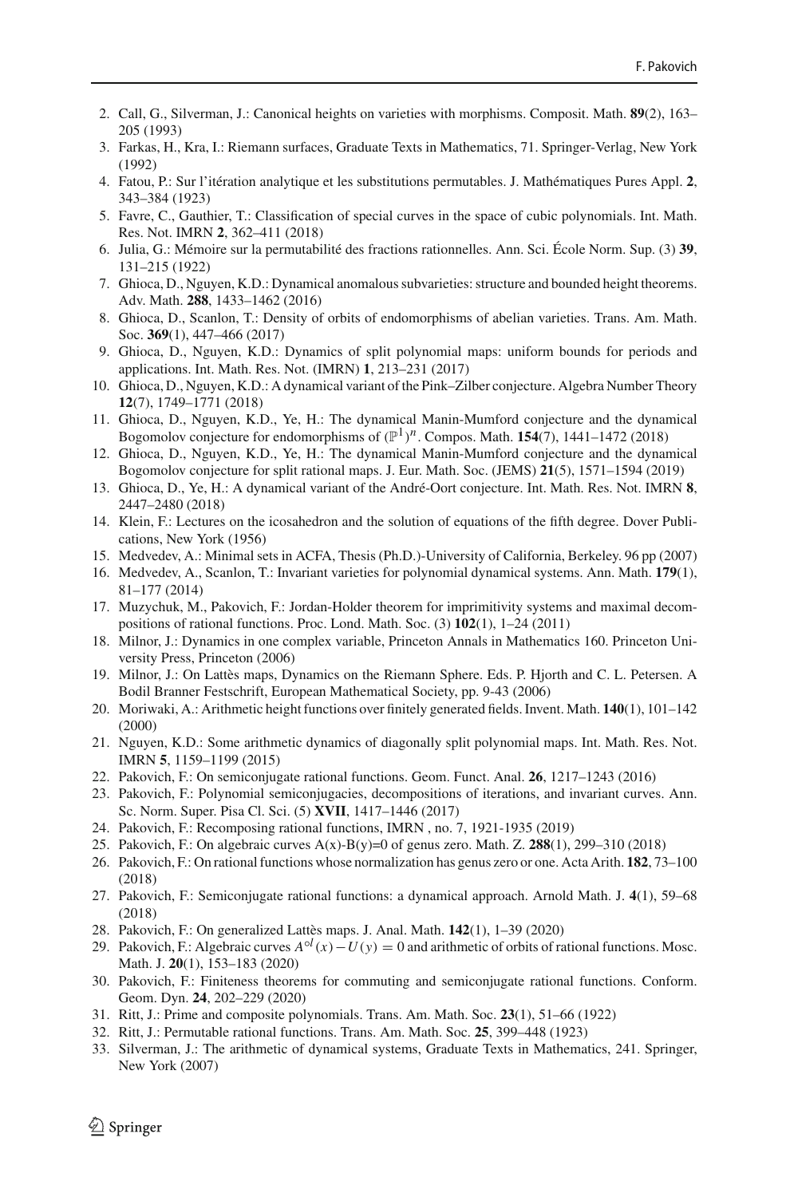2. Call, G., Silverman, J.: Canonical heights on varieties with morphisms. Composit. Math. **89**(2), 163–205 (1993)
3. Farkas, H., Kra, I.: Riemann surfaces, Graduate Texts in Mathematics, 71. Springer-Verlag, New York (1992)
4. Fatou, P.: Sur l'itération analytique et les substitutions permutables. J. Mathématiques Pures Appl. **2**, 343–384 (1923)
5. Favre, C., Gauthier, T.: Classification of special curves in the space of cubic polynomials. Int. Math. Res. Not. IMRN **2**, 362–411 (2018)
6. Julia, G.: Mémoire sur la permutabilité des fractions rationnelles. Ann. Sci. École Norm. Sup. (3) **39**, 131–215 (1922)
7. Ghioca, D., Nguyen, K.D.: Dynamical anomalous subvarieties: structure and bounded height theorems. Adv. Math. **288**, 1433–1462 (2016)
8. Ghioca, D., Scanlon, T.: Density of orbits of endomorphisms of abelian varieties. Trans. Am. Math. Soc. **369**(1), 447–466 (2017)
9. Ghioca, D., Nguyen, K.D.: Dynamics of split polynomial maps: uniform bounds for periods and applications. Int. Math. Res. Not. (IMRN) **1**, 213–231 (2017)
10. Ghioca, D., Nguyen, K.D.: A dynamical variant of the Pink–Zilber conjecture. Algebra Number Theory **12**(7), 1749–1771 (2018)
11. Ghioca, D., Nguyen, K.D., Ye, H.: The dynamical Manin-Mumford conjecture and the dynamical Bogomolov conjecture for endomorphisms of $(\mathbb{P}^1)^n$. Compos. Math. **154**(7), 1441–1472 (2018)
12. Ghioca, D., Nguyen, K.D., Ye, H.: The dynamical Manin-Mumford conjecture and the dynamical Bogomolov conjecture for split rational maps. J. Eur. Math. Soc. (JEMS) **21**(5), 1571–1594 (2019)
13. Ghioca, D., Ye, H.: A dynamical variant of the André-Oort conjecture. Int. Math. Res. Not. IMRN **8**, 2447–2480 (2018)
14. Klein, F.: Lectures on the icosahedron and the solution of equations of the fifth degree. Dover Publications, New York (1956)
15. Medvedev, A.: Minimal sets in ACFA, Thesis (Ph.D.)-University of California, Berkeley. 96 pp (2007)
16. Medvedev, A., Scanlon, T.: Invariant varieties for polynomial dynamical systems. Ann. Math. **179**(1), 81–177 (2014)
17. Muzychuk, M., Pakovich, F.: Jordan-Holder theorem for imprimitivity systems and maximal decompositions of rational functions. Proc. Lond. Math. Soc. (3) **102**(1), 1–24 (2011)
18. Milnor, J.: Dynamics in one complex variable, Princeton Annals in Mathematics 160. Princeton University Press, Princeton (2006)
19. Milnor, J.: On Lattès maps, Dynamics on the Riemann Sphere. Eds. P. Hjorth and C. L. Petersen. A Bodil Branner Festschrift, European Mathematical Society, pp. 9-43 (2006)
20. Moriwaki, A.: Arithmetic height functions over finitely generated fields. Invent. Math. **140**(1), 101–142 (2000)
21. Nguyen, K.D.: Some arithmetic dynamics of diagonally split polynomial maps. Int. Math. Res. Not. IMRN **5**, 1159–1199 (2015)
22. Pakovich, F.: On semiconjugate rational functions. Geom. Funct. Anal. **26**, 1217–1243 (2016)
23. Pakovich, F.: Polynomial semiconjugacies, decompositions of iterations, and invariant curves. Ann. Sc. Norm. Super. Pisa Cl. Sci. (5) **XVII**, 1417–1446 (2017)
24. Pakovich, F.: Recomposing rational functions, IMRN , no. 7, 1921-1935 (2019)
25. Pakovich, F.: On algebraic curves A(x)-B(y)=0 of genus zero. Math. Z. **288**(1), 299–310 (2018)
26. Pakovich, F.: On rational functions whose normalization has genus zero or one. Acta Arith. **182**, 73–100 (2018)
27. Pakovich, F.: Semiconjugate rational functions: a dynamical approach. Arnold Math. J. **4**(1), 59–68 (2018)
28. Pakovich, F.: On generalized Lattès maps. J. Anal. Math. **142**(1), 1–39 (2020)
29. Pakovich, F.: Algebraic curves $A^{\circ l}(x) - U(y) = 0$ and arithmetic of orbits of rational functions. Mosc. Math. J. **20**(1), 153–183 (2020)
30. Pakovich, F.: Finiteness theorems for commuting and semiconjugate rational functions. Conform. Geom. Dyn. **24**, 202–229 (2020)
31. Ritt, J.: Prime and composite polynomials. Trans. Am. Math. Soc. **23**(1), 51–66 (1922)
32. Ritt, J.: Permutable rational functions. Trans. Am. Math. Soc. **25**, 399–448 (1923)
33. Silverman, J.: The arithmetic of dynamical systems, Graduate Texts in Mathematics, 241. Springer, New York (2007)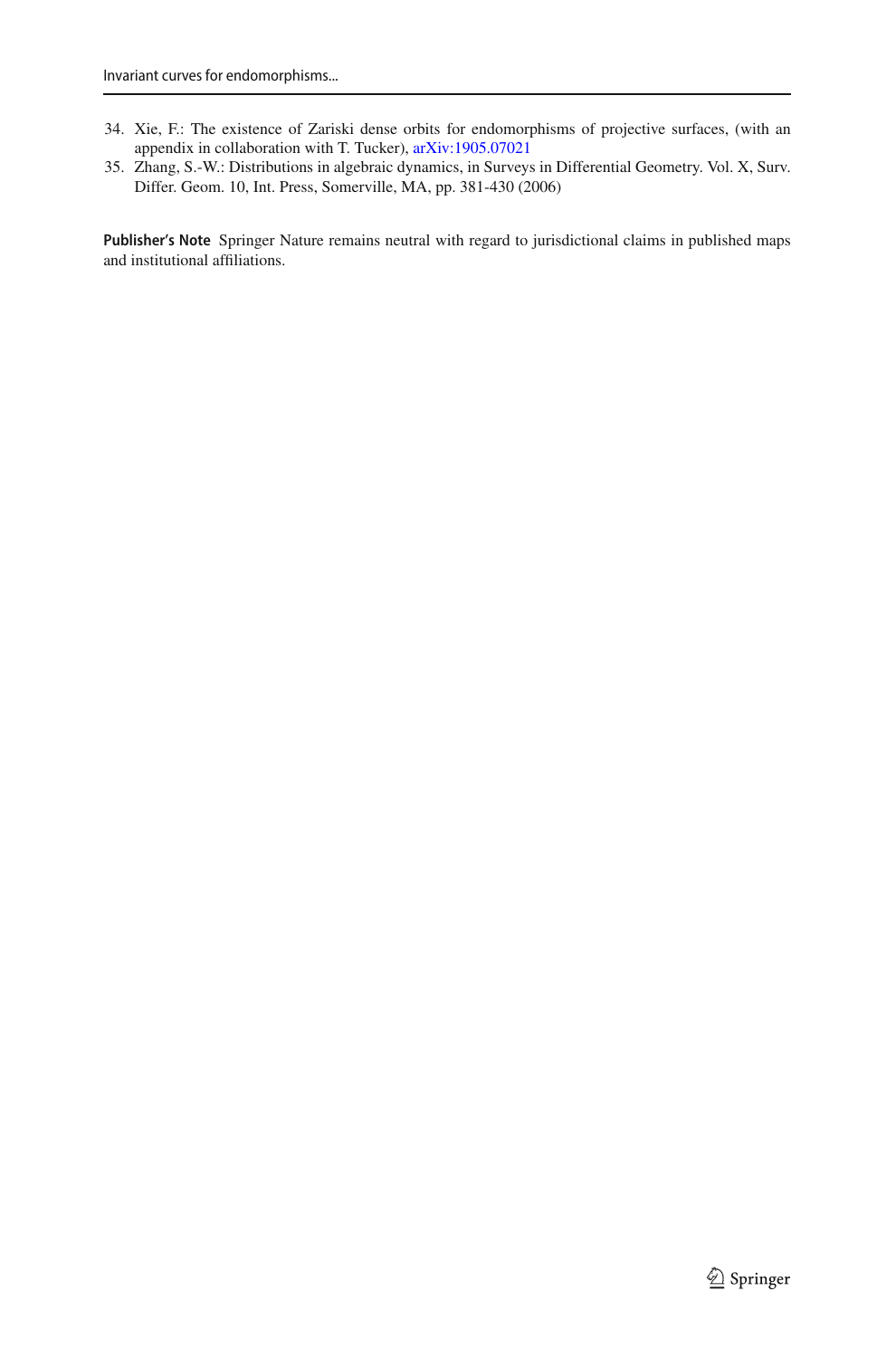34. Xie, F.: The existence of Zariski dense orbits for endomorphisms of projective surfaces, (with an appendix in collaboration with T. Tucker), arXiv:1905.07021
35. Zhang, S.-W.: Distributions in algebraic dynamics, in Surveys in Differential Geometry. Vol. X, Surv. Differ. Geom. 10, Int. Press, Somerville, MA, pp. 381-430 (2006)

**Publisher's Note** Springer Nature remains neutral with regard to jurisdictional claims in published maps and institutional affiliations.